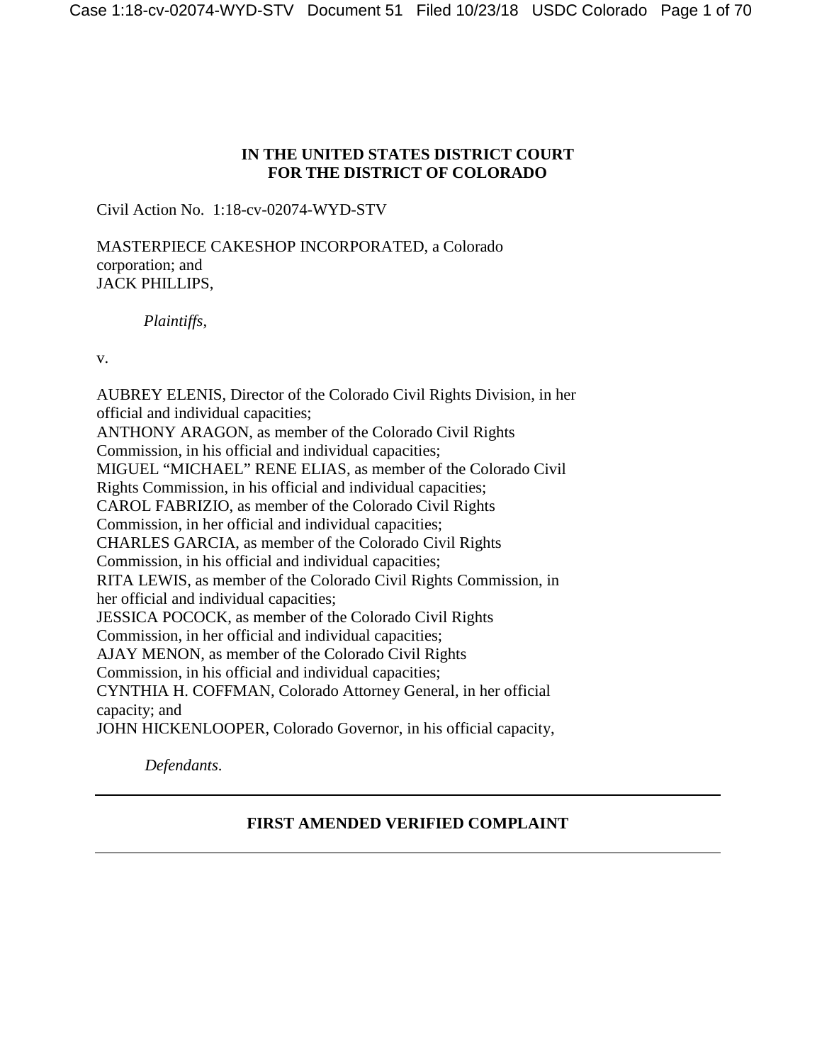**IN THE UNITED STATES DISTRICT COURT**
**FOR THE DISTRICT OF COLORADO**

Civil Action No. 1:18-cv-02074-WYD-STV

MASTERPIECE CAKESHOP INCORPORATED, a Colorado corporation; and
JACK PHILLIPS,

*Plaintiffs*,

v.

AUBREY ELENIS, Director of the Colorado Civil Rights Division, in her official and individual capacities;
ANTHONY ARAGON, as member of the Colorado Civil Rights Commission, in his official and individual capacities;
MIGUEL "MICHAEL" RENE ELIAS, as member of the Colorado Civil Rights Commission, in his official and individual capacities;
CAROL FABRIZIO, as member of the Colorado Civil Rights Commission, in her official and individual capacities;
CHARLES GARCIA, as member of the Colorado Civil Rights Commission, in his official and individual capacities;
RITA LEWIS, as member of the Colorado Civil Rights Commission, in her official and individual capacities;
JESSICA POCOCK, as member of the Colorado Civil Rights Commission, in her official and individual capacities;
AJAY MENON, as member of the Colorado Civil Rights Commission, in his official and individual capacities;
CYNTHIA H. COFFMAN, Colorado Attorney General, in her official capacity; and
JOHN HICKENLOOPER, Colorado Governor, in his official capacity,

*Defendants*.

---

**FIRST AMENDED VERIFIED COMPLAINT**

---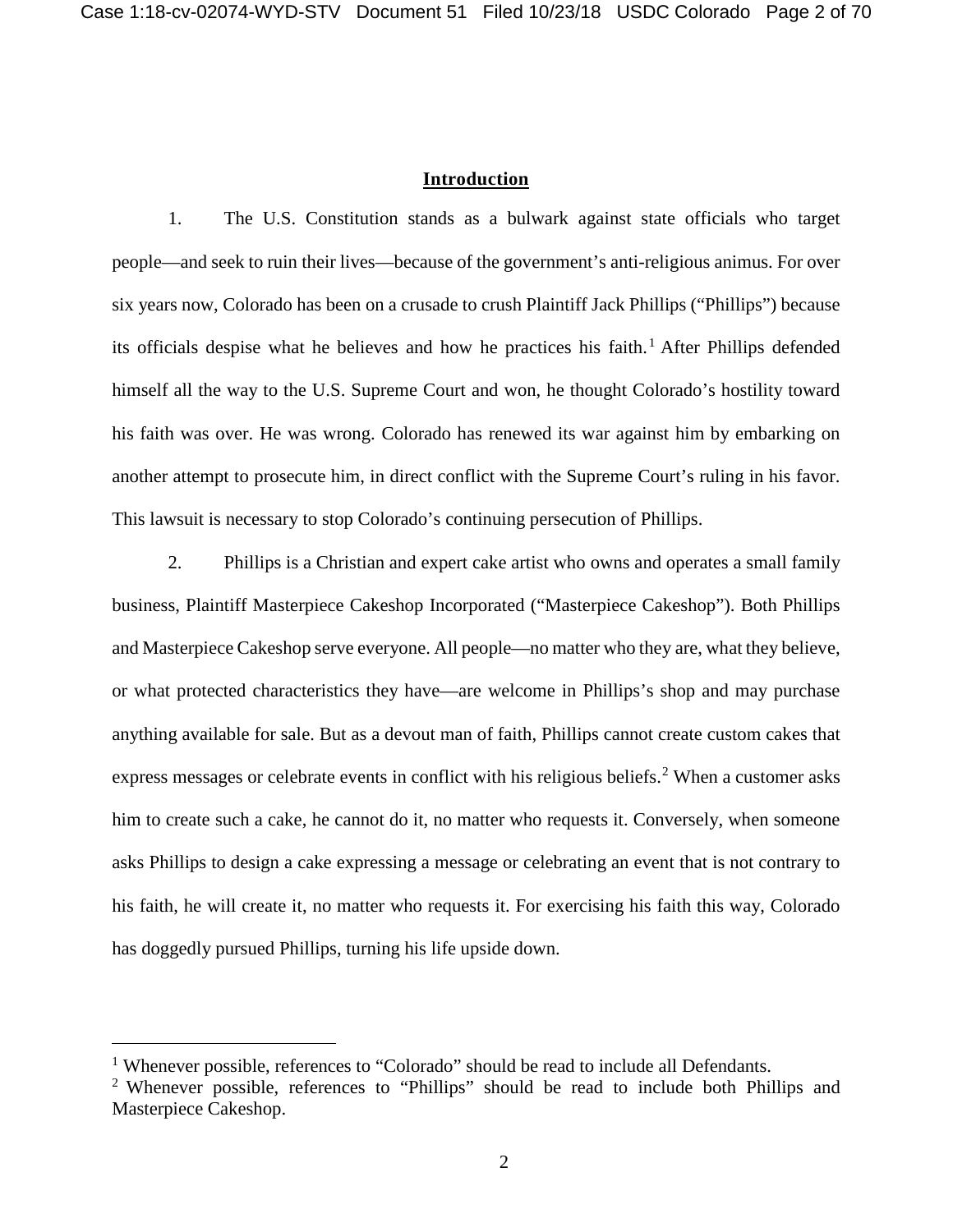## Introduction

1. The U.S. Constitution stands as a bulwark against state officials who target people—and seek to ruin their lives—because of the government's anti-religious animus. For over six years now, Colorado has been on a crusade to crush Plaintiff Jack Phillips ("Phillips") because its officials despise what he believes and how he practices his faith.[1] After Phillips defended himself all the way to the U.S. Supreme Court and won, he thought Colorado's hostility toward his faith was over. He was wrong. Colorado has renewed its war against him by embarking on another attempt to prosecute him, in direct conflict with the Supreme Court's ruling in his favor. This lawsuit is necessary to stop Colorado's continuing persecution of Phillips.

2. Phillips is a Christian and expert cake artist who owns and operates a small family business, Plaintiff Masterpiece Cakeshop Incorporated ("Masterpiece Cakeshop"). Both Phillips and Masterpiece Cakeshop serve everyone. All people—no matter who they are, what they believe, or what protected characteristics they have—are welcome in Phillips's shop and may purchase anything available for sale. But as a devout man of faith, Phillips cannot create custom cakes that express messages or celebrate events in conflict with his religious beliefs.[2] When a customer asks him to create such a cake, he cannot do it, no matter who requests it. Conversely, when someone asks Phillips to design a cake expressing a message or celebrating an event that is not contrary to his faith, he will create it, no matter who requests it. For exercising his faith this way, Colorado has doggedly pursued Phillips, turning his life upside down.

---

[1] Whenever possible, references to "Colorado" should be read to include all Defendants.

[2] Whenever possible, references to "Phillips" should be read to include both Phillips and Masterpiece Cakeshop.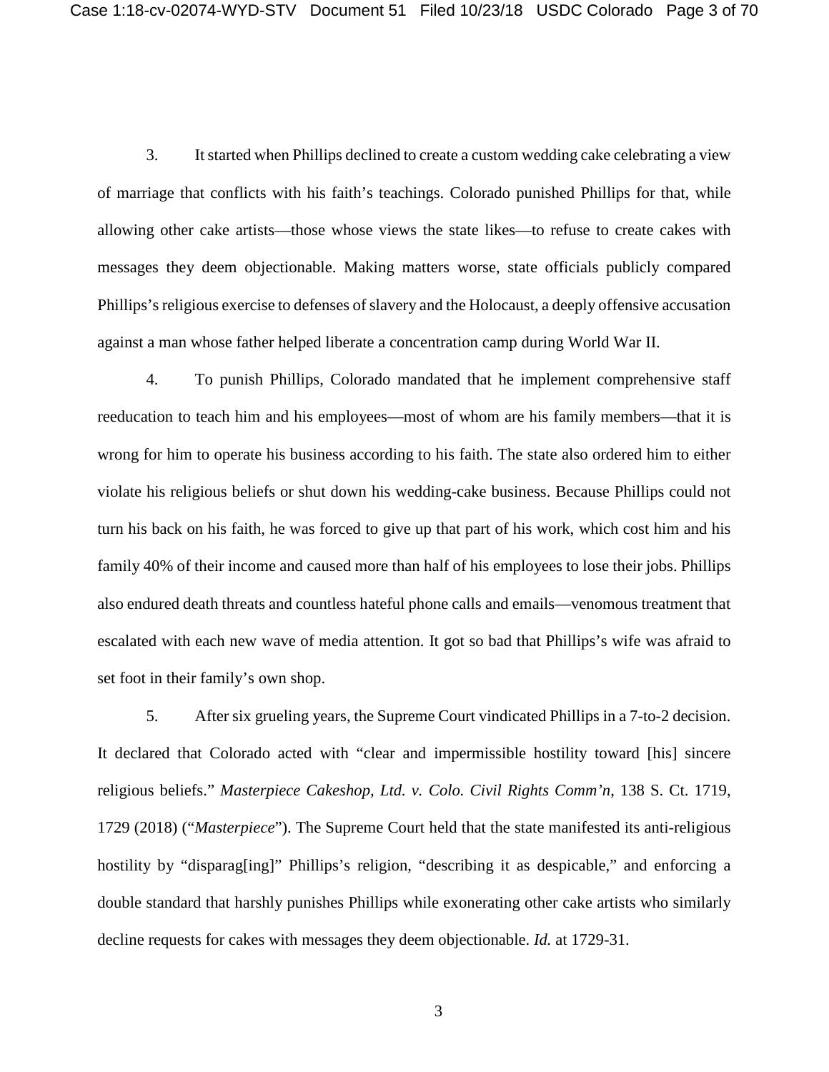3. It started when Phillips declined to create a custom wedding cake celebrating a view of marriage that conflicts with his faith's teachings. Colorado punished Phillips for that, while allowing other cake artists—those whose views the state likes—to refuse to create cakes with messages they deem objectionable. Making matters worse, state officials publicly compared Phillips's religious exercise to defenses of slavery and the Holocaust, a deeply offensive accusation against a man whose father helped liberate a concentration camp during World War II.

4. To punish Phillips, Colorado mandated that he implement comprehensive staff reeducation to teach him and his employees—most of whom are his family members—that it is wrong for him to operate his business according to his faith. The state also ordered him to either violate his religious beliefs or shut down his wedding-cake business. Because Phillips could not turn his back on his faith, he was forced to give up that part of his work, which cost him and his family 40% of their income and caused more than half of his employees to lose their jobs. Phillips also endured death threats and countless hateful phone calls and emails—venomous treatment that escalated with each new wave of media attention. It got so bad that Phillips's wife was afraid to set foot in their family's own shop.

5. After six grueling years, the Supreme Court vindicated Phillips in a 7-to-2 decision. It declared that Colorado acted with "clear and impermissible hostility toward [his] sincere religious beliefs." *Masterpiece Cakeshop, Ltd. v. Colo. Civil Rights Comm'n*, 138 S. Ct. 1719, 1729 (2018) ("*Masterpiece*"). The Supreme Court held that the state manifested its anti-religious hostility by "disparag[ing]" Phillips's religion, "describing it as despicable," and enforcing a double standard that harshly punishes Phillips while exonerating other cake artists who similarly decline requests for cakes with messages they deem objectionable. *Id.* at 1729-31.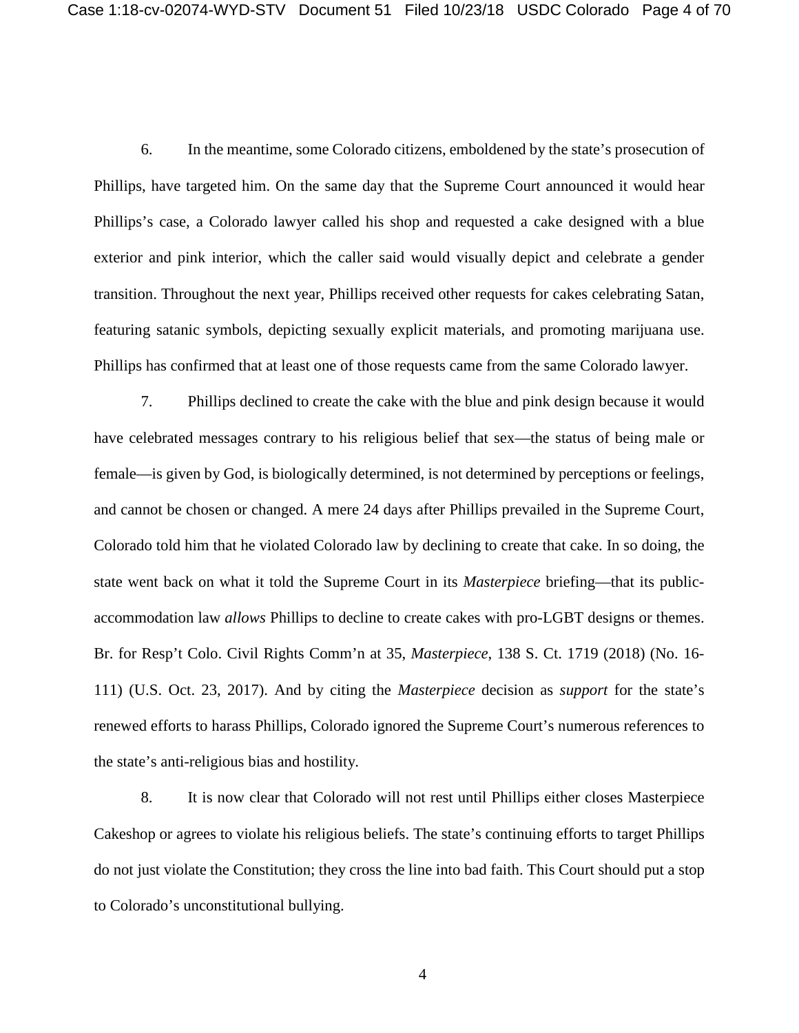6. In the meantime, some Colorado citizens, emboldened by the state's prosecution of Phillips, have targeted him. On the same day that the Supreme Court announced it would hear Phillips's case, a Colorado lawyer called his shop and requested a cake designed with a blue exterior and pink interior, which the caller said would visually depict and celebrate a gender transition. Throughout the next year, Phillips received other requests for cakes celebrating Satan, featuring satanic symbols, depicting sexually explicit materials, and promoting marijuana use. Phillips has confirmed that at least one of those requests came from the same Colorado lawyer.

7. Phillips declined to create the cake with the blue and pink design because it would have celebrated messages contrary to his religious belief that sex—the status of being male or female—is given by God, is biologically determined, is not determined by perceptions or feelings, and cannot be chosen or changed. A mere 24 days after Phillips prevailed in the Supreme Court, Colorado told him that he violated Colorado law by declining to create that cake. In so doing, the state went back on what it told the Supreme Court in its *Masterpiece* briefing—that its public-accommodation law *allows* Phillips to decline to create cakes with pro-LGBT designs or themes. Br. for Resp't Colo. Civil Rights Comm'n at 35, *Masterpiece*, 138 S. Ct. 1719 (2018) (No. 16-111) (U.S. Oct. 23, 2017). And by citing the *Masterpiece* decision as *support* for the state's renewed efforts to harass Phillips, Colorado ignored the Supreme Court's numerous references to the state's anti-religious bias and hostility.

8. It is now clear that Colorado will not rest until Phillips either closes Masterpiece Cakeshop or agrees to violate his religious beliefs. The state's continuing efforts to target Phillips do not just violate the Constitution; they cross the line into bad faith. This Court should put a stop to Colorado's unconstitutional bullying.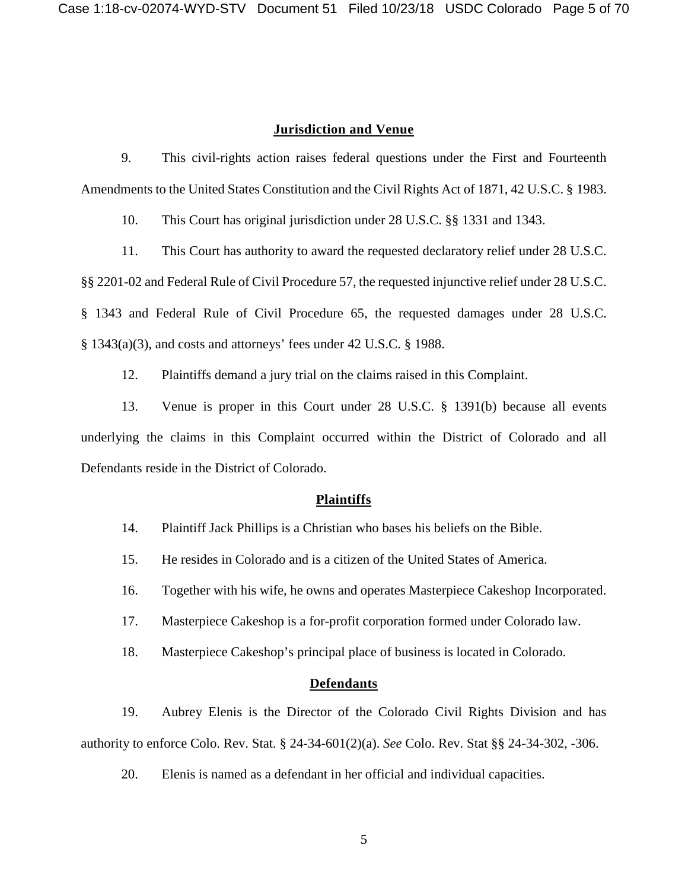## Jurisdiction and Venue

9. This civil-rights action raises federal questions under the First and Fourteenth Amendments to the United States Constitution and the Civil Rights Act of 1871, 42 U.S.C. § 1983.

10. This Court has original jurisdiction under 28 U.S.C. §§ 1331 and 1343.

11. This Court has authority to award the requested declaratory relief under 28 U.S.C. §§ 2201-02 and Federal Rule of Civil Procedure 57, the requested injunctive relief under 28 U.S.C. § 1343 and Federal Rule of Civil Procedure 65, the requested damages under 28 U.S.C. § 1343(a)(3), and costs and attorneys' fees under 42 U.S.C. § 1988.

12. Plaintiffs demand a jury trial on the claims raised in this Complaint.

13. Venue is proper in this Court under 28 U.S.C. § 1391(b) because all events underlying the claims in this Complaint occurred within the District of Colorado and all Defendants reside in the District of Colorado.

## Plaintiffs

14. Plaintiff Jack Phillips is a Christian who bases his beliefs on the Bible.

15. He resides in Colorado and is a citizen of the United States of America.

16. Together with his wife, he owns and operates Masterpiece Cakeshop Incorporated.

17. Masterpiece Cakeshop is a for-profit corporation formed under Colorado law.

18. Masterpiece Cakeshop's principal place of business is located in Colorado.

## Defendants

19. Aubrey Elenis is the Director of the Colorado Civil Rights Division and has authority to enforce Colo. Rev. Stat. § 24-34-601(2)(a). *See* Colo. Rev. Stat §§ 24-34-302, -306.

20. Elenis is named as a defendant in her official and individual capacities.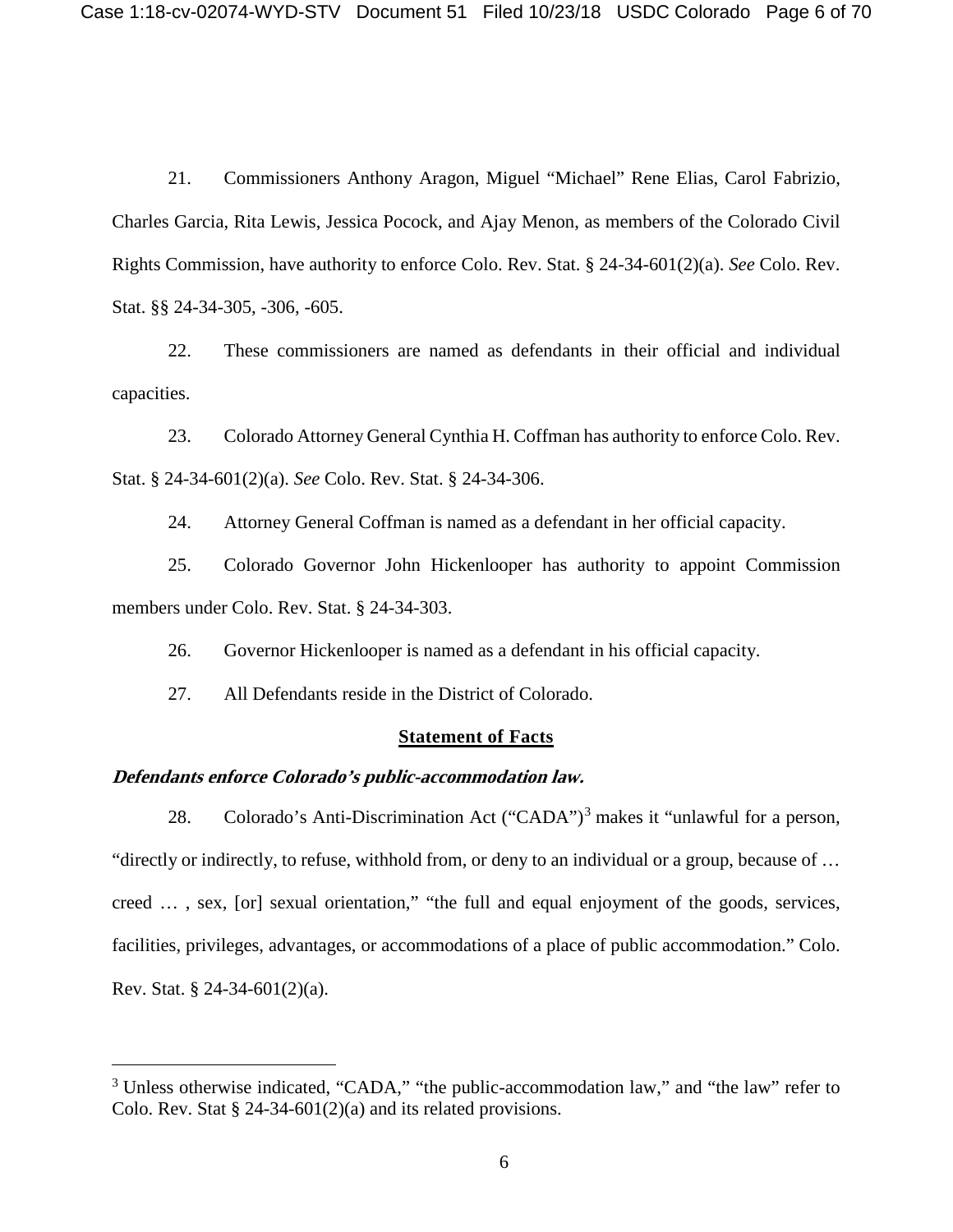21. Commissioners Anthony Aragon, Miguel "Michael" Rene Elias, Carol Fabrizio, Charles Garcia, Rita Lewis, Jessica Pocock, and Ajay Menon, as members of the Colorado Civil Rights Commission, have authority to enforce Colo. Rev. Stat. § 24-34-601(2)(a). *See* Colo. Rev. Stat. §§ 24-34-305, -306, -605.

22. These commissioners are named as defendants in their official and individual capacities.

23. Colorado Attorney General Cynthia H. Coffman has authority to enforce Colo. Rev. Stat. § 24-34-601(2)(a). *See* Colo. Rev. Stat. § 24-34-306.

24. Attorney General Coffman is named as a defendant in her official capacity.

25. Colorado Governor John Hickenlooper has authority to appoint Commission members under Colo. Rev. Stat. § 24-34-303.

26. Governor Hickenlooper is named as a defendant in his official capacity.

27. All Defendants reside in the District of Colorado.

## Statement of Facts

### *Defendants enforce Colorado's public-accommodation law.*

28. Colorado's Anti-Discrimination Act ("CADA")[3] makes it "unlawful for a person, "directly or indirectly, to refuse, withhold from, or deny to an individual or a group, because of … creed … , sex, [or] sexual orientation," "the full and equal enjoyment of the goods, services, facilities, privileges, advantages, or accommodations of a place of public accommodation." Colo. Rev. Stat. § 24-34-601(2)(a).

---

[3] Unless otherwise indicated, "CADA," "the public-accommodation law," and "the law" refer to Colo. Rev. Stat § 24-34-601(2)(a) and its related provisions.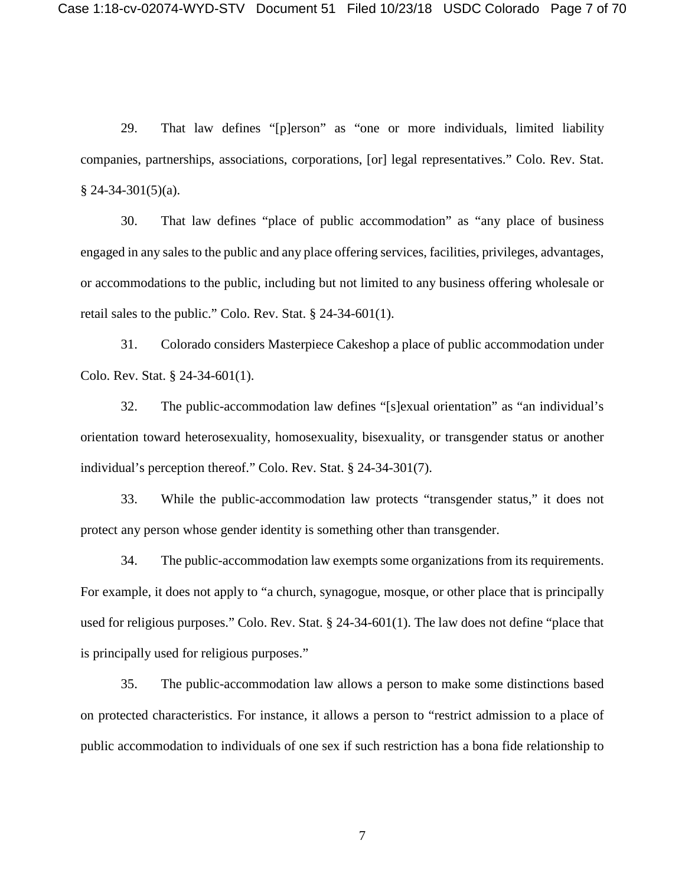29. That law defines "[p]erson" as "one or more individuals, limited liability companies, partnerships, associations, corporations, [or] legal representatives." Colo. Rev. Stat. § 24-34-301(5)(a).

30. That law defines "place of public accommodation" as "any place of business engaged in any sales to the public and any place offering services, facilities, privileges, advantages, or accommodations to the public, including but not limited to any business offering wholesale or retail sales to the public." Colo. Rev. Stat. § 24-34-601(1).

31. Colorado considers Masterpiece Cakeshop a place of public accommodation under Colo. Rev. Stat. § 24-34-601(1).

32. The public-accommodation law defines "[s]exual orientation" as "an individual's orientation toward heterosexuality, homosexuality, bisexuality, or transgender status or another individual's perception thereof." Colo. Rev. Stat. § 24-34-301(7).

33. While the public-accommodation law protects "transgender status," it does not protect any person whose gender identity is something other than transgender.

34. The public-accommodation law exempts some organizations from its requirements. For example, it does not apply to "a church, synagogue, mosque, or other place that is principally used for religious purposes." Colo. Rev. Stat. § 24-34-601(1). The law does not define "place that is principally used for religious purposes."

35. The public-accommodation law allows a person to make some distinctions based on protected characteristics. For instance, it allows a person to "restrict admission to a place of public accommodation to individuals of one sex if such restriction has a bona fide relationship to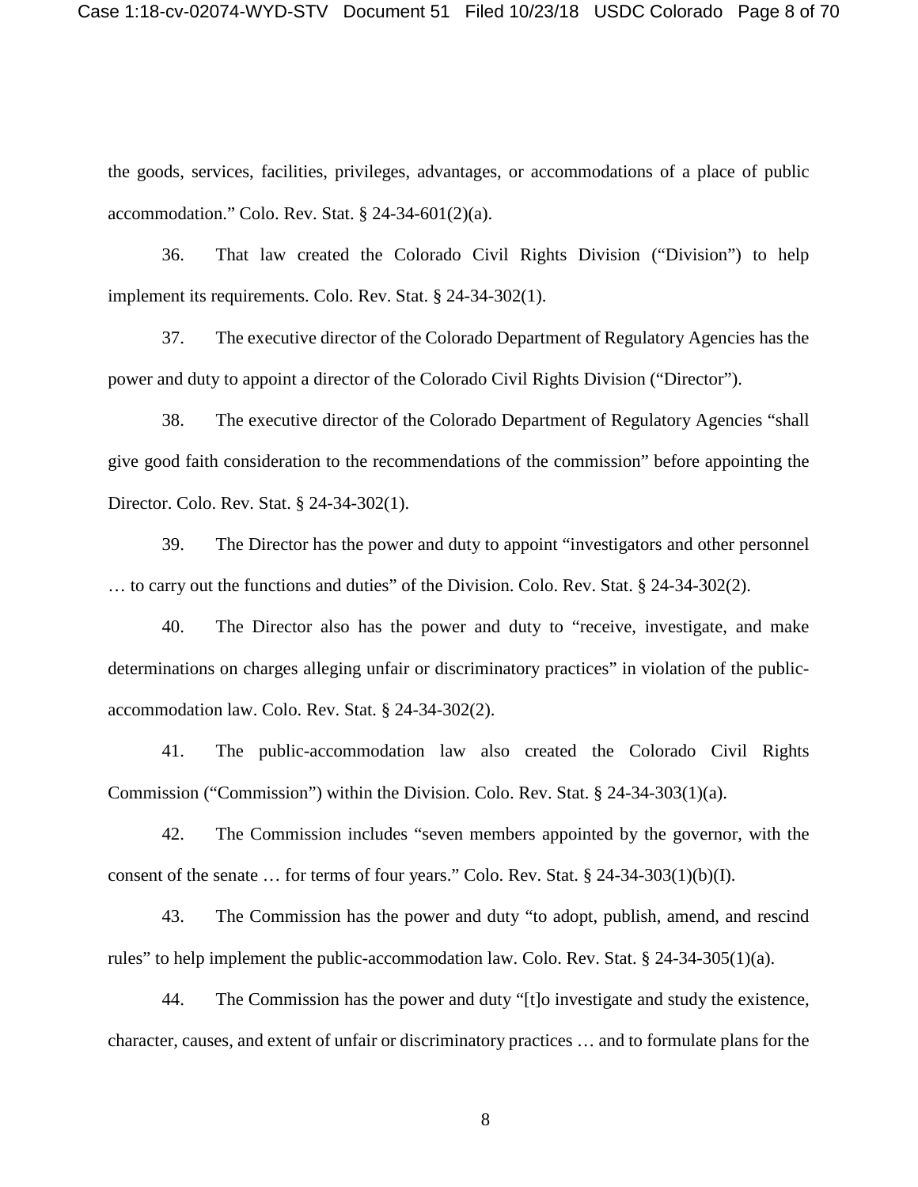the goods, services, facilities, privileges, advantages, or accommodations of a place of public accommodation." Colo. Rev. Stat. § 24-34-601(2)(a).

36. That law created the Colorado Civil Rights Division ("Division") to help implement its requirements. Colo. Rev. Stat. § 24-34-302(1).

37. The executive director of the Colorado Department of Regulatory Agencies has the power and duty to appoint a director of the Colorado Civil Rights Division ("Director").

38. The executive director of the Colorado Department of Regulatory Agencies "shall give good faith consideration to the recommendations of the commission" before appointing the Director. Colo. Rev. Stat. § 24-34-302(1).

39. The Director has the power and duty to appoint "investigators and other personnel … to carry out the functions and duties" of the Division. Colo. Rev. Stat. § 24-34-302(2).

40. The Director also has the power and duty to "receive, investigate, and make determinations on charges alleging unfair or discriminatory practices" in violation of the public-accommodation law. Colo. Rev. Stat. § 24-34-302(2).

41. The public-accommodation law also created the Colorado Civil Rights Commission ("Commission") within the Division. Colo. Rev. Stat. § 24-34-303(1)(a).

42. The Commission includes "seven members appointed by the governor, with the consent of the senate … for terms of four years." Colo. Rev. Stat. § 24-34-303(1)(b)(I).

43. The Commission has the power and duty "to adopt, publish, amend, and rescind rules" to help implement the public-accommodation law. Colo. Rev. Stat. § 24-34-305(1)(a).

44. The Commission has the power and duty "[t]o investigate and study the existence, character, causes, and extent of unfair or discriminatory practices … and to formulate plans for the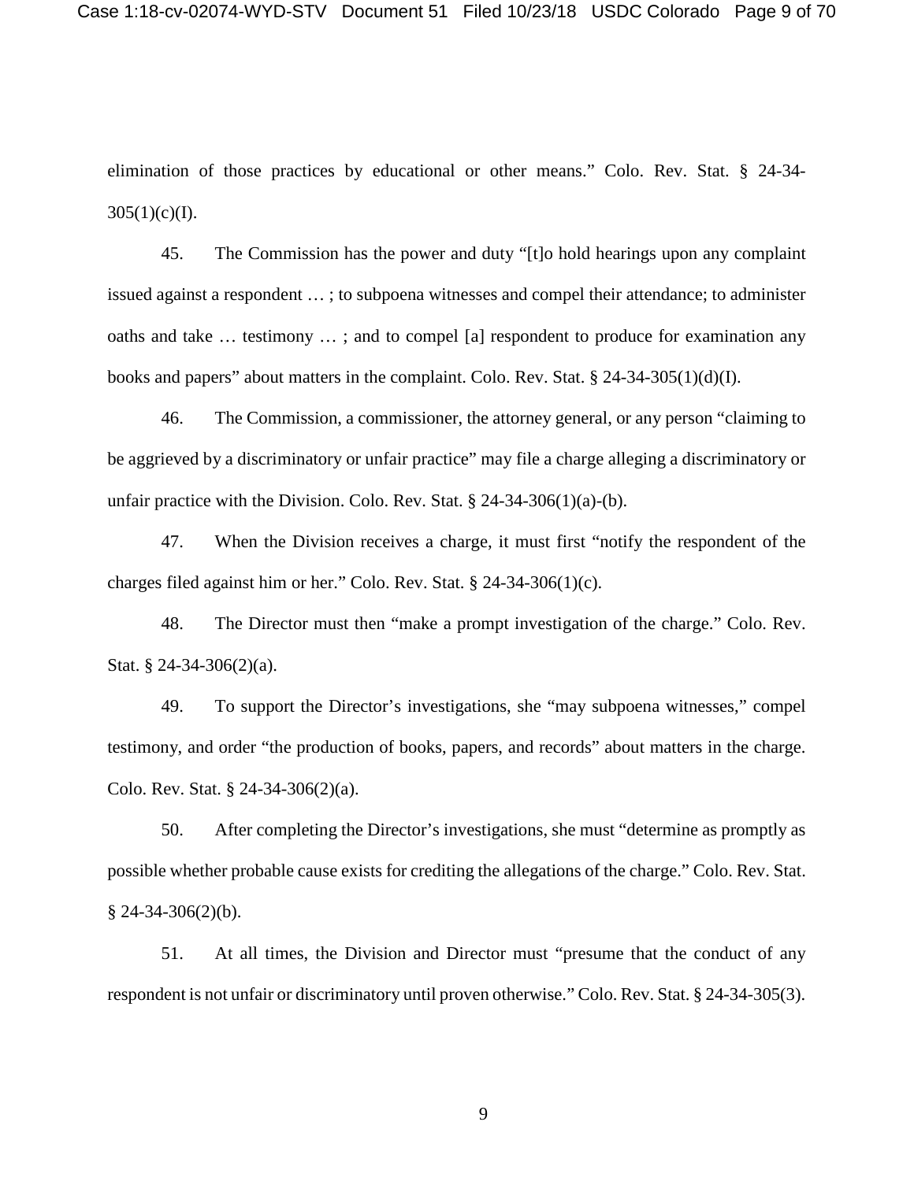elimination of those practices by educational or other means." Colo. Rev. Stat. § 24-34-305(1)(c)(I).

45. The Commission has the power and duty "[t]o hold hearings upon any complaint issued against a respondent … ; to subpoena witnesses and compel their attendance; to administer oaths and take … testimony … ; and to compel [a] respondent to produce for examination any books and papers" about matters in the complaint. Colo. Rev. Stat. § 24-34-305(1)(d)(I).

46. The Commission, a commissioner, the attorney general, or any person "claiming to be aggrieved by a discriminatory or unfair practice" may file a charge alleging a discriminatory or unfair practice with the Division. Colo. Rev. Stat. § 24-34-306(1)(a)-(b).

47. When the Division receives a charge, it must first "notify the respondent of the charges filed against him or her." Colo. Rev. Stat. § 24-34-306(1)(c).

48. The Director must then "make a prompt investigation of the charge." Colo. Rev. Stat. § 24-34-306(2)(a).

49. To support the Director's investigations, she "may subpoena witnesses," compel testimony, and order "the production of books, papers, and records" about matters in the charge. Colo. Rev. Stat. § 24-34-306(2)(a).

50. After completing the Director's investigations, she must "determine as promptly as possible whether probable cause exists for crediting the allegations of the charge." Colo. Rev. Stat. § 24-34-306(2)(b).

51. At all times, the Division and Director must "presume that the conduct of any respondent is not unfair or discriminatory until proven otherwise." Colo. Rev. Stat. § 24-34-305(3).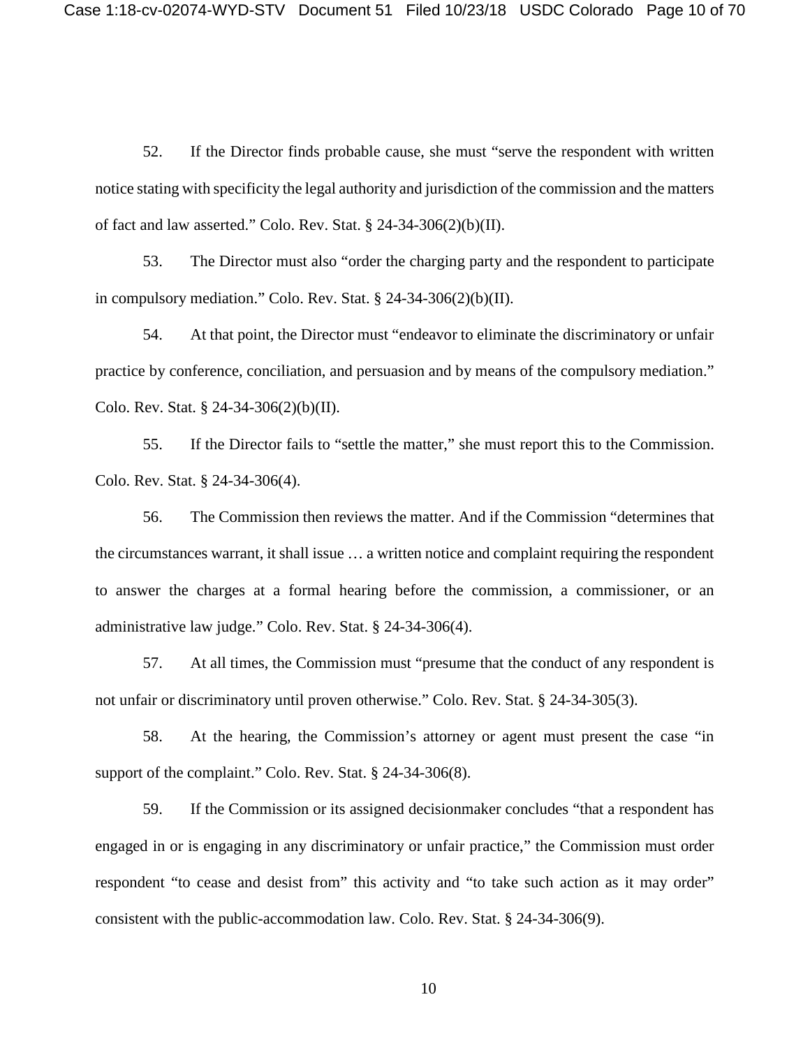52. If the Director finds probable cause, she must "serve the respondent with written notice stating with specificity the legal authority and jurisdiction of the commission and the matters of fact and law asserted." Colo. Rev. Stat. § 24-34-306(2)(b)(II).

53. The Director must also "order the charging party and the respondent to participate in compulsory mediation." Colo. Rev. Stat. § 24-34-306(2)(b)(II).

54. At that point, the Director must "endeavor to eliminate the discriminatory or unfair practice by conference, conciliation, and persuasion and by means of the compulsory mediation." Colo. Rev. Stat. § 24-34-306(2)(b)(II).

55. If the Director fails to "settle the matter," she must report this to the Commission. Colo. Rev. Stat. § 24-34-306(4).

56. The Commission then reviews the matter. And if the Commission "determines that the circumstances warrant, it shall issue … a written notice and complaint requiring the respondent to answer the charges at a formal hearing before the commission, a commissioner, or an administrative law judge." Colo. Rev. Stat. § 24-34-306(4).

57. At all times, the Commission must "presume that the conduct of any respondent is not unfair or discriminatory until proven otherwise." Colo. Rev. Stat. § 24-34-305(3).

58. At the hearing, the Commission's attorney or agent must present the case "in support of the complaint." Colo. Rev. Stat. § 24-34-306(8).

59. If the Commission or its assigned decisionmaker concludes "that a respondent has engaged in or is engaging in any discriminatory or unfair practice," the Commission must order respondent "to cease and desist from" this activity and "to take such action as it may order" consistent with the public-accommodation law. Colo. Rev. Stat. § 24-34-306(9).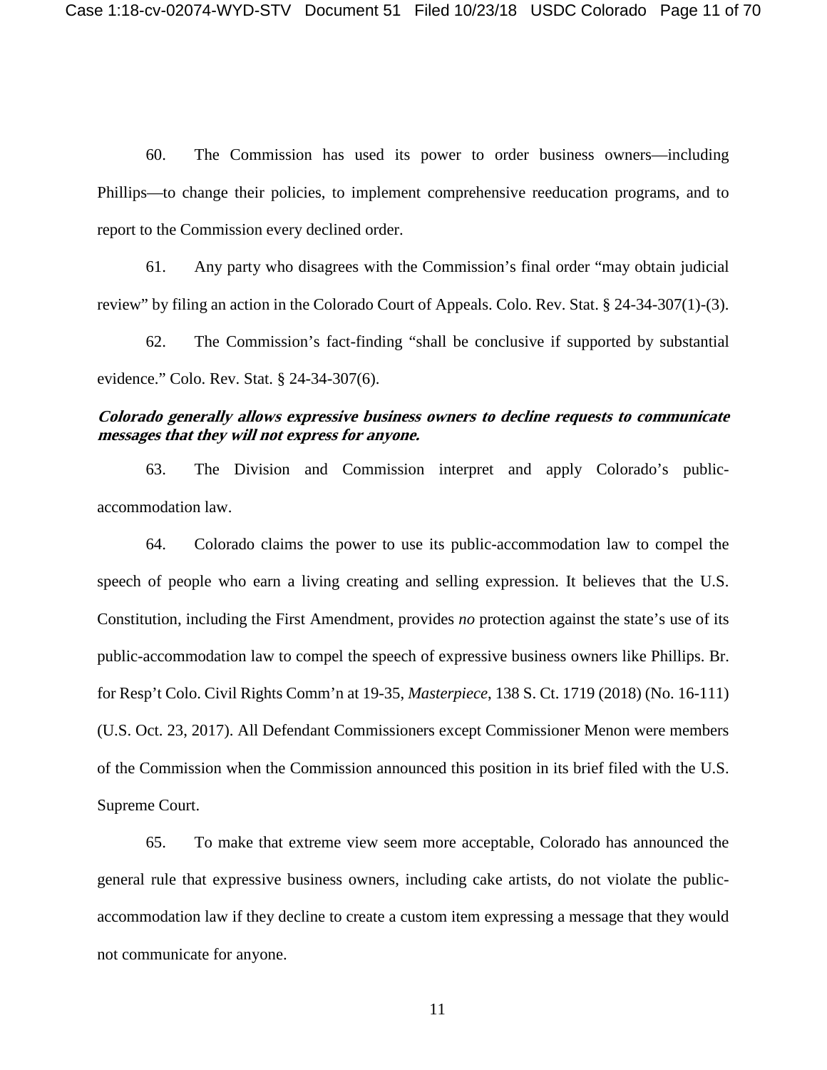60. The Commission has used its power to order business owners—including Phillips—to change their policies, to implement comprehensive reeducation programs, and to report to the Commission every declined order.

61. Any party who disagrees with the Commission's final order "may obtain judicial review" by filing an action in the Colorado Court of Appeals. Colo. Rev. Stat. § 24-34-307(1)-(3).

62. The Commission's fact-finding "shall be conclusive if supported by substantial evidence." Colo. Rev. Stat. § 24-34-307(6).

***Colorado generally allows expressive business owners to decline requests to communicate messages that they will not express for anyone.***

63. The Division and Commission interpret and apply Colorado's public-accommodation law.

64. Colorado claims the power to use its public-accommodation law to compel the speech of people who earn a living creating and selling expression. It believes that the U.S. Constitution, including the First Amendment, provides *no* protection against the state's use of its public-accommodation law to compel the speech of expressive business owners like Phillips. Br. for Resp't Colo. Civil Rights Comm'n at 19-35, *Masterpiece*, 138 S. Ct. 1719 (2018) (No. 16-111) (U.S. Oct. 23, 2017). All Defendant Commissioners except Commissioner Menon were members of the Commission when the Commission announced this position in its brief filed with the U.S. Supreme Court.

65. To make that extreme view seem more acceptable, Colorado has announced the general rule that expressive business owners, including cake artists, do not violate the public-accommodation law if they decline to create a custom item expressing a message that they would not communicate for anyone.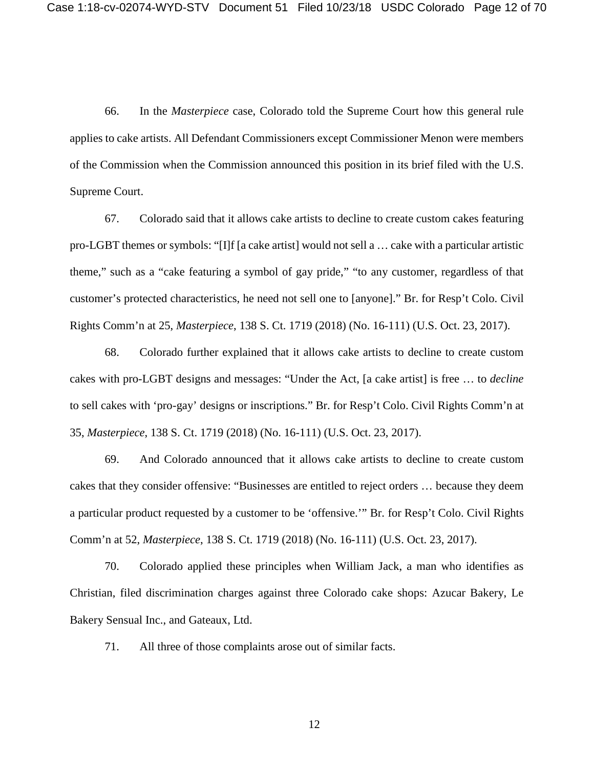66. In the *Masterpiece* case, Colorado told the Supreme Court how this general rule applies to cake artists. All Defendant Commissioners except Commissioner Menon were members of the Commission when the Commission announced this position in its brief filed with the U.S. Supreme Court.

67. Colorado said that it allows cake artists to decline to create custom cakes featuring pro-LGBT themes or symbols: "[I]f [a cake artist] would not sell a … cake with a particular artistic theme," such as a "cake featuring a symbol of gay pride," "to any customer, regardless of that customer's protected characteristics, he need not sell one to [anyone]." Br. for Resp't Colo. Civil Rights Comm'n at 25, *Masterpiece*, 138 S. Ct. 1719 (2018) (No. 16-111) (U.S. Oct. 23, 2017).

68. Colorado further explained that it allows cake artists to decline to create custom cakes with pro-LGBT designs and messages: "Under the Act, [a cake artist] is free … to *decline* to sell cakes with 'pro-gay' designs or inscriptions." Br. for Resp't Colo. Civil Rights Comm'n at 35, *Masterpiece*, 138 S. Ct. 1719 (2018) (No. 16-111) (U.S. Oct. 23, 2017).

69. And Colorado announced that it allows cake artists to decline to create custom cakes that they consider offensive: "Businesses are entitled to reject orders … because they deem a particular product requested by a customer to be 'offensive.'" Br. for Resp't Colo. Civil Rights Comm'n at 52, *Masterpiece*, 138 S. Ct. 1719 (2018) (No. 16-111) (U.S. Oct. 23, 2017).

70. Colorado applied these principles when William Jack, a man who identifies as Christian, filed discrimination charges against three Colorado cake shops: Azucar Bakery, Le Bakery Sensual Inc., and Gateaux, Ltd.

71. All three of those complaints arose out of similar facts.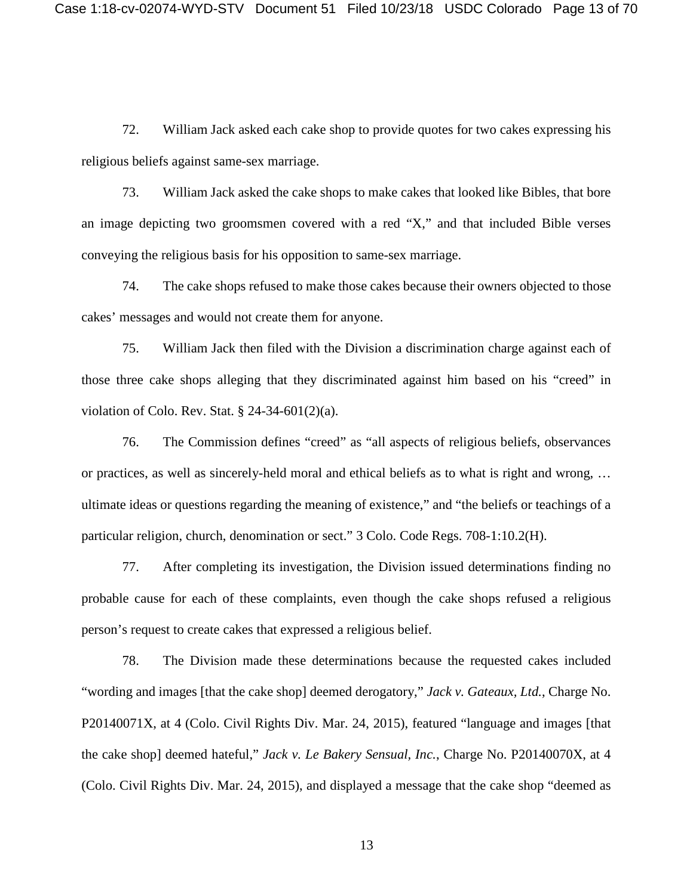72. William Jack asked each cake shop to provide quotes for two cakes expressing his religious beliefs against same-sex marriage.

73. William Jack asked the cake shops to make cakes that looked like Bibles, that bore an image depicting two groomsmen covered with a red "X," and that included Bible verses conveying the religious basis for his opposition to same-sex marriage.

74. The cake shops refused to make those cakes because their owners objected to those cakes' messages and would not create them for anyone.

75. William Jack then filed with the Division a discrimination charge against each of those three cake shops alleging that they discriminated against him based on his "creed" in violation of Colo. Rev. Stat. § 24-34-601(2)(a).

76. The Commission defines "creed" as "all aspects of religious beliefs, observances or practices, as well as sincerely-held moral and ethical beliefs as to what is right and wrong, … ultimate ideas or questions regarding the meaning of existence," and "the beliefs or teachings of a particular religion, church, denomination or sect." 3 Colo. Code Regs. 708-1:10.2(H).

77. After completing its investigation, the Division issued determinations finding no probable cause for each of these complaints, even though the cake shops refused a religious person's request to create cakes that expressed a religious belief.

78. The Division made these determinations because the requested cakes included "wording and images [that the cake shop] deemed derogatory," *Jack v. Gateaux, Ltd.*, Charge No. P20140071X, at 4 (Colo. Civil Rights Div. Mar. 24, 2015), featured "language and images [that the cake shop] deemed hateful," *Jack v. Le Bakery Sensual, Inc.*, Charge No. P20140070X, at 4 (Colo. Civil Rights Div. Mar. 24, 2015), and displayed a message that the cake shop "deemed as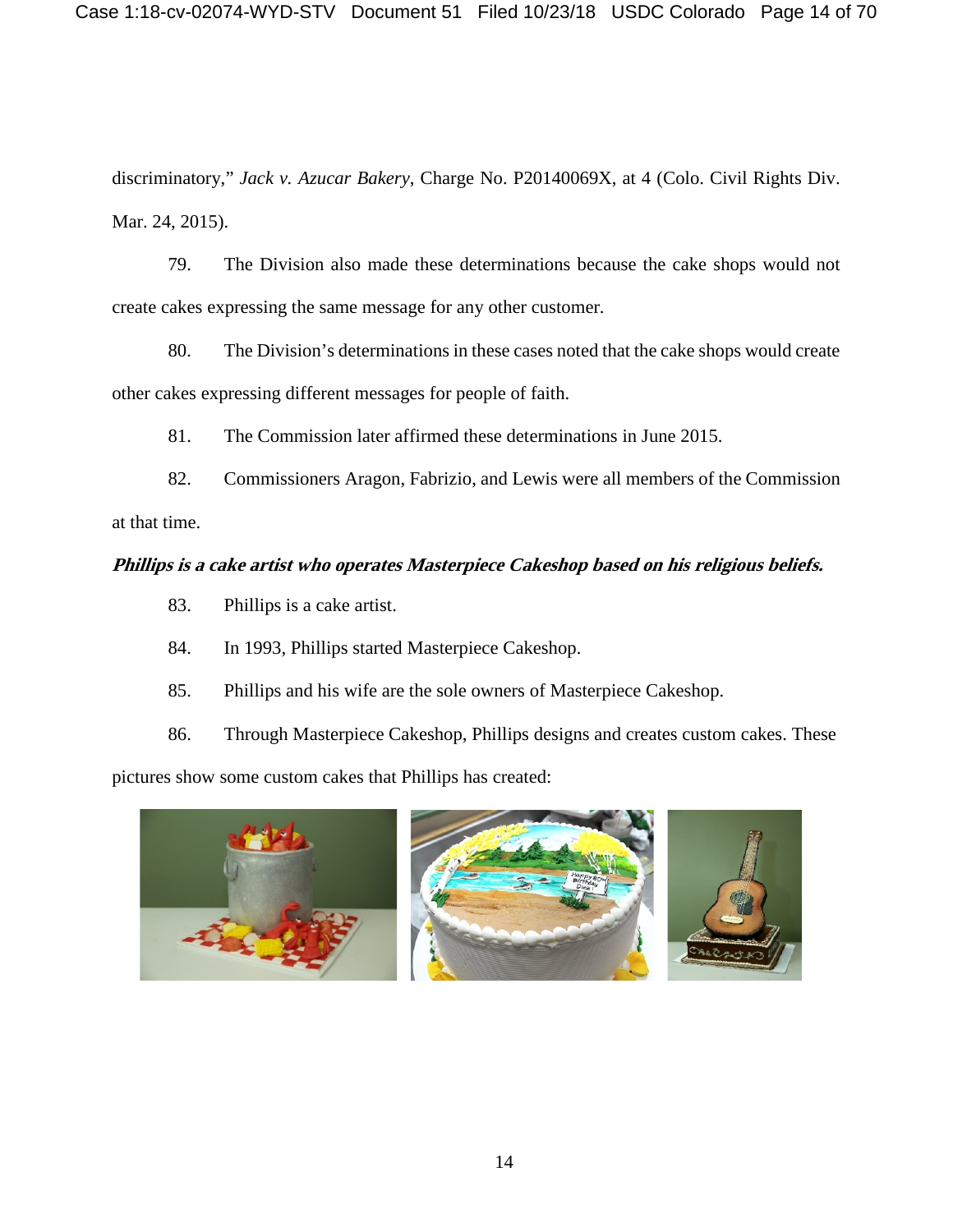discriminatory," *Jack v. Azucar Bakery*, Charge No. P20140069X, at 4 (Colo. Civil Rights Div. Mar. 24, 2015).

79. The Division also made these determinations because the cake shops would not create cakes expressing the same message for any other customer.

80. The Division's determinations in these cases noted that the cake shops would create other cakes expressing different messages for people of faith.

81. The Commission later affirmed these determinations in June 2015.

82. Commissioners Aragon, Fabrizio, and Lewis were all members of the Commission at that time.

***Phillips is a cake artist who operates Masterpiece Cakeshop based on his religious beliefs.***

83. Phillips is a cake artist.

84. In 1993, Phillips started Masterpiece Cakeshop.

85. Phillips and his wife are the sole owners of Masterpiece Cakeshop.

86. Through Masterpiece Cakeshop, Phillips designs and creates custom cakes. These pictures show some custom cakes that Phillips has created: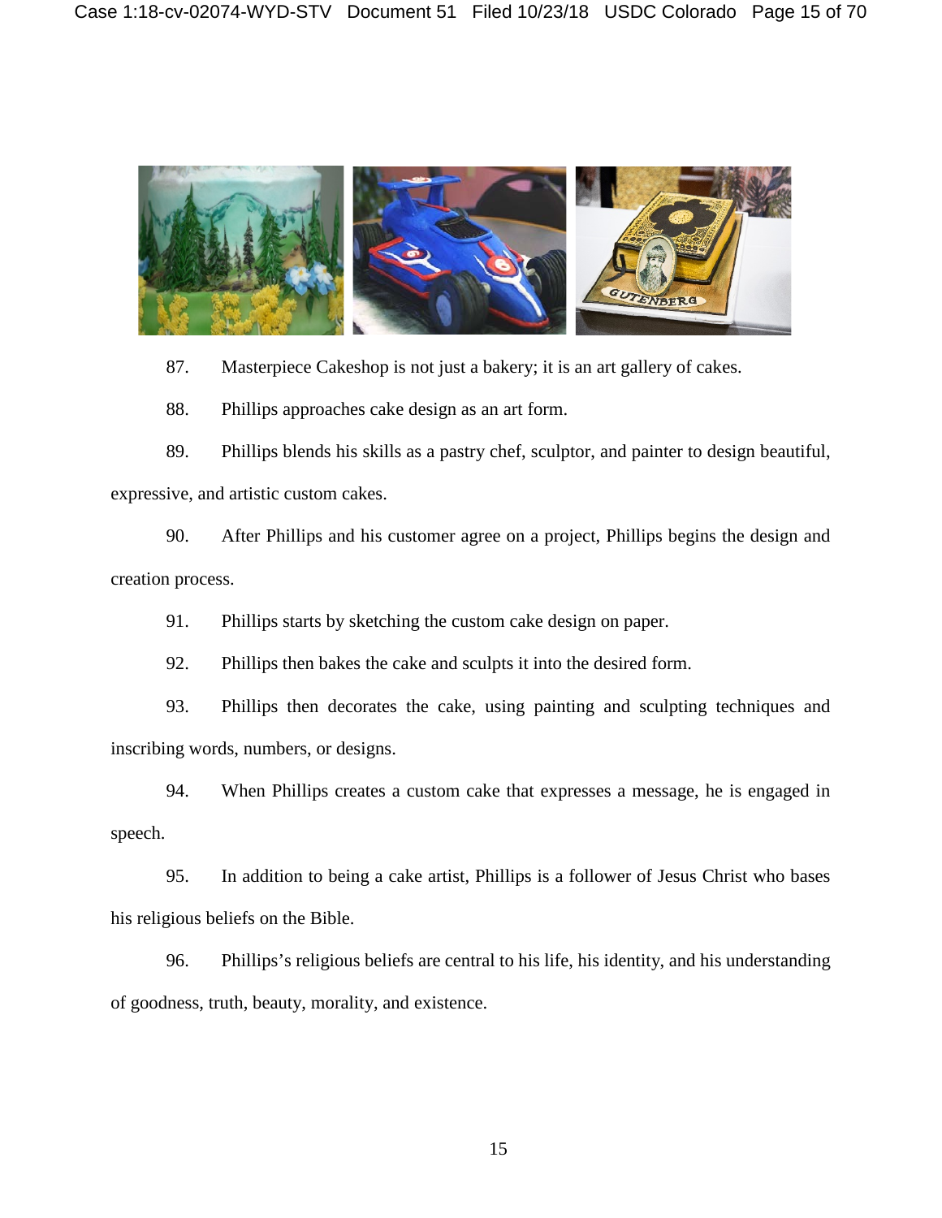87. Masterpiece Cakeshop is not just a bakery; it is an art gallery of cakes.

88. Phillips approaches cake design as an art form.

89. Phillips blends his skills as a pastry chef, sculptor, and painter to design beautiful, expressive, and artistic custom cakes.

90. After Phillips and his customer agree on a project, Phillips begins the design and creation process.

91. Phillips starts by sketching the custom cake design on paper.

92. Phillips then bakes the cake and sculpts it into the desired form.

93. Phillips then decorates the cake, using painting and sculpting techniques and inscribing words, numbers, or designs.

94. When Phillips creates a custom cake that expresses a message, he is engaged in speech.

95. In addition to being a cake artist, Phillips is a follower of Jesus Christ who bases his religious beliefs on the Bible.

96. Phillips's religious beliefs are central to his life, his identity, and his understanding of goodness, truth, beauty, morality, and existence.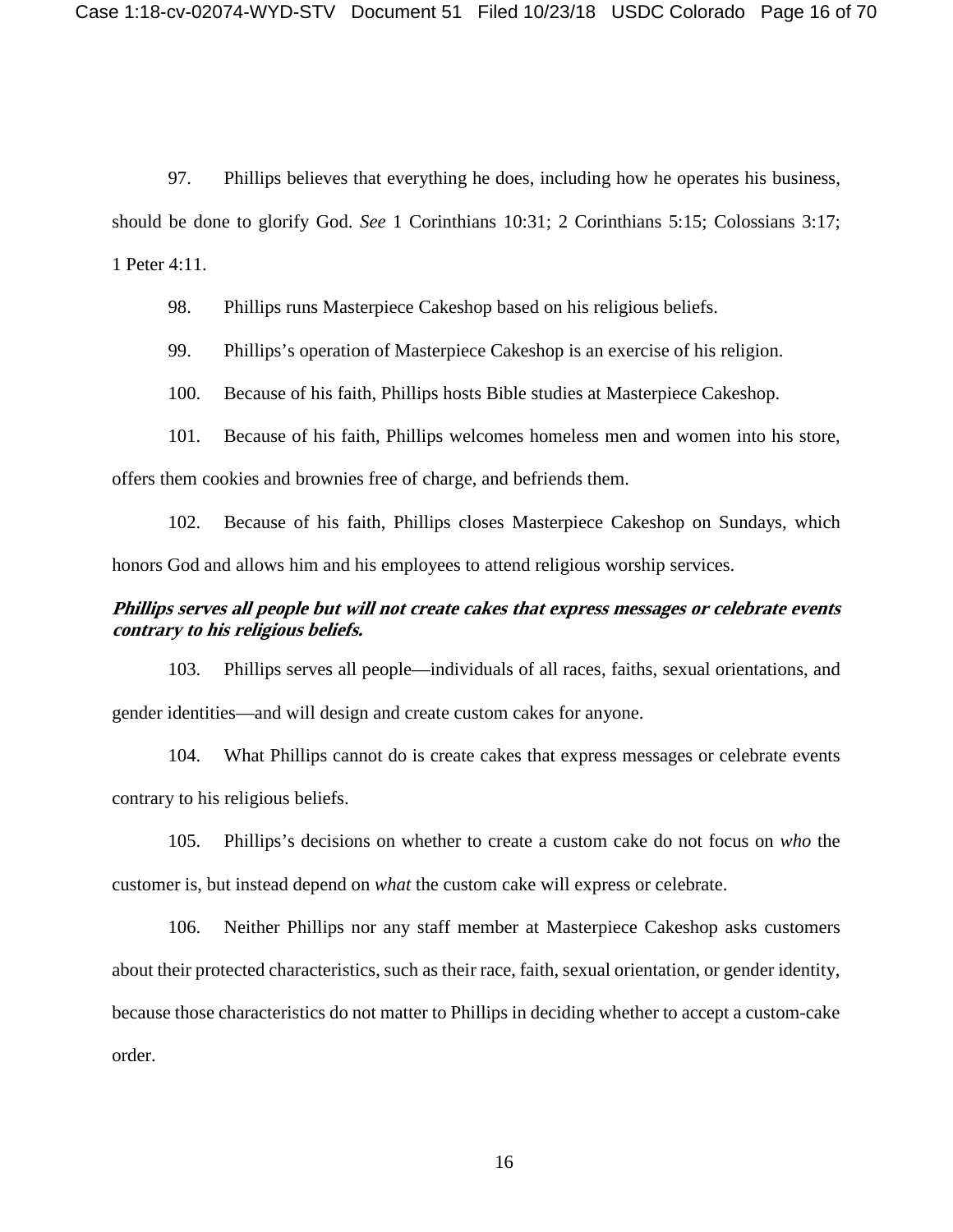97. Phillips believes that everything he does, including how he operates his business, should be done to glorify God. *See* 1 Corinthians 10:31; 2 Corinthians 5:15; Colossians 3:17; 1 Peter 4:11.

98. Phillips runs Masterpiece Cakeshop based on his religious beliefs.

99. Phillips's operation of Masterpiece Cakeshop is an exercise of his religion.

100. Because of his faith, Phillips hosts Bible studies at Masterpiece Cakeshop.

101. Because of his faith, Phillips welcomes homeless men and women into his store, offers them cookies and brownies free of charge, and befriends them.

102. Because of his faith, Phillips closes Masterpiece Cakeshop on Sundays, which honors God and allows him and his employees to attend religious worship services.

***Phillips serves all people but will not create cakes that express messages or celebrate events contrary to his religious beliefs.***

103. Phillips serves all people—individuals of all races, faiths, sexual orientations, and gender identities—and will design and create custom cakes for anyone.

104. What Phillips cannot do is create cakes that express messages or celebrate events contrary to his religious beliefs.

105. Phillips's decisions on whether to create a custom cake do not focus on *who* the customer is, but instead depend on *what* the custom cake will express or celebrate.

106. Neither Phillips nor any staff member at Masterpiece Cakeshop asks customers about their protected characteristics, such as their race, faith, sexual orientation, or gender identity, because those characteristics do not matter to Phillips in deciding whether to accept a custom-cake order.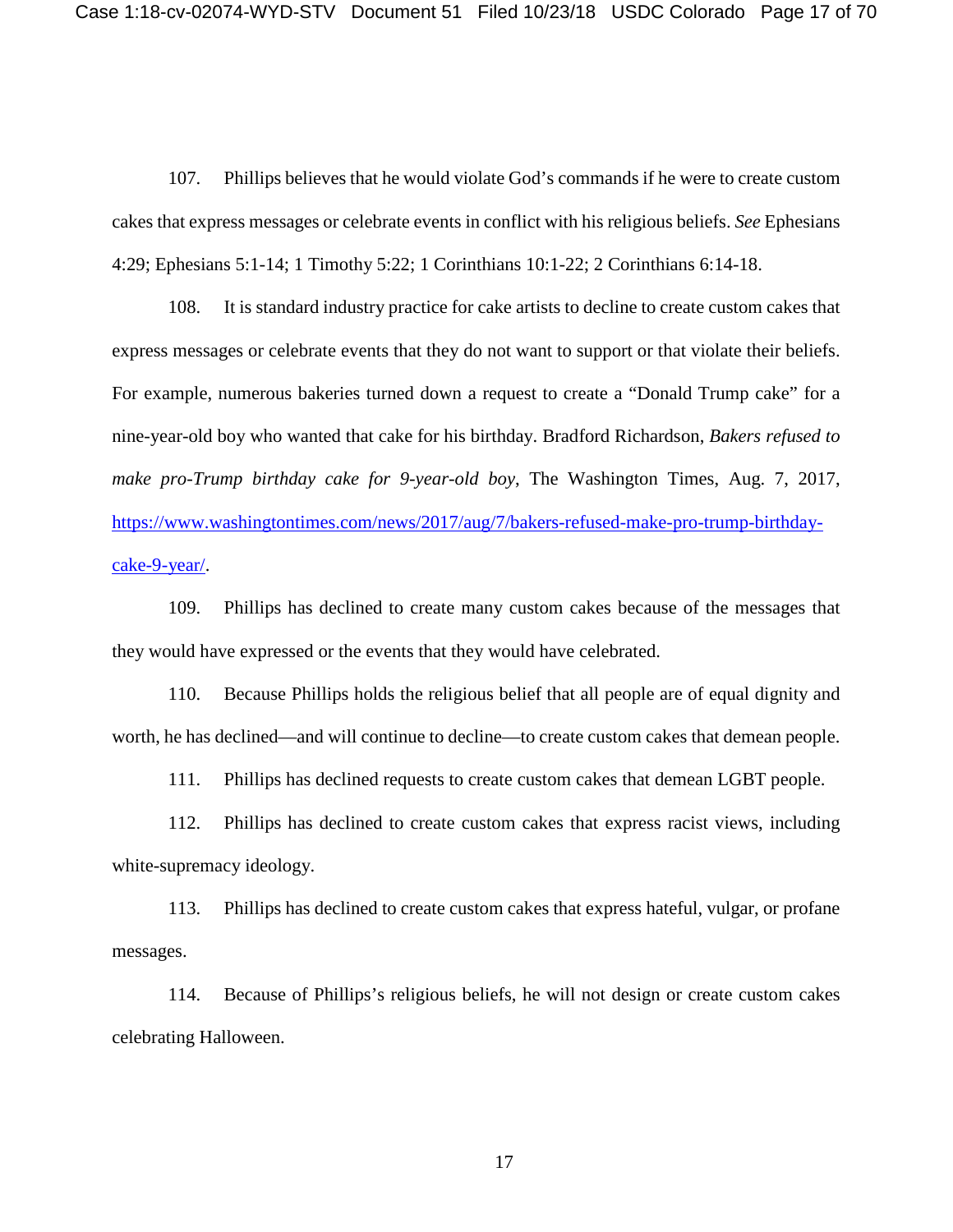107. Phillips believes that he would violate God's commands if he were to create custom cakes that express messages or celebrate events in conflict with his religious beliefs. *See* Ephesians 4:29; Ephesians 5:1-14; 1 Timothy 5:22; 1 Corinthians 10:1-22; 2 Corinthians 6:14-18.

108. It is standard industry practice for cake artists to decline to create custom cakes that express messages or celebrate events that they do not want to support or that violate their beliefs. For example, numerous bakeries turned down a request to create a "Donald Trump cake" for a nine-year-old boy who wanted that cake for his birthday. Bradford Richardson, *Bakers refused to make pro-Trump birthday cake for 9-year-old boy*, The Washington Times, Aug. 7, 2017, [https://www.washingtontimes.com/news/2017/aug/7/bakers-refused-make-pro-trump-birthday-cake-9-year/](https://www.washingtontimes.com/news/2017/aug/7/bakers-refused-make-pro-trump-birthday-cake-9-year/).

109. Phillips has declined to create many custom cakes because of the messages that they would have expressed or the events that they would have celebrated.

110. Because Phillips holds the religious belief that all people are of equal dignity and worth, he has declined—and will continue to decline—to create custom cakes that demean people.

111. Phillips has declined requests to create custom cakes that demean LGBT people.

112. Phillips has declined to create custom cakes that express racist views, including white-supremacy ideology.

113. Phillips has declined to create custom cakes that express hateful, vulgar, or profane messages.

114. Because of Phillips's religious beliefs, he will not design or create custom cakes celebrating Halloween.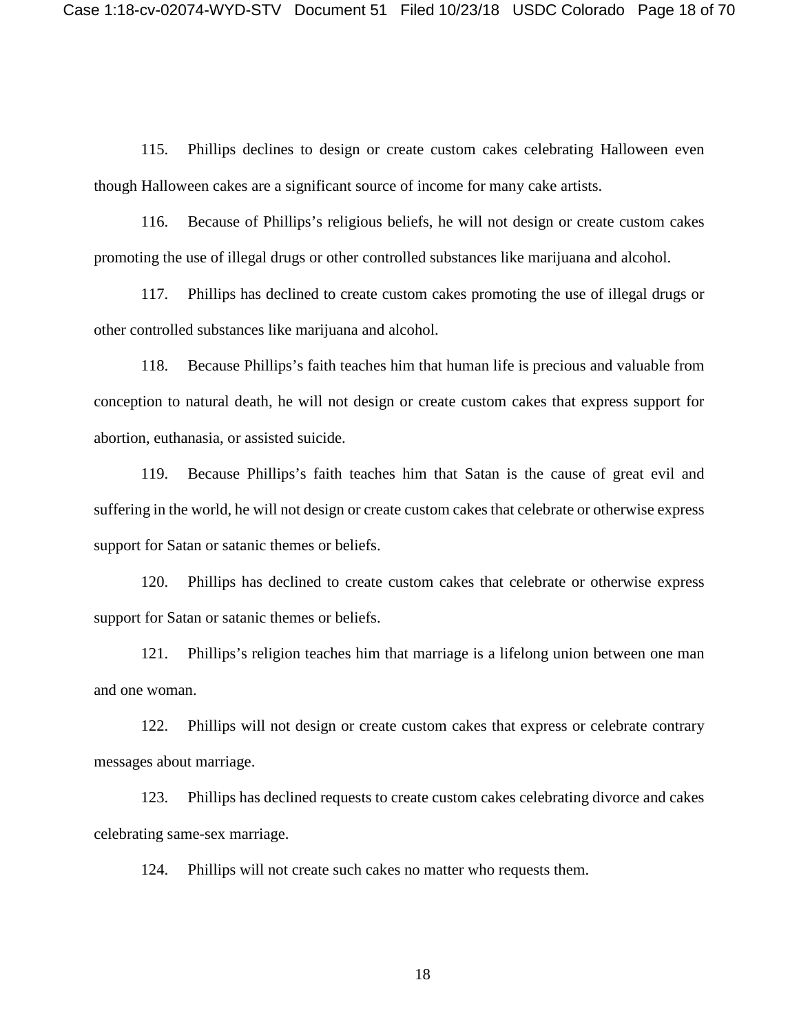115. Phillips declines to design or create custom cakes celebrating Halloween even though Halloween cakes are a significant source of income for many cake artists.

116. Because of Phillips's religious beliefs, he will not design or create custom cakes promoting the use of illegal drugs or other controlled substances like marijuana and alcohol.

117. Phillips has declined to create custom cakes promoting the use of illegal drugs or other controlled substances like marijuana and alcohol.

118. Because Phillips's faith teaches him that human life is precious and valuable from conception to natural death, he will not design or create custom cakes that express support for abortion, euthanasia, or assisted suicide.

119. Because Phillips's faith teaches him that Satan is the cause of great evil and suffering in the world, he will not design or create custom cakes that celebrate or otherwise express support for Satan or satanic themes or beliefs.

120. Phillips has declined to create custom cakes that celebrate or otherwise express support for Satan or satanic themes or beliefs.

121. Phillips's religion teaches him that marriage is a lifelong union between one man and one woman.

122. Phillips will not design or create custom cakes that express or celebrate contrary messages about marriage.

123. Phillips has declined requests to create custom cakes celebrating divorce and cakes celebrating same-sex marriage.

124. Phillips will not create such cakes no matter who requests them.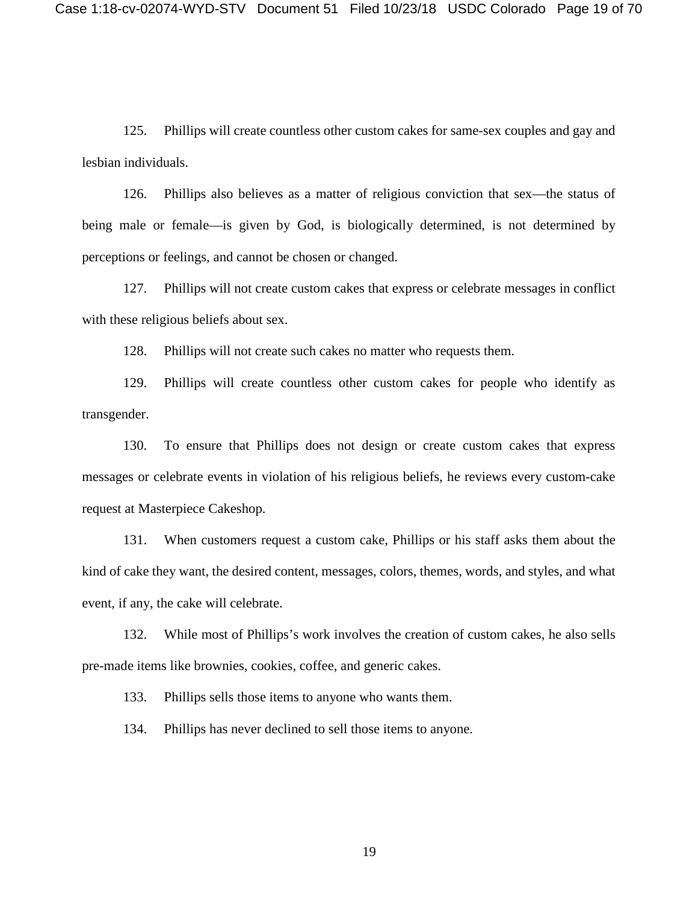125. Phillips will create countless other custom cakes for same-sex couples and gay and lesbian individuals.

126. Phillips also believes as a matter of religious conviction that sex—the status of being male or female—is given by God, is biologically determined, is not determined by perceptions or feelings, and cannot be chosen or changed.

127. Phillips will not create custom cakes that express or celebrate messages in conflict with these religious beliefs about sex.

128. Phillips will not create such cakes no matter who requests them.

129. Phillips will create countless other custom cakes for people who identify as transgender.

130. To ensure that Phillips does not design or create custom cakes that express messages or celebrate events in violation of his religious beliefs, he reviews every custom-cake request at Masterpiece Cakeshop.

131. When customers request a custom cake, Phillips or his staff asks them about the kind of cake they want, the desired content, messages, colors, themes, words, and styles, and what event, if any, the cake will celebrate.

132. While most of Phillips's work involves the creation of custom cakes, he also sells pre-made items like brownies, cookies, coffee, and generic cakes.

133. Phillips sells those items to anyone who wants them.

134. Phillips has never declined to sell those items to anyone.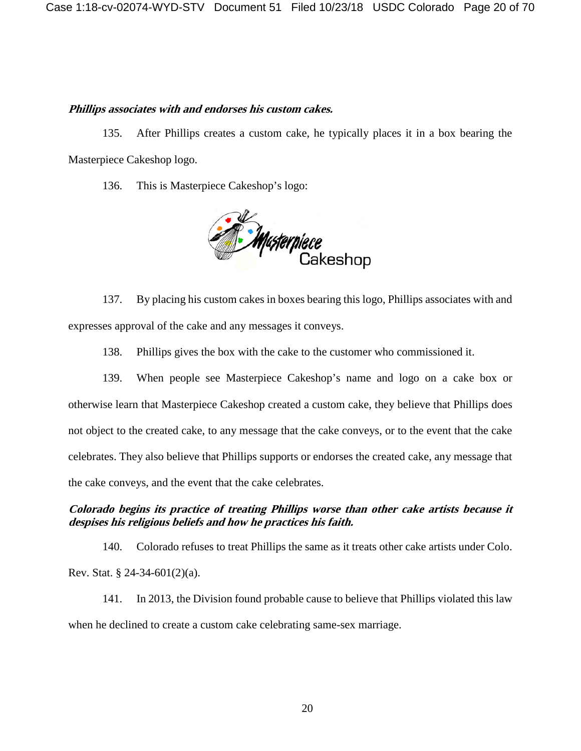***Phillips associates with and endorses his custom cakes.***

135. After Phillips creates a custom cake, he typically places it in a box bearing the Masterpiece Cakeshop logo.

136. This is Masterpiece Cakeshop's logo:

137. By placing his custom cakes in boxes bearing this logo, Phillips associates with and expresses approval of the cake and any messages it conveys.

138. Phillips gives the box with the cake to the customer who commissioned it.

139. When people see Masterpiece Cakeshop's name and logo on a cake box or otherwise learn that Masterpiece Cakeshop created a custom cake, they believe that Phillips does not object to the created cake, to any message that the cake conveys, or to the event that the cake celebrates. They also believe that Phillips supports or endorses the created cake, any message that the cake conveys, and the event that the cake celebrates.

***Colorado begins its practice of treating Phillips worse than other cake artists because it despises his religious beliefs and how he practices his faith.***

140. Colorado refuses to treat Phillips the same as it treats other cake artists under Colo. Rev. Stat. § 24-34-601(2)(a).

141. In 2013, the Division found probable cause to believe that Phillips violated this law when he declined to create a custom cake celebrating same-sex marriage.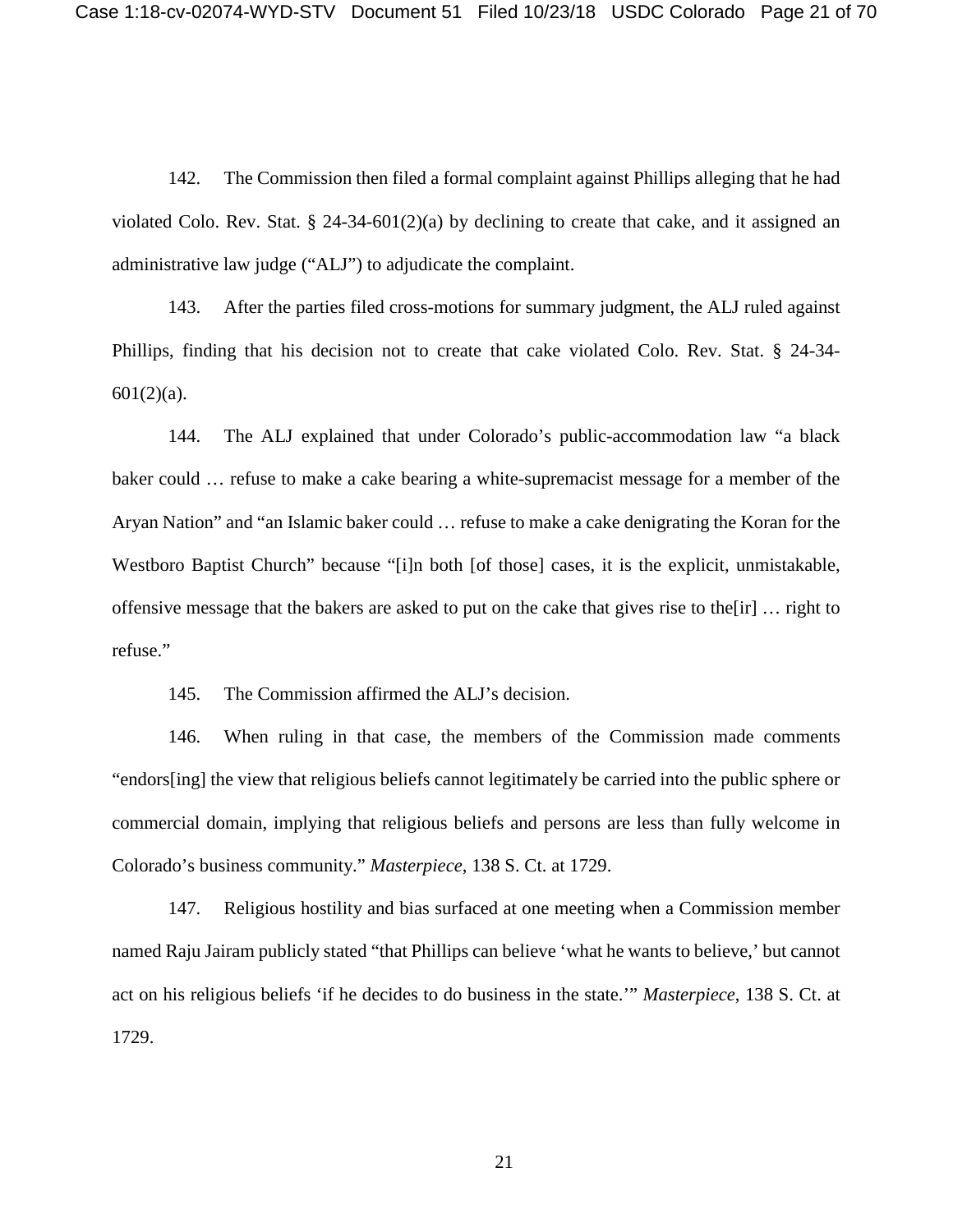142. The Commission then filed a formal complaint against Phillips alleging that he had violated Colo. Rev. Stat. § 24-34-601(2)(a) by declining to create that cake, and it assigned an administrative law judge ("ALJ") to adjudicate the complaint.

143. After the parties filed cross-motions for summary judgment, the ALJ ruled against Phillips, finding that his decision not to create that cake violated Colo. Rev. Stat. § 24-34-601(2)(a).

144. The ALJ explained that under Colorado's public-accommodation law "a black baker could … refuse to make a cake bearing a white-supremacist message for a member of the Aryan Nation" and "an Islamic baker could … refuse to make a cake denigrating the Koran for the Westboro Baptist Church" because "[i]n both [of those] cases, it is the explicit, unmistakable, offensive message that the bakers are asked to put on the cake that gives rise to the[ir] … right to refuse."

145. The Commission affirmed the ALJ's decision.

146. When ruling in that case, the members of the Commission made comments "endors[ing] the view that religious beliefs cannot legitimately be carried into the public sphere or commercial domain, implying that religious beliefs and persons are less than fully welcome in Colorado's business community." *Masterpiece*, 138 S. Ct. at 1729.

147. Religious hostility and bias surfaced at one meeting when a Commission member named Raju Jairam publicly stated "that Phillips can believe 'what he wants to believe,' but cannot act on his religious beliefs 'if he decides to do business in the state.'" *Masterpiece*, 138 S. Ct. at 1729.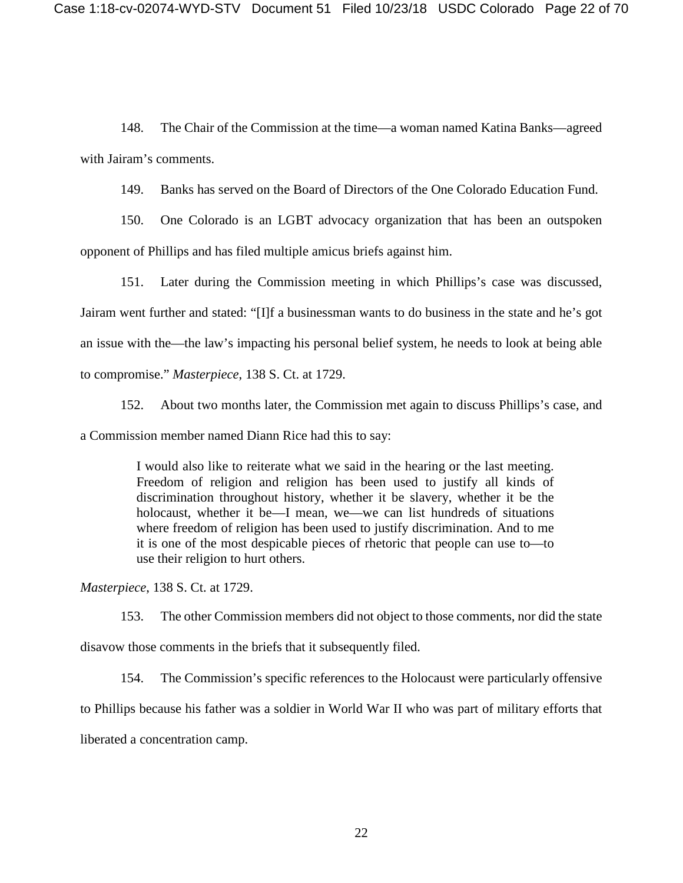148. The Chair of the Commission at the time—a woman named Katina Banks—agreed with Jairam's comments.

149. Banks has served on the Board of Directors of the One Colorado Education Fund.

150. One Colorado is an LGBT advocacy organization that has been an outspoken opponent of Phillips and has filed multiple amicus briefs against him.

151. Later during the Commission meeting in which Phillips's case was discussed, Jairam went further and stated: "[I]f a businessman wants to do business in the state and he's got an issue with the—the law's impacting his personal belief system, he needs to look at being able to compromise." *Masterpiece*, 138 S. Ct. at 1729.

152. About two months later, the Commission met again to discuss Phillips's case, and a Commission member named Diann Rice had this to say:

> I would also like to reiterate what we said in the hearing or the last meeting. Freedom of religion and religion has been used to justify all kinds of discrimination throughout history, whether it be slavery, whether it be the holocaust, whether it be—I mean, we—we can list hundreds of situations where freedom of religion has been used to justify discrimination. And to me it is one of the most despicable pieces of rhetoric that people can use to—to use their religion to hurt others.

*Masterpiece*, 138 S. Ct. at 1729.

153. The other Commission members did not object to those comments, nor did the state disavow those comments in the briefs that it subsequently filed.

154. The Commission's specific references to the Holocaust were particularly offensive to Phillips because his father was a soldier in World War II who was part of military efforts that liberated a concentration camp.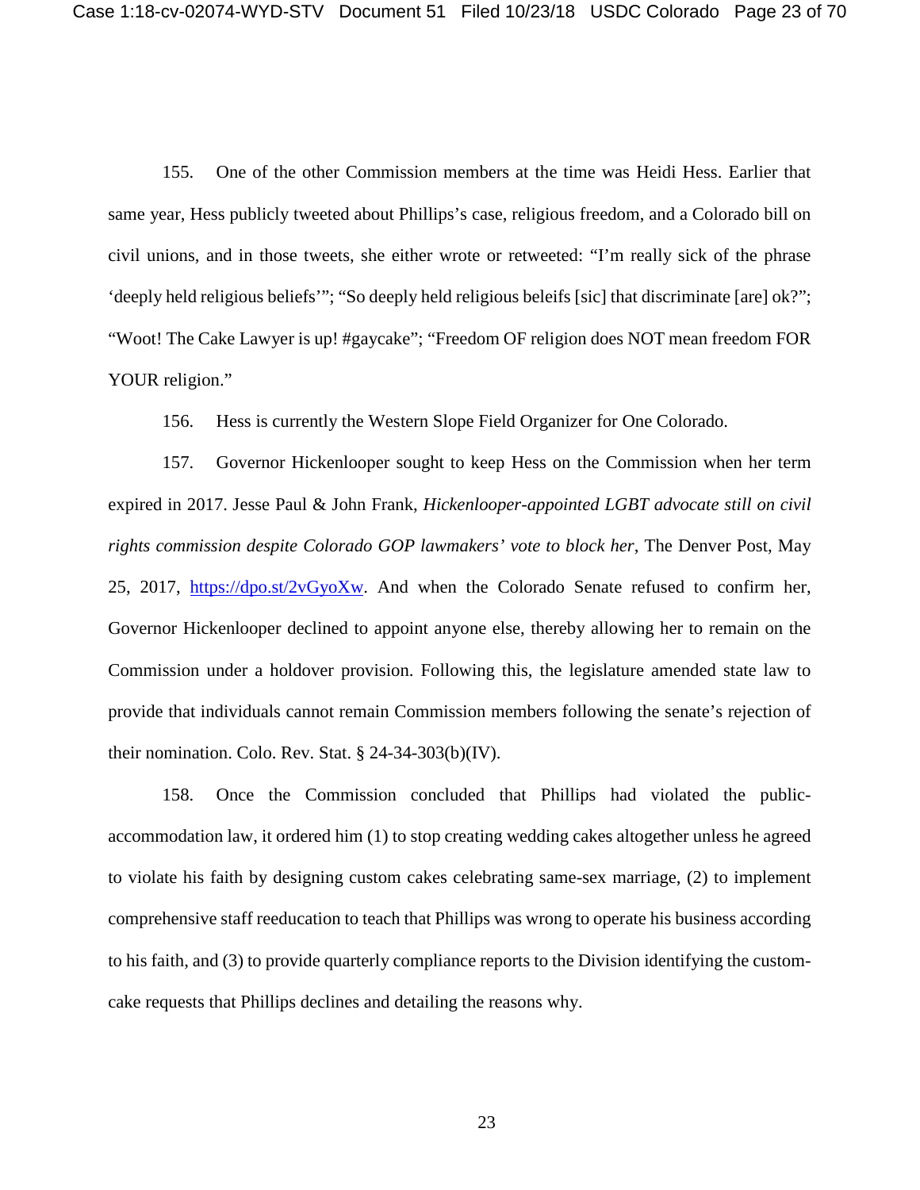155. One of the other Commission members at the time was Heidi Hess. Earlier that same year, Hess publicly tweeted about Phillips's case, religious freedom, and a Colorado bill on civil unions, and in those tweets, she either wrote or retweeted: "I'm really sick of the phrase 'deeply held religious beliefs'"; "So deeply held religious beleifs [sic] that discriminate [are] ok?"; "Woot! The Cake Lawyer is up! #gaycake"; "Freedom OF religion does NOT mean freedom FOR YOUR religion."

156. Hess is currently the Western Slope Field Organizer for One Colorado.

157. Governor Hickenlooper sought to keep Hess on the Commission when her term expired in 2017. Jesse Paul & John Frank, *Hickenlooper-appointed LGBT advocate still on civil rights commission despite Colorado GOP lawmakers' vote to block her*, The Denver Post, May 25, 2017, https://dpo.st/2vGyoXw. And when the Colorado Senate refused to confirm her, Governor Hickenlooper declined to appoint anyone else, thereby allowing her to remain on the Commission under a holdover provision. Following this, the legislature amended state law to provide that individuals cannot remain Commission members following the senate's rejection of their nomination. Colo. Rev. Stat. § 24-34-303(b)(IV).

158. Once the Commission concluded that Phillips had violated the public-accommodation law, it ordered him (1) to stop creating wedding cakes altogether unless he agreed to violate his faith by designing custom cakes celebrating same-sex marriage, (2) to implement comprehensive staff reeducation to teach that Phillips was wrong to operate his business according to his faith, and (3) to provide quarterly compliance reports to the Division identifying the custom-cake requests that Phillips declines and detailing the reasons why.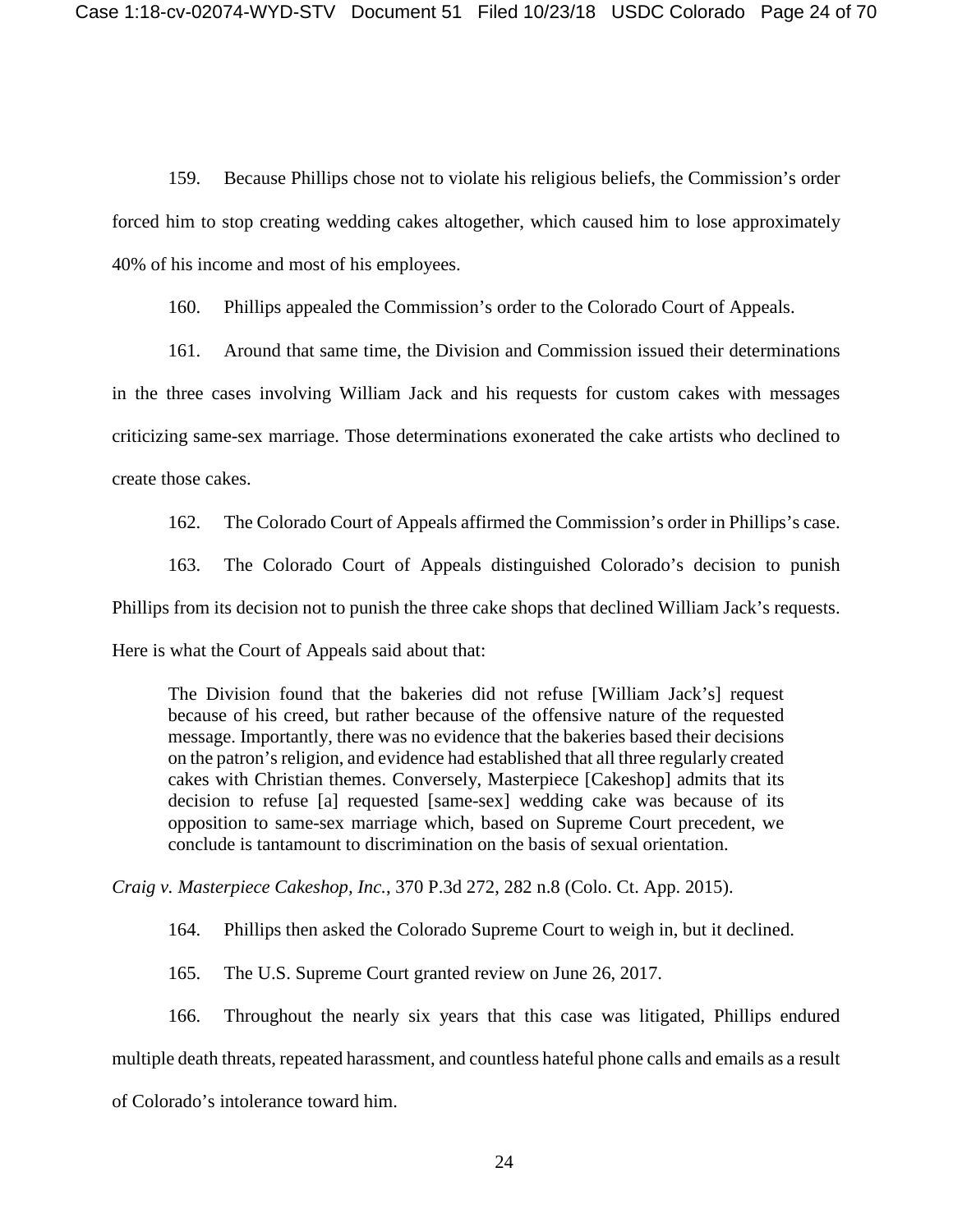159. Because Phillips chose not to violate his religious beliefs, the Commission's order forced him to stop creating wedding cakes altogether, which caused him to lose approximately 40% of his income and most of his employees.

160. Phillips appealed the Commission's order to the Colorado Court of Appeals.

161. Around that same time, the Division and Commission issued their determinations in the three cases involving William Jack and his requests for custom cakes with messages criticizing same-sex marriage. Those determinations exonerated the cake artists who declined to create those cakes.

162. The Colorado Court of Appeals affirmed the Commission's order in Phillips's case.

163. The Colorado Court of Appeals distinguished Colorado's decision to punish Phillips from its decision not to punish the three cake shops that declined William Jack's requests. Here is what the Court of Appeals said about that:

> The Division found that the bakeries did not refuse [William Jack's] request because of his creed, but rather because of the offensive nature of the requested message. Importantly, there was no evidence that the bakeries based their decisions on the patron's religion, and evidence had established that all three regularly created cakes with Christian themes. Conversely, Masterpiece [Cakeshop] admits that its decision to refuse [a] requested [same-sex] wedding cake was because of its opposition to same-sex marriage which, based on Supreme Court precedent, we conclude is tantamount to discrimination on the basis of sexual orientation.

*Craig v. Masterpiece Cakeshop, Inc.*, 370 P.3d 272, 282 n.8 (Colo. Ct. App. 2015).

164. Phillips then asked the Colorado Supreme Court to weigh in, but it declined.

165. The U.S. Supreme Court granted review on June 26, 2017.

166. Throughout the nearly six years that this case was litigated, Phillips endured multiple death threats, repeated harassment, and countless hateful phone calls and emails as a result of Colorado's intolerance toward him.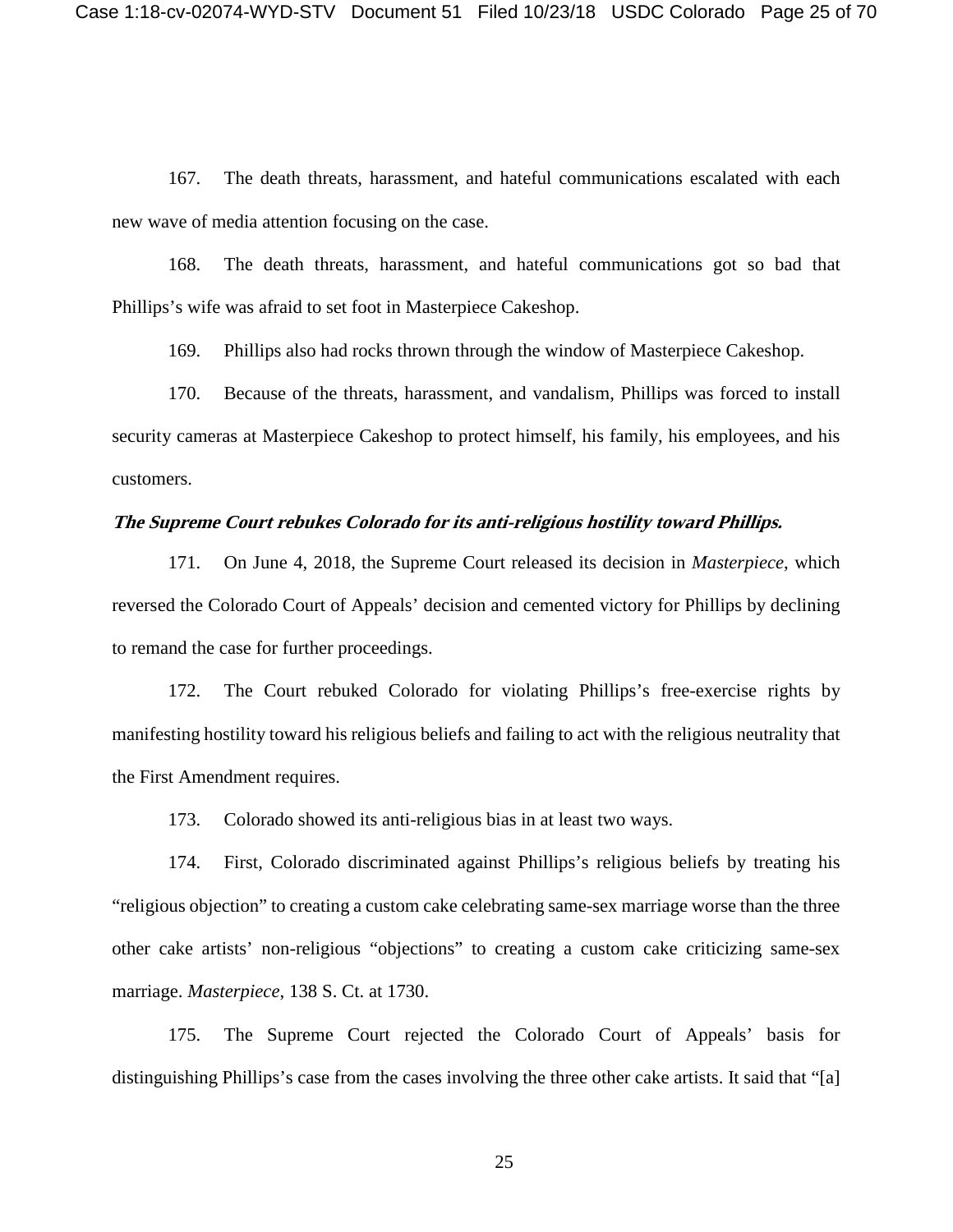167. The death threats, harassment, and hateful communications escalated with each new wave of media attention focusing on the case.

168. The death threats, harassment, and hateful communications got so bad that Phillips's wife was afraid to set foot in Masterpiece Cakeshop.

169. Phillips also had rocks thrown through the window of Masterpiece Cakeshop.

170. Because of the threats, harassment, and vandalism, Phillips was forced to install security cameras at Masterpiece Cakeshop to protect himself, his family, his employees, and his customers.

***The Supreme Court rebukes Colorado for its anti-religious hostility toward Phillips.***

171. On June 4, 2018, the Supreme Court released its decision in *Masterpiece*, which reversed the Colorado Court of Appeals' decision and cemented victory for Phillips by declining to remand the case for further proceedings.

172. The Court rebuked Colorado for violating Phillips's free-exercise rights by manifesting hostility toward his religious beliefs and failing to act with the religious neutrality that the First Amendment requires.

173. Colorado showed its anti-religious bias in at least two ways.

174. First, Colorado discriminated against Phillips's religious beliefs by treating his "religious objection" to creating a custom cake celebrating same-sex marriage worse than the three other cake artists' non-religious "objections" to creating a custom cake criticizing same-sex marriage. *Masterpiece*, 138 S. Ct. at 1730.

175. The Supreme Court rejected the Colorado Court of Appeals' basis for distinguishing Phillips's case from the cases involving the three other cake artists. It said that "[a]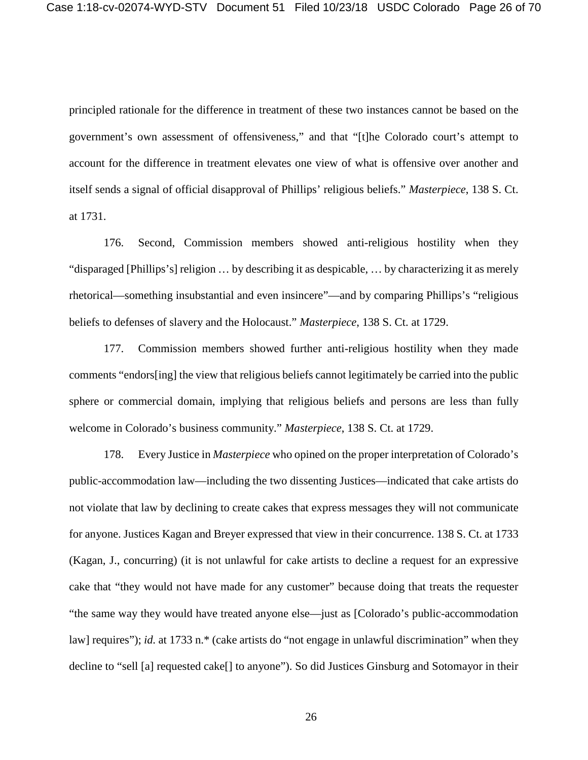principled rationale for the difference in treatment of these two instances cannot be based on the government's own assessment of offensiveness," and that "[t]he Colorado court's attempt to account for the difference in treatment elevates one view of what is offensive over another and itself sends a signal of official disapproval of Phillips' religious beliefs." *Masterpiece*, 138 S. Ct. at 1731.

176. Second, Commission members showed anti-religious hostility when they "disparaged [Phillips's] religion … by describing it as despicable, … by characterizing it as merely rhetorical—something insubstantial and even insincere"—and by comparing Phillips's "religious beliefs to defenses of slavery and the Holocaust." *Masterpiece*, 138 S. Ct. at 1729.

177. Commission members showed further anti-religious hostility when they made comments "endors[ing] the view that religious beliefs cannot legitimately be carried into the public sphere or commercial domain, implying that religious beliefs and persons are less than fully welcome in Colorado's business community." *Masterpiece*, 138 S. Ct. at 1729.

178. Every Justice in *Masterpiece* who opined on the proper interpretation of Colorado's public-accommodation law—including the two dissenting Justices—indicated that cake artists do not violate that law by declining to create cakes that express messages they will not communicate for anyone. Justices Kagan and Breyer expressed that view in their concurrence. 138 S. Ct. at 1733 (Kagan, J., concurring) (it is not unlawful for cake artists to decline a request for an expressive cake that "they would not have made for any customer" because doing that treats the requester "the same way they would have treated anyone else—just as [Colorado's public-accommodation law] requires"); *id.* at 1733 n.* (cake artists do "not engage in unlawful discrimination" when they decline to "sell [a] requested cake[] to anyone"). So did Justices Ginsburg and Sotomayor in their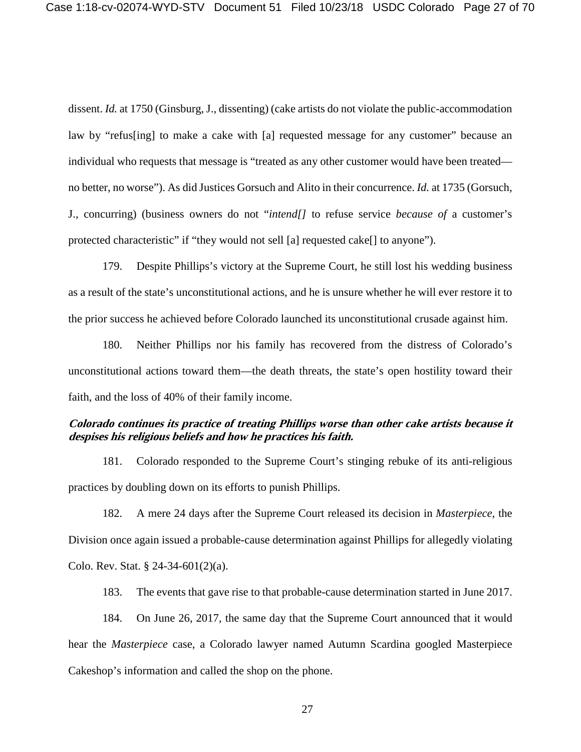dissent. *Id.* at 1750 (Ginsburg, J., dissenting) (cake artists do not violate the public-accommodation law by "refus[ing] to make a cake with [a] requested message for any customer" because an individual who requests that message is "treated as any other customer would have been treated—no better, no worse"). As did Justices Gorsuch and Alito in their concurrence. *Id.* at 1735 (Gorsuch, J., concurring) (business owners do not "*intend[]* to refuse service *because of* a customer's protected characteristic" if "they would not sell [a] requested cake[] to anyone").

179. Despite Phillips's victory at the Supreme Court, he still lost his wedding business as a result of the state's unconstitutional actions, and he is unsure whether he will ever restore it to the prior success he achieved before Colorado launched its unconstitutional crusade against him.

180. Neither Phillips nor his family has recovered from the distress of Colorado's unconstitutional actions toward them—the death threats, the state's open hostility toward their faith, and the loss of 40% of their family income.

***Colorado continues its practice of treating Phillips worse than other cake artists because it despises his religious beliefs and how he practices his faith.***

181. Colorado responded to the Supreme Court's stinging rebuke of its anti-religious practices by doubling down on its efforts to punish Phillips.

182. A mere 24 days after the Supreme Court released its decision in *Masterpiece*, the Division once again issued a probable-cause determination against Phillips for allegedly violating Colo. Rev. Stat. § 24-34-601(2)(a).

183. The events that gave rise to that probable-cause determination started in June 2017.

184. On June 26, 2017, the same day that the Supreme Court announced that it would hear the *Masterpiece* case, a Colorado lawyer named Autumn Scardina googled Masterpiece Cakeshop's information and called the shop on the phone.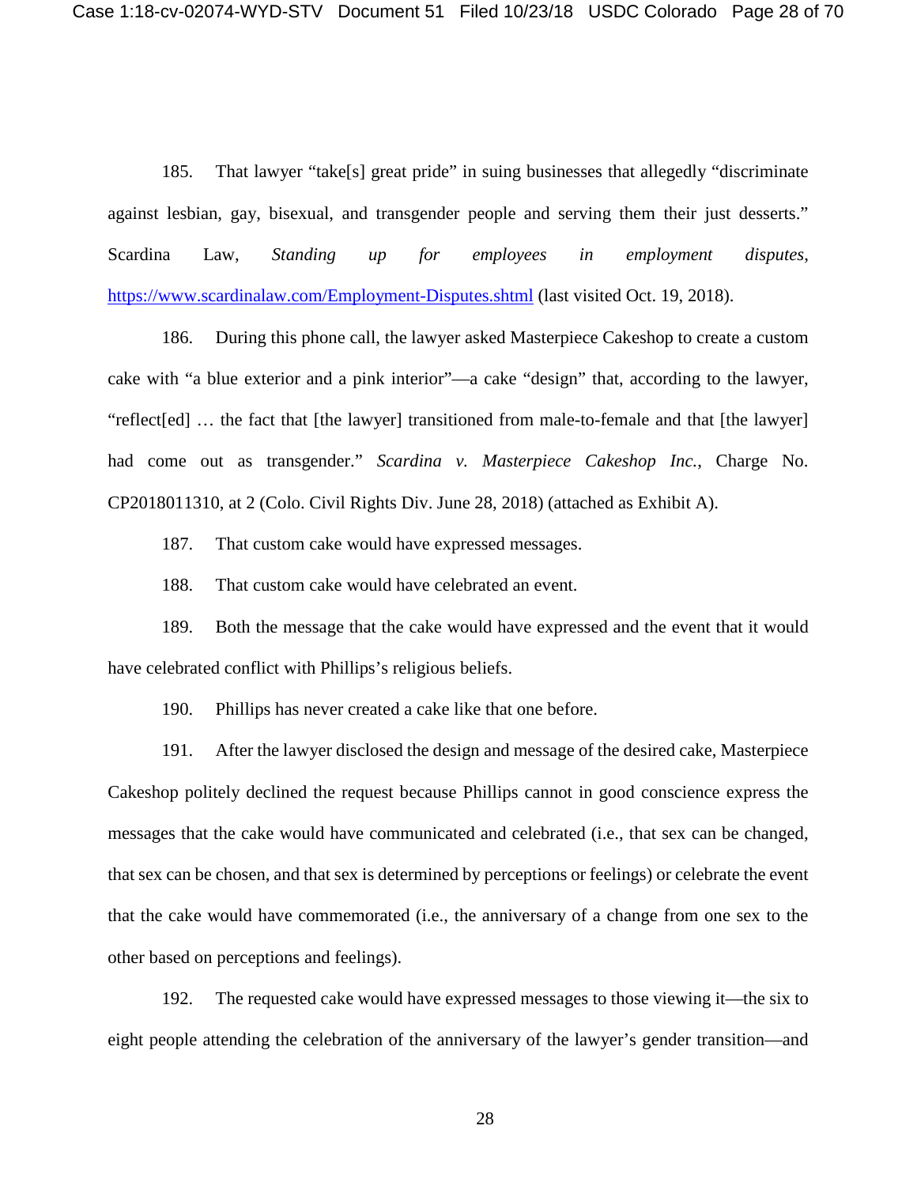185. That lawyer "take[s] great pride" in suing businesses that allegedly "discriminate against lesbian, gay, bisexual, and transgender people and serving them their just desserts." Scardina Law, *Standing up for employees in employment disputes*, https://www.scardinalaw.com/Employment-Disputes.shtml (last visited Oct. 19, 2018).

186. During this phone call, the lawyer asked Masterpiece Cakeshop to create a custom cake with "a blue exterior and a pink interior"—a cake "design" that, according to the lawyer, "reflect[ed] … the fact that [the lawyer] transitioned from male-to-female and that [the lawyer] had come out as transgender." *Scardina v. Masterpiece Cakeshop Inc.*, Charge No. CP2018011310, at 2 (Colo. Civil Rights Div. June 28, 2018) (attached as Exhibit A).

187. That custom cake would have expressed messages.

188. That custom cake would have celebrated an event.

189. Both the message that the cake would have expressed and the event that it would have celebrated conflict with Phillips's religious beliefs.

190. Phillips has never created a cake like that one before.

191. After the lawyer disclosed the design and message of the desired cake, Masterpiece Cakeshop politely declined the request because Phillips cannot in good conscience express the messages that the cake would have communicated and celebrated (i.e., that sex can be changed, that sex can be chosen, and that sex is determined by perceptions or feelings) or celebrate the event that the cake would have commemorated (i.e., the anniversary of a change from one sex to the other based on perceptions and feelings).

192. The requested cake would have expressed messages to those viewing it—the six to eight people attending the celebration of the anniversary of the lawyer's gender transition—and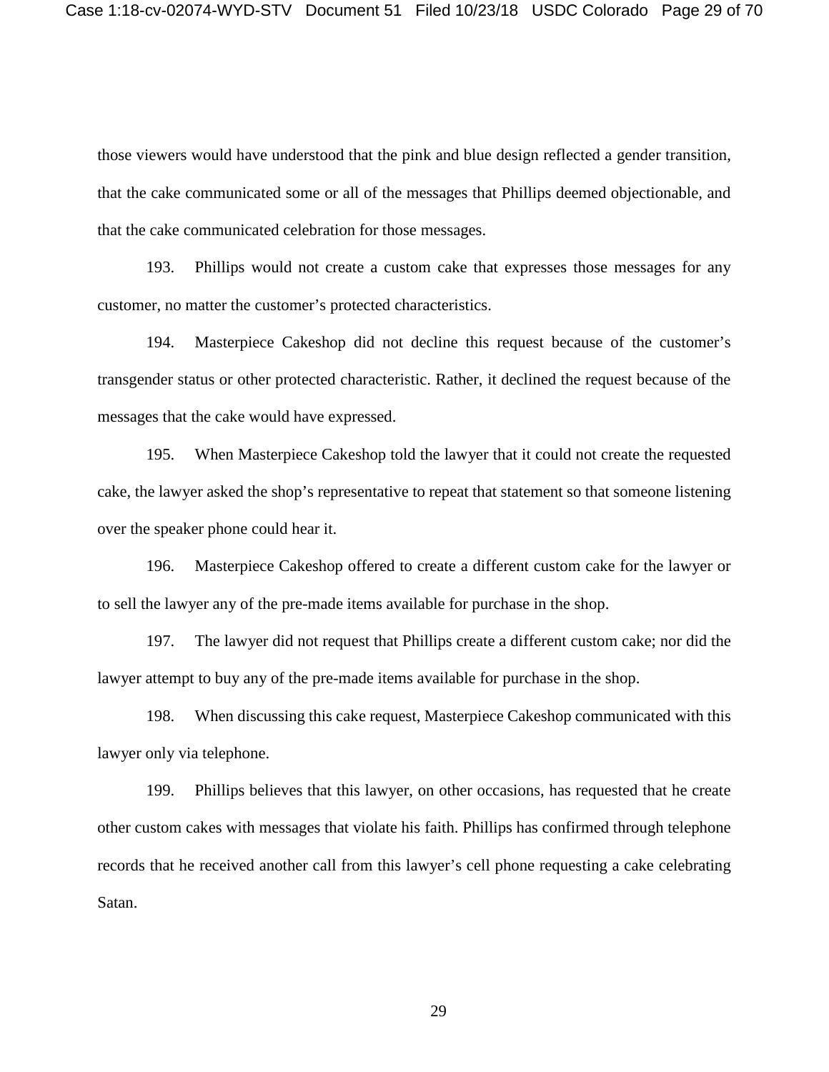those viewers would have understood that the pink and blue design reflected a gender transition, that the cake communicated some or all of the messages that Phillips deemed objectionable, and that the cake communicated celebration for those messages.

193. Phillips would not create a custom cake that expresses those messages for any customer, no matter the customer's protected characteristics.

194. Masterpiece Cakeshop did not decline this request because of the customer's transgender status or other protected characteristic. Rather, it declined the request because of the messages that the cake would have expressed.

195. When Masterpiece Cakeshop told the lawyer that it could not create the requested cake, the lawyer asked the shop's representative to repeat that statement so that someone listening over the speaker phone could hear it.

196. Masterpiece Cakeshop offered to create a different custom cake for the lawyer or to sell the lawyer any of the pre-made items available for purchase in the shop.

197. The lawyer did not request that Phillips create a different custom cake; nor did the lawyer attempt to buy any of the pre-made items available for purchase in the shop.

198. When discussing this cake request, Masterpiece Cakeshop communicated with this lawyer only via telephone.

199. Phillips believes that this lawyer, on other occasions, has requested that he create other custom cakes with messages that violate his faith. Phillips has confirmed through telephone records that he received another call from this lawyer's cell phone requesting a cake celebrating Satan.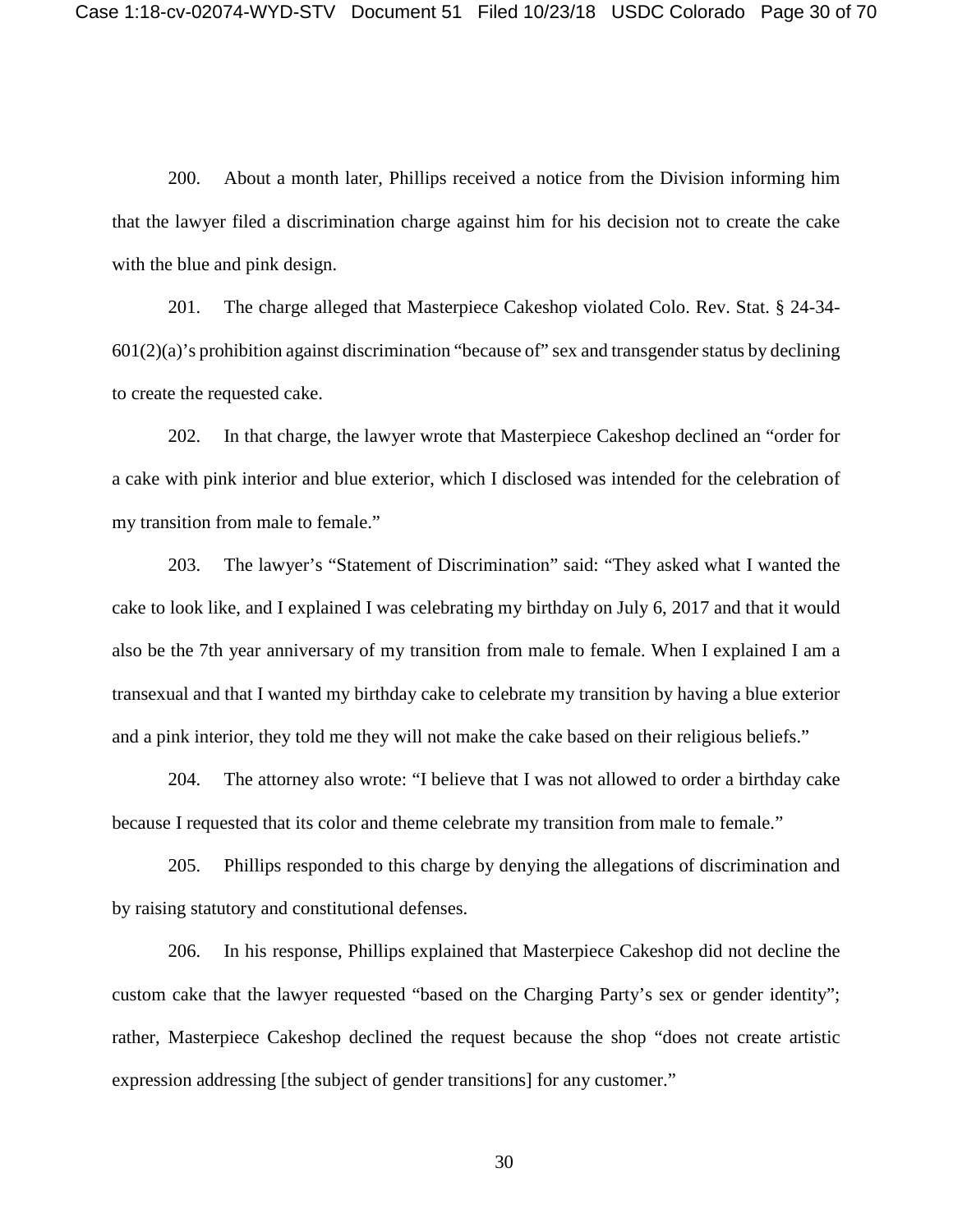200. About a month later, Phillips received a notice from the Division informing him that the lawyer filed a discrimination charge against him for his decision not to create the cake with the blue and pink design.

201. The charge alleged that Masterpiece Cakeshop violated Colo. Rev. Stat. § 24-34-601(2)(a)'s prohibition against discrimination "because of" sex and transgender status by declining to create the requested cake.

202. In that charge, the lawyer wrote that Masterpiece Cakeshop declined an "order for a cake with pink interior and blue exterior, which I disclosed was intended for the celebration of my transition from male to female."

203. The lawyer's "Statement of Discrimination" said: "They asked what I wanted the cake to look like, and I explained I was celebrating my birthday on July 6, 2017 and that it would also be the 7th year anniversary of my transition from male to female. When I explained I am a transexual and that I wanted my birthday cake to celebrate my transition by having a blue exterior and a pink interior, they told me they will not make the cake based on their religious beliefs."

204. The attorney also wrote: "I believe that I was not allowed to order a birthday cake because I requested that its color and theme celebrate my transition from male to female."

205. Phillips responded to this charge by denying the allegations of discrimination and by raising statutory and constitutional defenses.

206. In his response, Phillips explained that Masterpiece Cakeshop did not decline the custom cake that the lawyer requested "based on the Charging Party's sex or gender identity"; rather, Masterpiece Cakeshop declined the request because the shop "does not create artistic expression addressing [the subject of gender transitions] for any customer."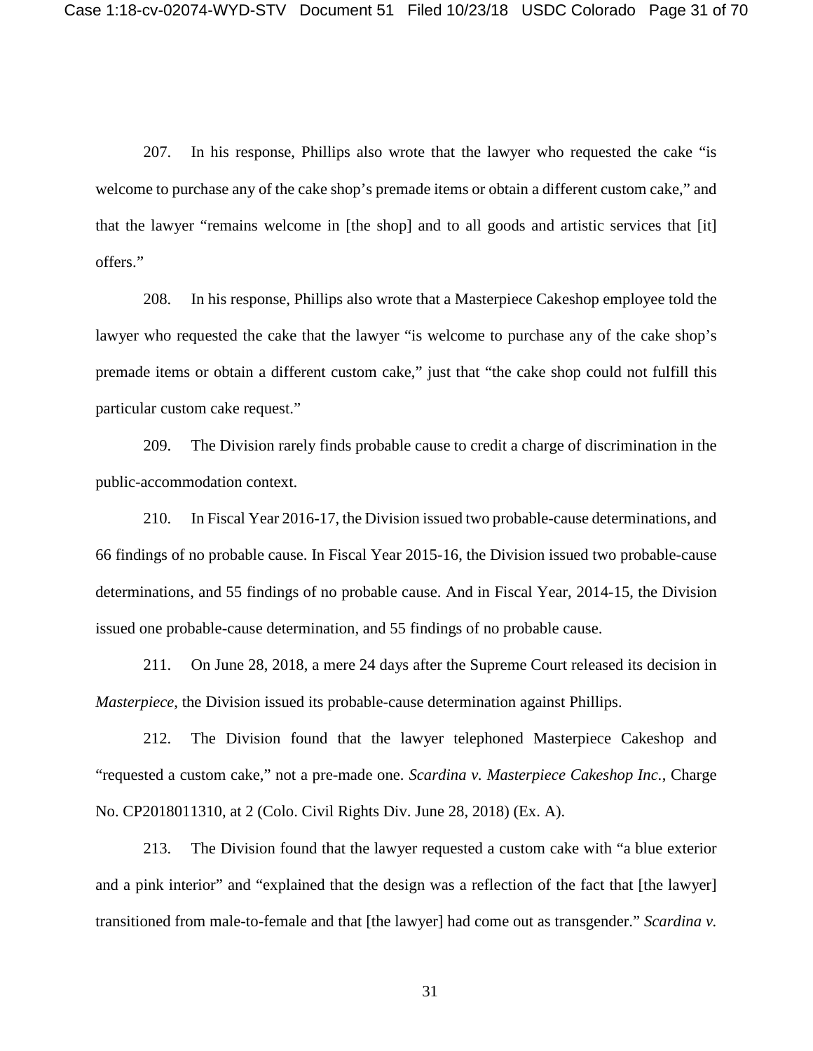207. In his response, Phillips also wrote that the lawyer who requested the cake "is welcome to purchase any of the cake shop's premade items or obtain a different custom cake," and that the lawyer "remains welcome in [the shop] and to all goods and artistic services that [it] offers."

208. In his response, Phillips also wrote that a Masterpiece Cakeshop employee told the lawyer who requested the cake that the lawyer "is welcome to purchase any of the cake shop's premade items or obtain a different custom cake," just that "the cake shop could not fulfill this particular custom cake request."

209. The Division rarely finds probable cause to credit a charge of discrimination in the public-accommodation context.

210. In Fiscal Year 2016-17, the Division issued two probable-cause determinations, and 66 findings of no probable cause. In Fiscal Year 2015-16, the Division issued two probable-cause determinations, and 55 findings of no probable cause. And in Fiscal Year, 2014-15, the Division issued one probable-cause determination, and 55 findings of no probable cause.

211. On June 28, 2018, a mere 24 days after the Supreme Court released its decision in *Masterpiece*, the Division issued its probable-cause determination against Phillips.

212. The Division found that the lawyer telephoned Masterpiece Cakeshop and "requested a custom cake," not a pre-made one. *Scardina v. Masterpiece Cakeshop Inc.*, Charge No. CP2018011310, at 2 (Colo. Civil Rights Div. June 28, 2018) (Ex. A).

213. The Division found that the lawyer requested a custom cake with "a blue exterior and a pink interior" and "explained that the design was a reflection of the fact that [the lawyer] transitioned from male-to-female and that [the lawyer] had come out as transgender." *Scardina v.*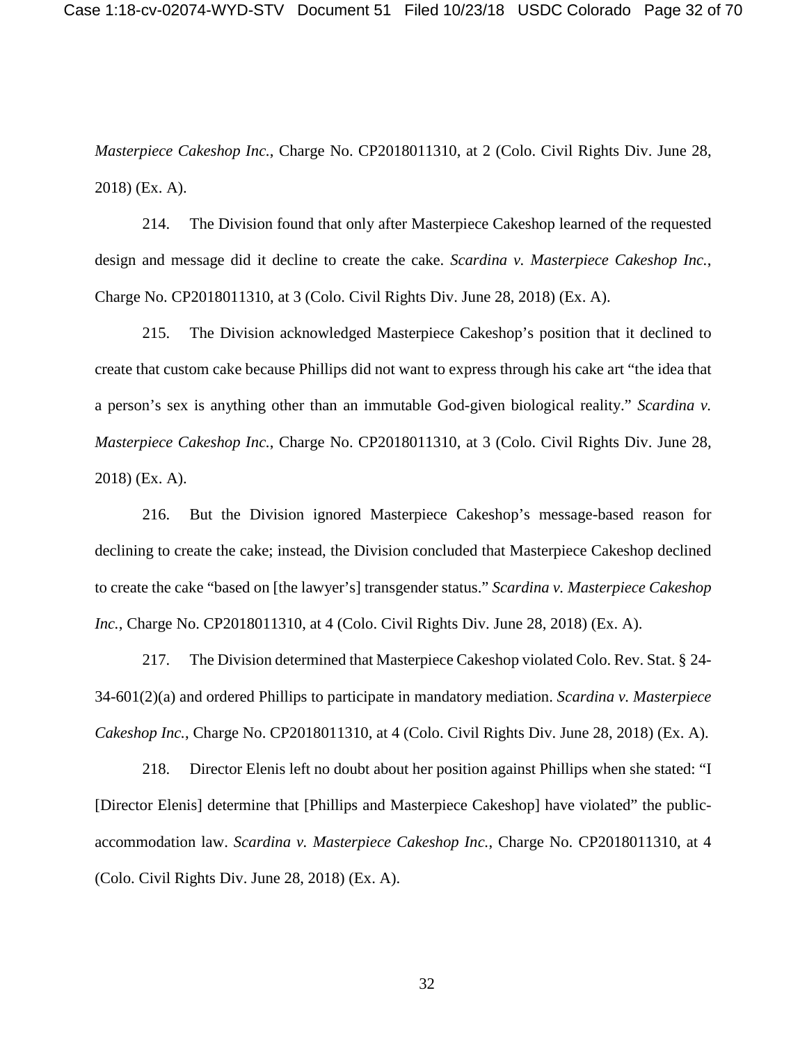*Masterpiece Cakeshop Inc.*, Charge No. CP2018011310, at 2 (Colo. Civil Rights Div. June 28, 2018) (Ex. A).

214. The Division found that only after Masterpiece Cakeshop learned of the requested design and message did it decline to create the cake. *Scardina v. Masterpiece Cakeshop Inc.*, Charge No. CP2018011310, at 3 (Colo. Civil Rights Div. June 28, 2018) (Ex. A).

215. The Division acknowledged Masterpiece Cakeshop's position that it declined to create that custom cake because Phillips did not want to express through his cake art "the idea that a person's sex is anything other than an immutable God-given biological reality." *Scardina v. Masterpiece Cakeshop Inc.*, Charge No. CP2018011310, at 3 (Colo. Civil Rights Div. June 28, 2018) (Ex. A).

216. But the Division ignored Masterpiece Cakeshop's message-based reason for declining to create the cake; instead, the Division concluded that Masterpiece Cakeshop declined to create the cake "based on [the lawyer's] transgender status." *Scardina v. Masterpiece Cakeshop Inc.*, Charge No. CP2018011310, at 4 (Colo. Civil Rights Div. June 28, 2018) (Ex. A).

217. The Division determined that Masterpiece Cakeshop violated Colo. Rev. Stat. § 24-34-601(2)(a) and ordered Phillips to participate in mandatory mediation. *Scardina v. Masterpiece Cakeshop Inc.*, Charge No. CP2018011310, at 4 (Colo. Civil Rights Div. June 28, 2018) (Ex. A).

218. Director Elenis left no doubt about her position against Phillips when she stated: "I [Director Elenis] determine that [Phillips and Masterpiece Cakeshop] have violated" the public-accommodation law. *Scardina v. Masterpiece Cakeshop Inc.*, Charge No. CP2018011310, at 4 (Colo. Civil Rights Div. June 28, 2018) (Ex. A).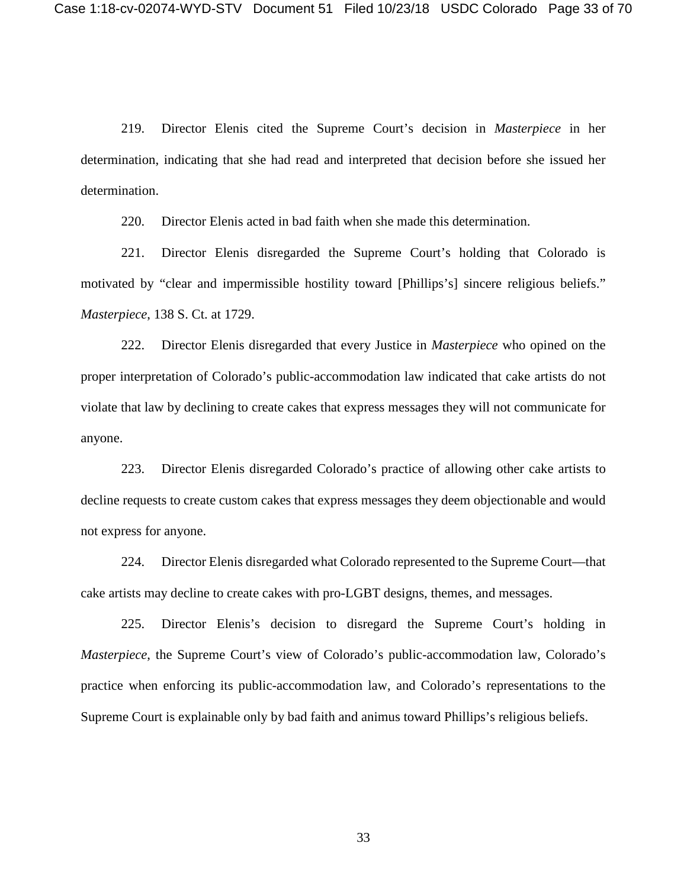219. Director Elenis cited the Supreme Court's decision in *Masterpiece* in her determination, indicating that she had read and interpreted that decision before she issued her determination.

220. Director Elenis acted in bad faith when she made this determination.

221. Director Elenis disregarded the Supreme Court's holding that Colorado is motivated by "clear and impermissible hostility toward [Phillips's] sincere religious beliefs." *Masterpiece*, 138 S. Ct. at 1729.

222. Director Elenis disregarded that every Justice in *Masterpiece* who opined on the proper interpretation of Colorado's public-accommodation law indicated that cake artists do not violate that law by declining to create cakes that express messages they will not communicate for anyone.

223. Director Elenis disregarded Colorado's practice of allowing other cake artists to decline requests to create custom cakes that express messages they deem objectionable and would not express for anyone.

224. Director Elenis disregarded what Colorado represented to the Supreme Court—that cake artists may decline to create cakes with pro-LGBT designs, themes, and messages.

225. Director Elenis's decision to disregard the Supreme Court's holding in *Masterpiece*, the Supreme Court's view of Colorado's public-accommodation law, Colorado's practice when enforcing its public-accommodation law, and Colorado's representations to the Supreme Court is explainable only by bad faith and animus toward Phillips's religious beliefs.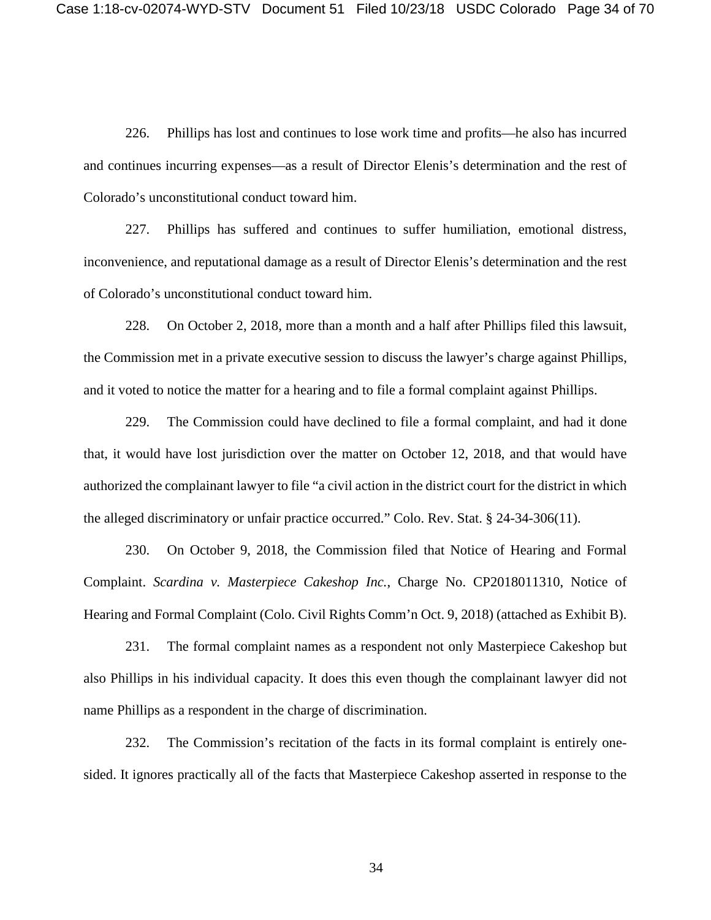226. Phillips has lost and continues to lose work time and profits—he also has incurred and continues incurring expenses—as a result of Director Elenis's determination and the rest of Colorado's unconstitutional conduct toward him.

227. Phillips has suffered and continues to suffer humiliation, emotional distress, inconvenience, and reputational damage as a result of Director Elenis's determination and the rest of Colorado's unconstitutional conduct toward him.

228. On October 2, 2018, more than a month and a half after Phillips filed this lawsuit, the Commission met in a private executive session to discuss the lawyer's charge against Phillips, and it voted to notice the matter for a hearing and to file a formal complaint against Phillips.

229. The Commission could have declined to file a formal complaint, and had it done that, it would have lost jurisdiction over the matter on October 12, 2018, and that would have authorized the complainant lawyer to file "a civil action in the district court for the district in which the alleged discriminatory or unfair practice occurred." Colo. Rev. Stat. § 24-34-306(11).

230. On October 9, 2018, the Commission filed that Notice of Hearing and Formal Complaint. *Scardina v. Masterpiece Cakeshop Inc.*, Charge No. CP2018011310, Notice of Hearing and Formal Complaint (Colo. Civil Rights Comm'n Oct. 9, 2018) (attached as Exhibit B).

231. The formal complaint names as a respondent not only Masterpiece Cakeshop but also Phillips in his individual capacity. It does this even though the complainant lawyer did not name Phillips as a respondent in the charge of discrimination.

232. The Commission's recitation of the facts in its formal complaint is entirely one-sided. It ignores practically all of the facts that Masterpiece Cakeshop asserted in response to the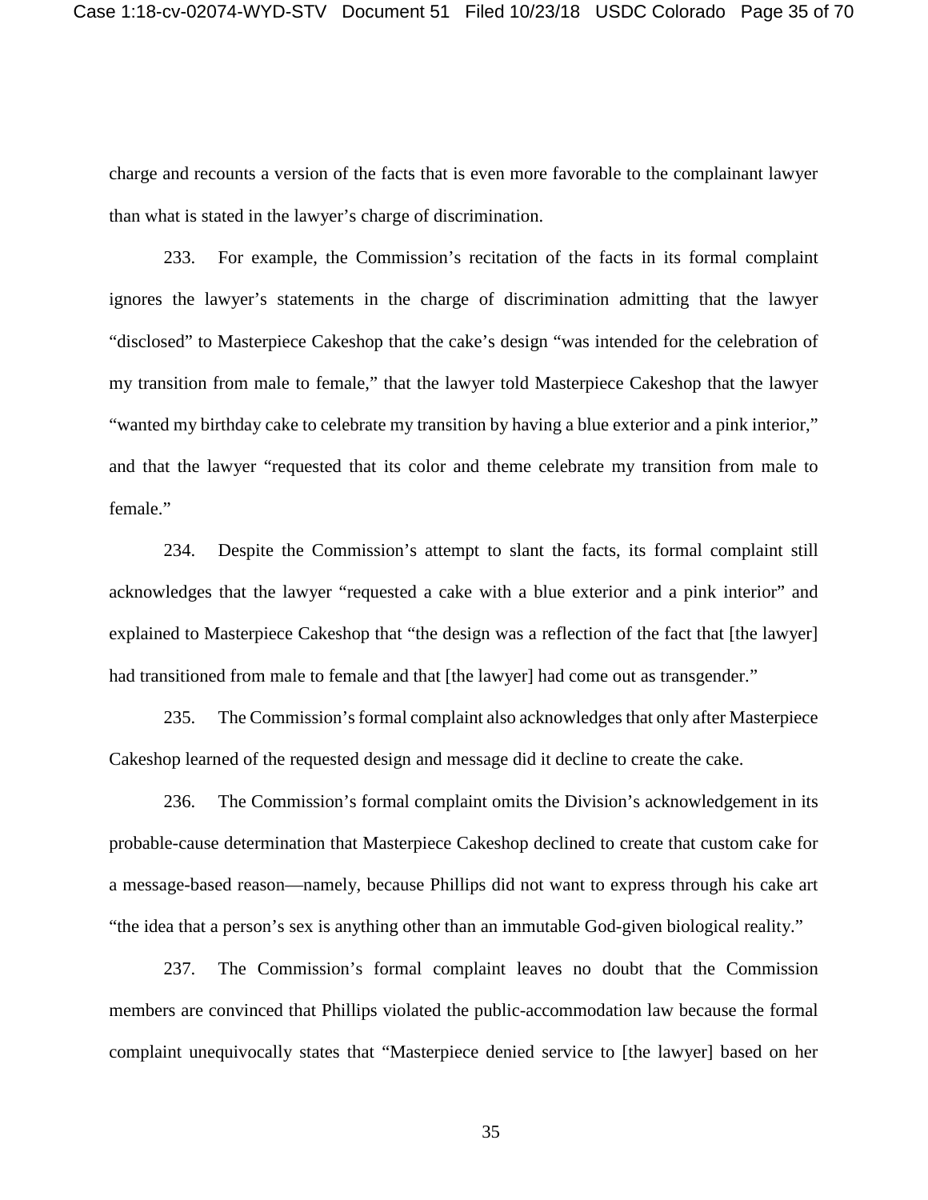charge and recounts a version of the facts that is even more favorable to the complainant lawyer than what is stated in the lawyer's charge of discrimination.

233. For example, the Commission's recitation of the facts in its formal complaint ignores the lawyer's statements in the charge of discrimination admitting that the lawyer "disclosed" to Masterpiece Cakeshop that the cake's design "was intended for the celebration of my transition from male to female," that the lawyer told Masterpiece Cakeshop that the lawyer "wanted my birthday cake to celebrate my transition by having a blue exterior and a pink interior," and that the lawyer "requested that its color and theme celebrate my transition from male to female."

234. Despite the Commission's attempt to slant the facts, its formal complaint still acknowledges that the lawyer "requested a cake with a blue exterior and a pink interior" and explained to Masterpiece Cakeshop that "the design was a reflection of the fact that [the lawyer] had transitioned from male to female and that [the lawyer] had come out as transgender."

235. The Commission's formal complaint also acknowledges that only after Masterpiece Cakeshop learned of the requested design and message did it decline to create the cake.

236. The Commission's formal complaint omits the Division's acknowledgement in its probable-cause determination that Masterpiece Cakeshop declined to create that custom cake for a message-based reason—namely, because Phillips did not want to express through his cake art "the idea that a person's sex is anything other than an immutable God-given biological reality."

237. The Commission's formal complaint leaves no doubt that the Commission members are convinced that Phillips violated the public-accommodation law because the formal complaint unequivocally states that "Masterpiece denied service to [the lawyer] based on her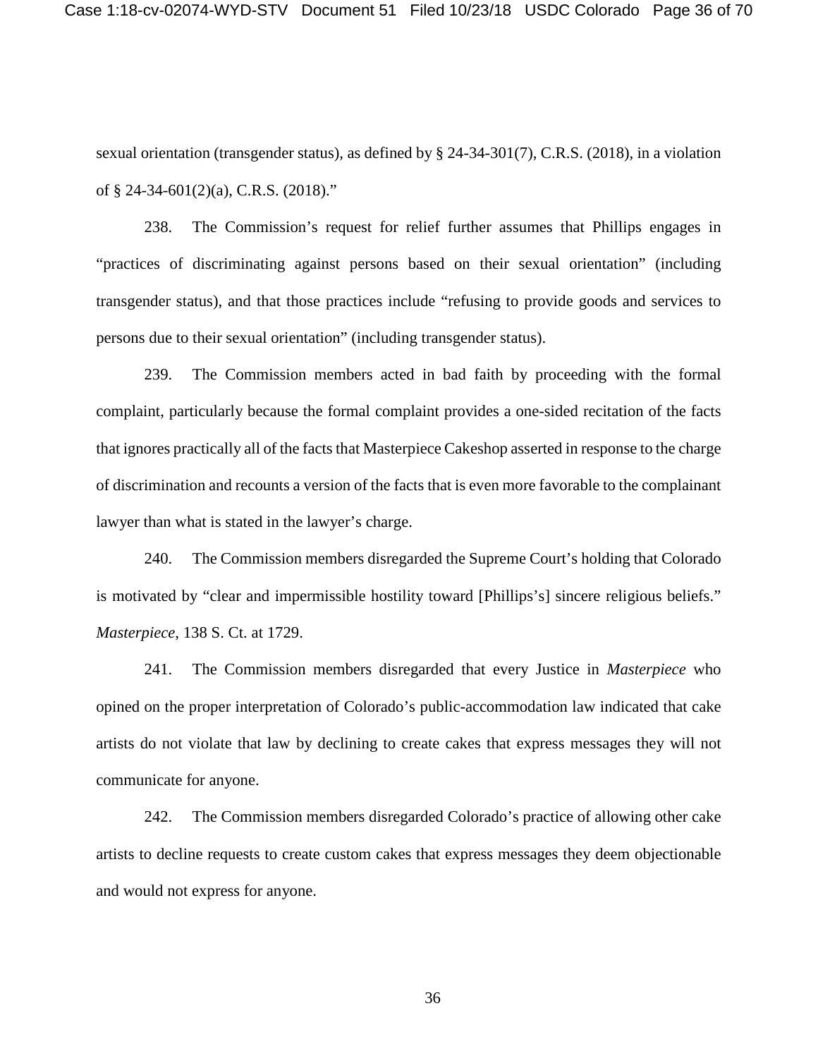sexual orientation (transgender status), as defined by § 24-34-301(7), C.R.S. (2018), in a violation of § 24-34-601(2)(a), C.R.S. (2018)."

238. The Commission's request for relief further assumes that Phillips engages in "practices of discriminating against persons based on their sexual orientation" (including transgender status), and that those practices include "refusing to provide goods and services to persons due to their sexual orientation" (including transgender status).

239. The Commission members acted in bad faith by proceeding with the formal complaint, particularly because the formal complaint provides a one-sided recitation of the facts that ignores practically all of the facts that Masterpiece Cakeshop asserted in response to the charge of discrimination and recounts a version of the facts that is even more favorable to the complainant lawyer than what is stated in the lawyer's charge.

240. The Commission members disregarded the Supreme Court's holding that Colorado is motivated by "clear and impermissible hostility toward [Phillips's] sincere religious beliefs." *Masterpiece*, 138 S. Ct. at 1729.

241. The Commission members disregarded that every Justice in *Masterpiece* who opined on the proper interpretation of Colorado's public-accommodation law indicated that cake artists do not violate that law by declining to create cakes that express messages they will not communicate for anyone.

242. The Commission members disregarded Colorado's practice of allowing other cake artists to decline requests to create custom cakes that express messages they deem objectionable and would not express for anyone.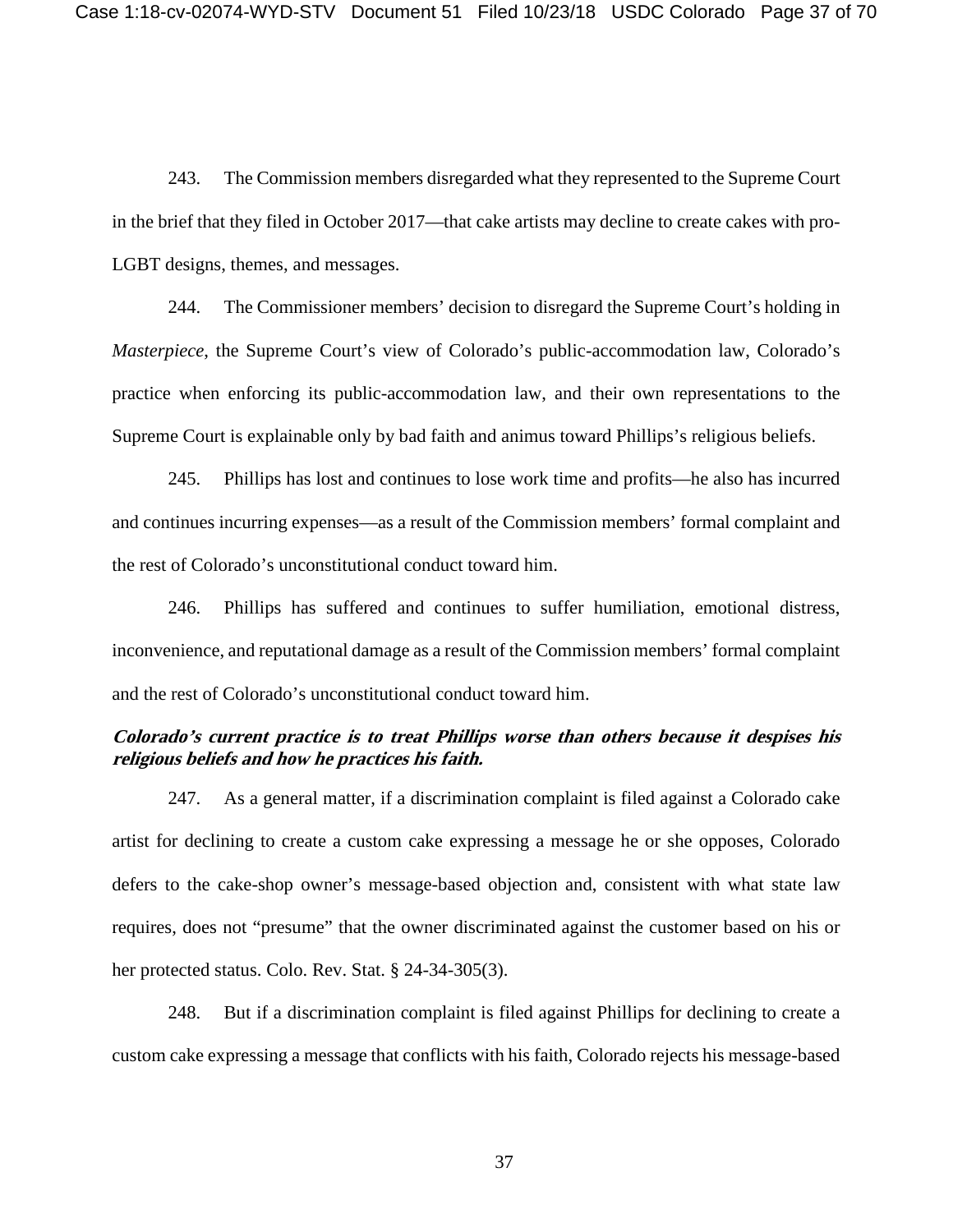243. The Commission members disregarded what they represented to the Supreme Court in the brief that they filed in October 2017—that cake artists may decline to create cakes with pro-LGBT designs, themes, and messages.

244. The Commissioner members' decision to disregard the Supreme Court's holding in *Masterpiece*, the Supreme Court's view of Colorado's public-accommodation law, Colorado's practice when enforcing its public-accommodation law, and their own representations to the Supreme Court is explainable only by bad faith and animus toward Phillips's religious beliefs.

245. Phillips has lost and continues to lose work time and profits—he also has incurred and continues incurring expenses—as a result of the Commission members' formal complaint and the rest of Colorado's unconstitutional conduct toward him.

246. Phillips has suffered and continues to suffer humiliation, emotional distress, inconvenience, and reputational damage as a result of the Commission members' formal complaint and the rest of Colorado's unconstitutional conduct toward him.

***Colorado's current practice is to treat Phillips worse than others because it despises his religious beliefs and how he practices his faith.***

247. As a general matter, if a discrimination complaint is filed against a Colorado cake artist for declining to create a custom cake expressing a message he or she opposes, Colorado defers to the cake-shop owner's message-based objection and, consistent with what state law requires, does not "presume" that the owner discriminated against the customer based on his or her protected status. Colo. Rev. Stat. § 24-34-305(3).

248. But if a discrimination complaint is filed against Phillips for declining to create a custom cake expressing a message that conflicts with his faith, Colorado rejects his message-based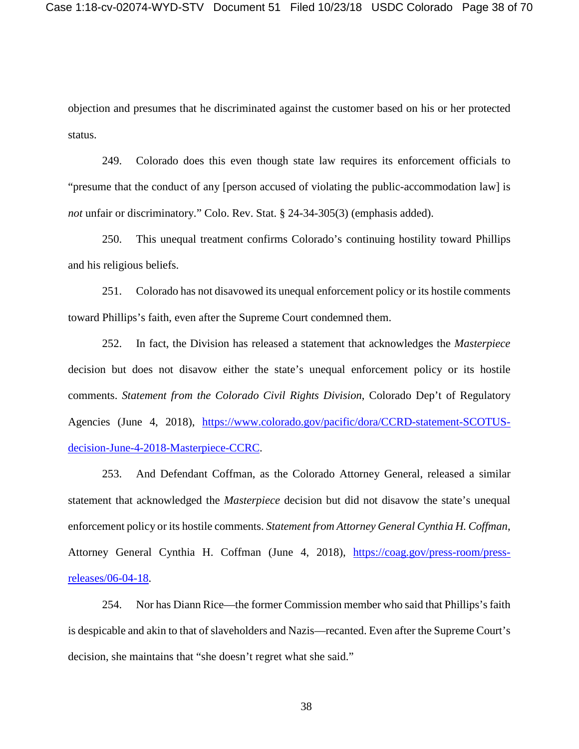objection and presumes that he discriminated against the customer based on his or her protected status.

249. Colorado does this even though state law requires its enforcement officials to "presume that the conduct of any [person accused of violating the public-accommodation law] is *not* unfair or discriminatory." Colo. Rev. Stat. § 24-34-305(3) (emphasis added).

250. This unequal treatment confirms Colorado's continuing hostility toward Phillips and his religious beliefs.

251. Colorado has not disavowed its unequal enforcement policy or its hostile comments toward Phillips's faith, even after the Supreme Court condemned them.

252. In fact, the Division has released a statement that acknowledges the *Masterpiece* decision but does not disavow either the state's unequal enforcement policy or its hostile comments. *Statement from the Colorado Civil Rights Division*, Colorado Dep't of Regulatory Agencies (June 4, 2018), https://www.colorado.gov/pacific/dora/CCRD-statement-SCOTUS-decision-June-4-2018-Masterpiece-CCRC.

253. And Defendant Coffman, as the Colorado Attorney General, released a similar statement that acknowledged the *Masterpiece* decision but did not disavow the state's unequal enforcement policy or its hostile comments. *Statement from Attorney General Cynthia H. Coffman*, Attorney General Cynthia H. Coffman (June 4, 2018), https://coag.gov/press-room/press-releases/06-04-18.

254. Nor has Diann Rice—the former Commission member who said that Phillips's faith is despicable and akin to that of slaveholders and Nazis—recanted. Even after the Supreme Court's decision, she maintains that "she doesn't regret what she said."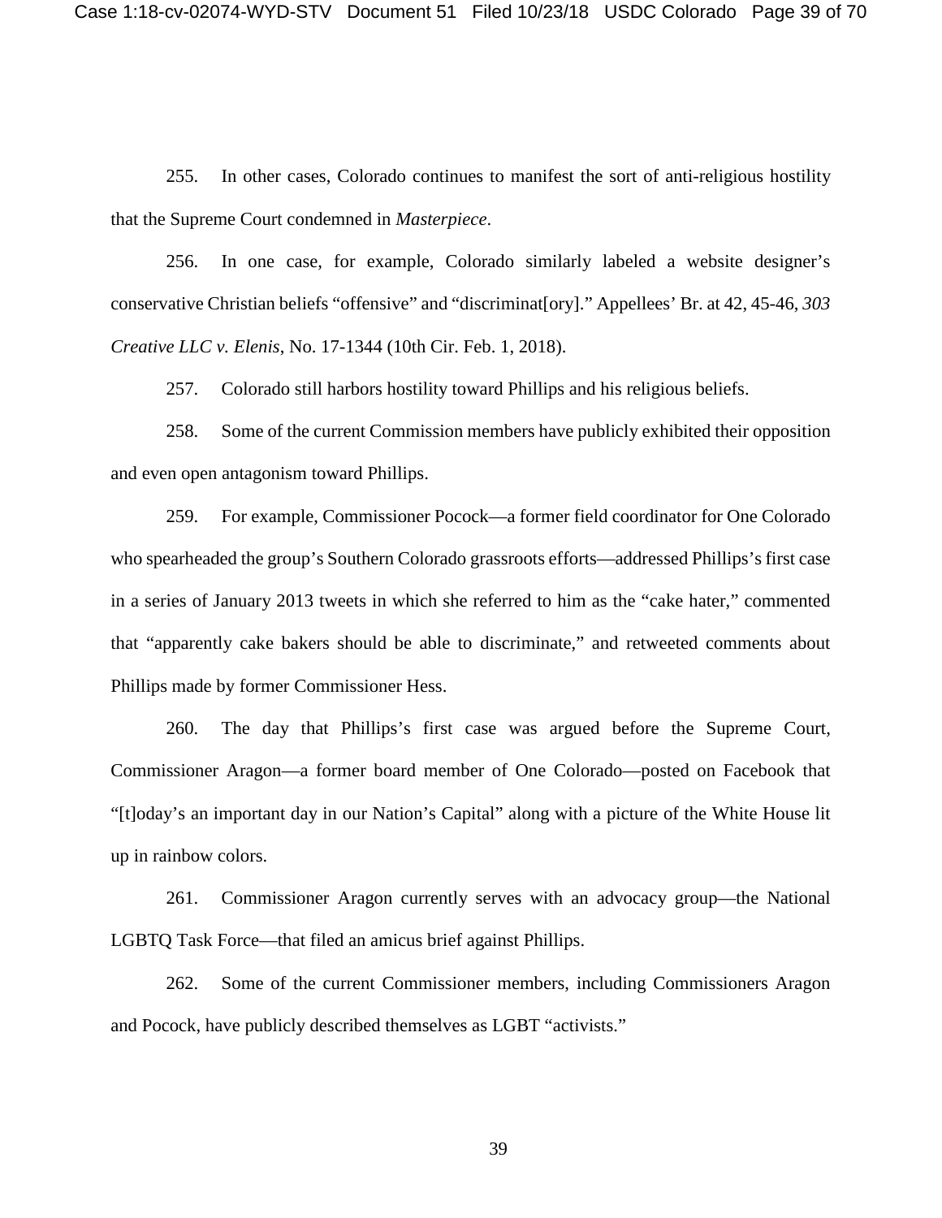255. In other cases, Colorado continues to manifest the sort of anti-religious hostility that the Supreme Court condemned in *Masterpiece*.

256. In one case, for example, Colorado similarly labeled a website designer's conservative Christian beliefs "offensive" and "discriminat[ory]." Appellees' Br. at 42, 45-46, *303 Creative LLC v. Elenis*, No. 17-1344 (10th Cir. Feb. 1, 2018).

257. Colorado still harbors hostility toward Phillips and his religious beliefs.

258. Some of the current Commission members have publicly exhibited their opposition and even open antagonism toward Phillips.

259. For example, Commissioner Pocock—a former field coordinator for One Colorado who spearheaded the group's Southern Colorado grassroots efforts—addressed Phillips's first case in a series of January 2013 tweets in which she referred to him as the "cake hater," commented that "apparently cake bakers should be able to discriminate," and retweeted comments about Phillips made by former Commissioner Hess.

260. The day that Phillips's first case was argued before the Supreme Court, Commissioner Aragon—a former board member of One Colorado—posted on Facebook that "[t]oday's an important day in our Nation's Capital" along with a picture of the White House lit up in rainbow colors.

261. Commissioner Aragon currently serves with an advocacy group—the National LGBTQ Task Force—that filed an amicus brief against Phillips.

262. Some of the current Commissioner members, including Commissioners Aragon and Pocock, have publicly described themselves as LGBT "activists."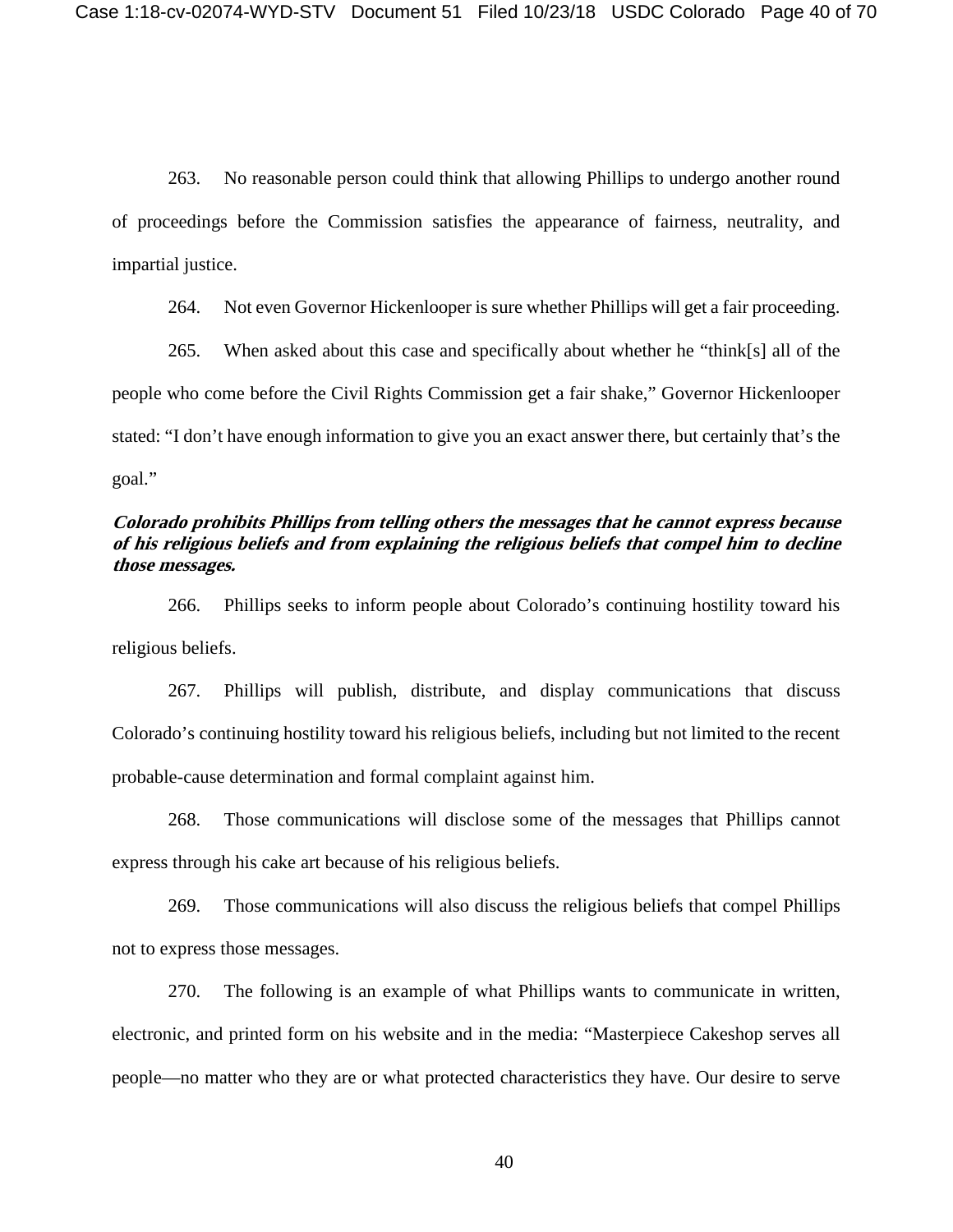263. No reasonable person could think that allowing Phillips to undergo another round of proceedings before the Commission satisfies the appearance of fairness, neutrality, and impartial justice.

264. Not even Governor Hickenlooper is sure whether Phillips will get a fair proceeding.

265. When asked about this case and specifically about whether he "think[s] all of the people who come before the Civil Rights Commission get a fair shake," Governor Hickenlooper stated: "I don't have enough information to give you an exact answer there, but certainly that's the goal."

***Colorado prohibits Phillips from telling others the messages that he cannot express because of his religious beliefs and from explaining the religious beliefs that compel him to decline those messages.***

266. Phillips seeks to inform people about Colorado's continuing hostility toward his religious beliefs.

267. Phillips will publish, distribute, and display communications that discuss Colorado's continuing hostility toward his religious beliefs, including but not limited to the recent probable-cause determination and formal complaint against him.

268. Those communications will disclose some of the messages that Phillips cannot express through his cake art because of his religious beliefs.

269. Those communications will also discuss the religious beliefs that compel Phillips not to express those messages.

270. The following is an example of what Phillips wants to communicate in written, electronic, and printed form on his website and in the media: "Masterpiece Cakeshop serves all people—no matter who they are or what protected characteristics they have. Our desire to serve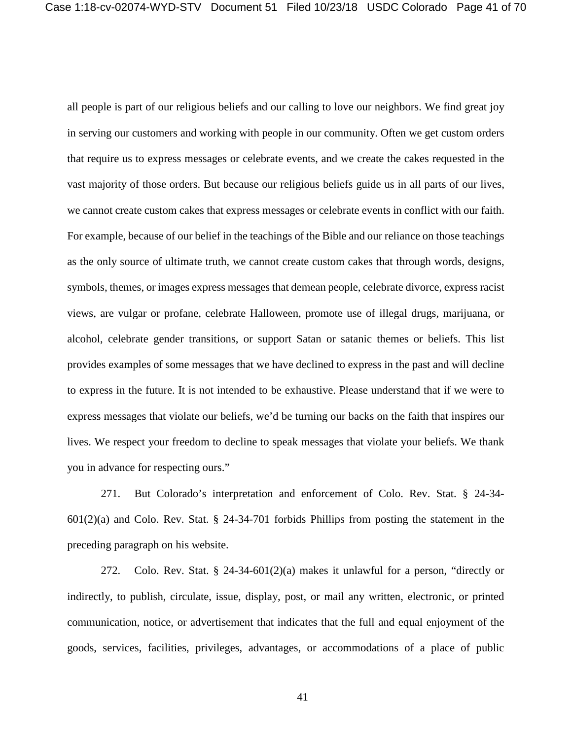all people is part of our religious beliefs and our calling to love our neighbors. We find great joy in serving our customers and working with people in our community. Often we get custom orders that require us to express messages or celebrate events, and we create the cakes requested in the vast majority of those orders. But because our religious beliefs guide us in all parts of our lives, we cannot create custom cakes that express messages or celebrate events in conflict with our faith. For example, because of our belief in the teachings of the Bible and our reliance on those teachings as the only source of ultimate truth, we cannot create custom cakes that through words, designs, symbols, themes, or images express messages that demean people, celebrate divorce, express racist views, are vulgar or profane, celebrate Halloween, promote use of illegal drugs, marijuana, or alcohol, celebrate gender transitions, or support Satan or satanic themes or beliefs. This list provides examples of some messages that we have declined to express in the past and will decline to express in the future. It is not intended to be exhaustive. Please understand that if we were to express messages that violate our beliefs, we'd be turning our backs on the faith that inspires our lives. We respect your freedom to decline to speak messages that violate your beliefs. We thank you in advance for respecting ours."

271. But Colorado's interpretation and enforcement of Colo. Rev. Stat. § 24-34-601(2)(a) and Colo. Rev. Stat. § 24-34-701 forbids Phillips from posting the statement in the preceding paragraph on his website.

272. Colo. Rev. Stat. § 24-34-601(2)(a) makes it unlawful for a person, "directly or indirectly, to publish, circulate, issue, display, post, or mail any written, electronic, or printed communication, notice, or advertisement that indicates that the full and equal enjoyment of the goods, services, facilities, privileges, advantages, or accommodations of a place of public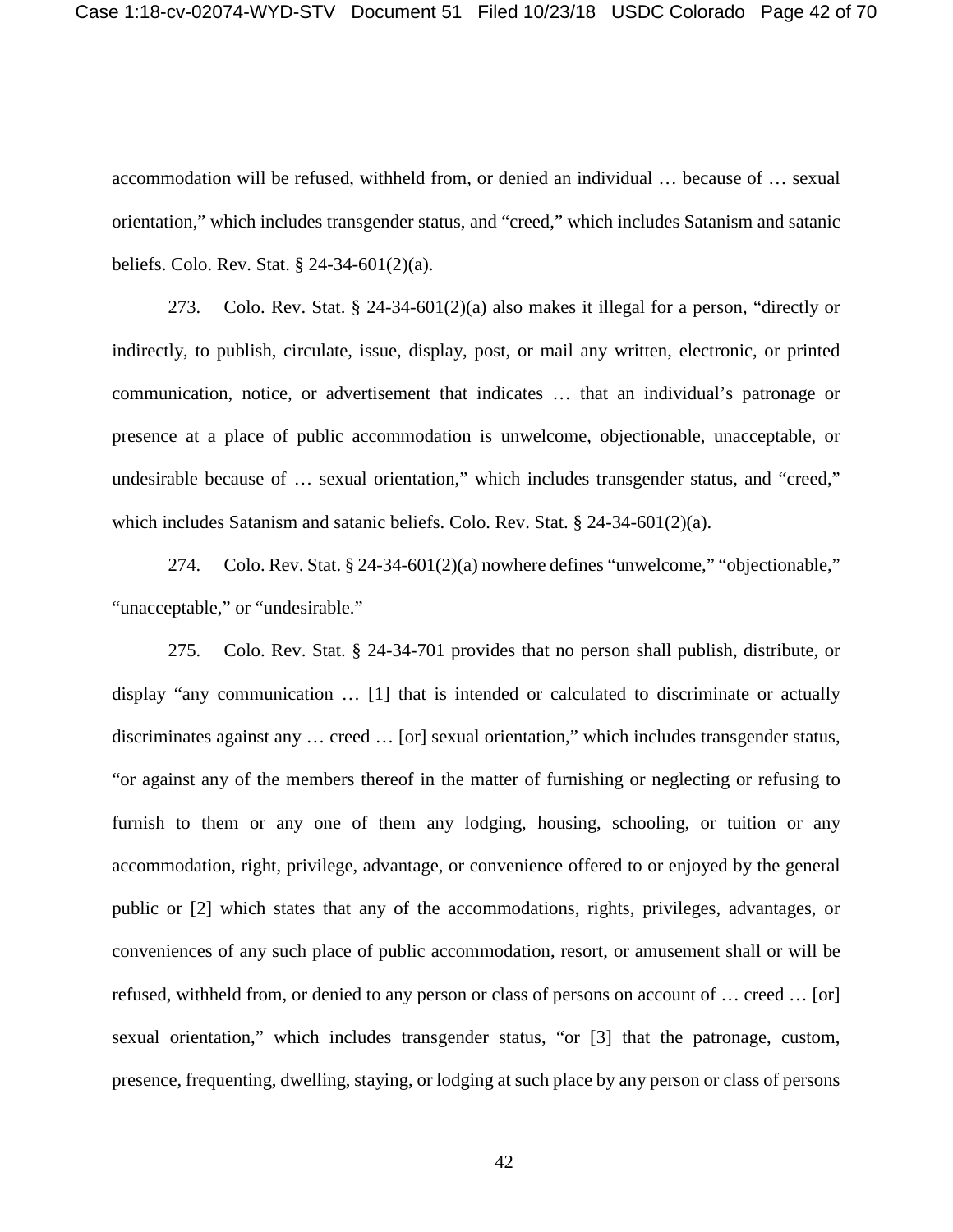accommodation will be refused, withheld from, or denied an individual … because of … sexual orientation," which includes transgender status, and "creed," which includes Satanism and satanic beliefs. Colo. Rev. Stat. § 24-34-601(2)(a).

273. Colo. Rev. Stat. § 24-34-601(2)(a) also makes it illegal for a person, "directly or indirectly, to publish, circulate, issue, display, post, or mail any written, electronic, or printed communication, notice, or advertisement that indicates … that an individual's patronage or presence at a place of public accommodation is unwelcome, objectionable, unacceptable, or undesirable because of … sexual orientation," which includes transgender status, and "creed," which includes Satanism and satanic beliefs. Colo. Rev. Stat. § 24-34-601(2)(a).

274. Colo. Rev. Stat. § 24-34-601(2)(a) nowhere defines "unwelcome," "objectionable," "unacceptable," or "undesirable."

275. Colo. Rev. Stat. § 24-34-701 provides that no person shall publish, distribute, or display "any communication … [1] that is intended or calculated to discriminate or actually discriminates against any … creed … [or] sexual orientation," which includes transgender status, "or against any of the members thereof in the matter of furnishing or neglecting or refusing to furnish to them or any one of them any lodging, housing, schooling, or tuition or any accommodation, right, privilege, advantage, or convenience offered to or enjoyed by the general public or [2] which states that any of the accommodations, rights, privileges, advantages, or conveniences of any such place of public accommodation, resort, or amusement shall or will be refused, withheld from, or denied to any person or class of persons on account of … creed … [or] sexual orientation," which includes transgender status, "or [3] that the patronage, custom, presence, frequenting, dwelling, staying, or lodging at such place by any person or class of persons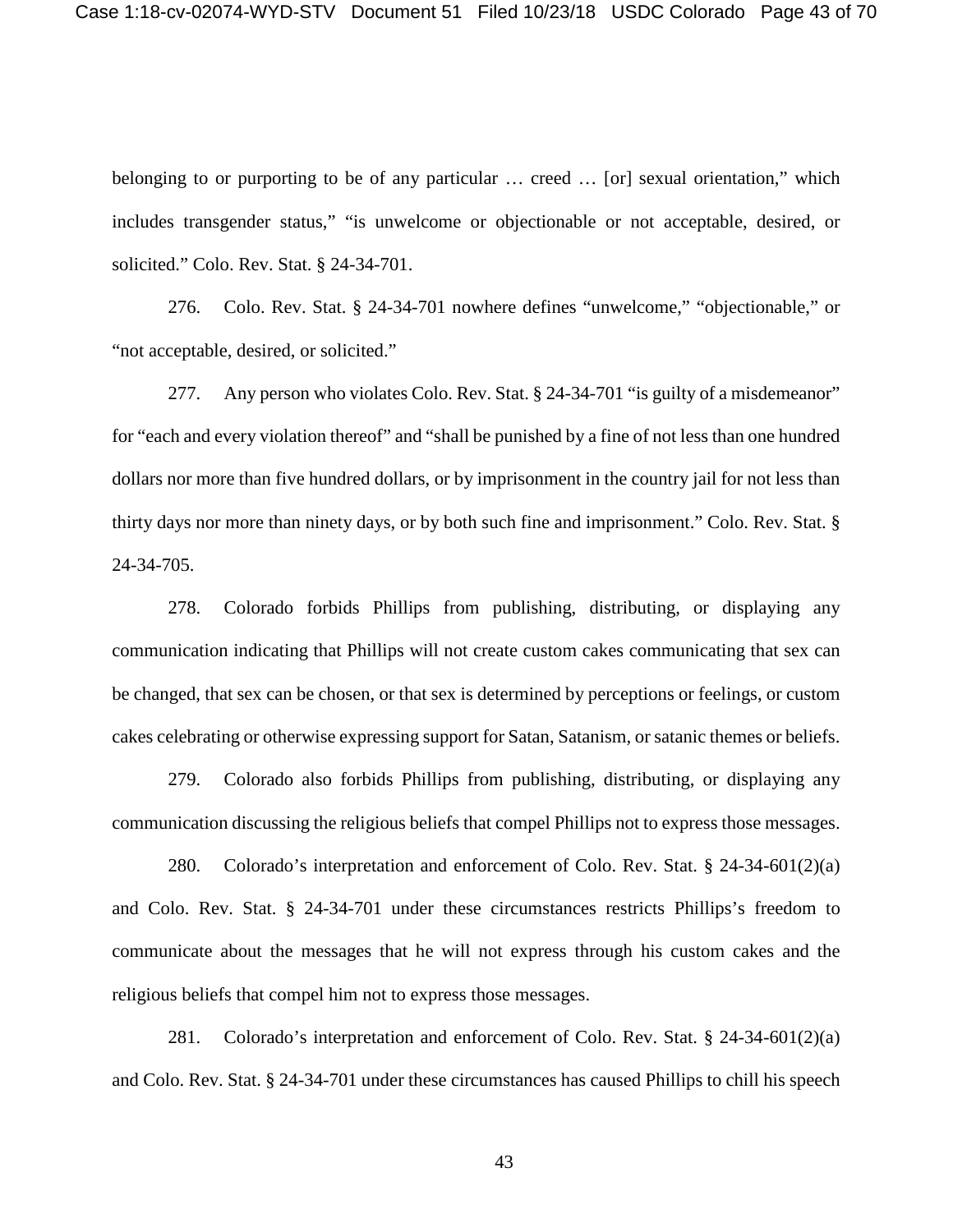belonging to or purporting to be of any particular … creed … [or] sexual orientation," which includes transgender status," "is unwelcome or objectionable or not acceptable, desired, or solicited." Colo. Rev. Stat. § 24-34-701.

276. Colo. Rev. Stat. § 24-34-701 nowhere defines "unwelcome," "objectionable," or "not acceptable, desired, or solicited."

277. Any person who violates Colo. Rev. Stat. § 24-34-701 "is guilty of a misdemeanor" for "each and every violation thereof" and "shall be punished by a fine of not less than one hundred dollars nor more than five hundred dollars, or by imprisonment in the country jail for not less than thirty days nor more than ninety days, or by both such fine and imprisonment." Colo. Rev. Stat. § 24-34-705.

278. Colorado forbids Phillips from publishing, distributing, or displaying any communication indicating that Phillips will not create custom cakes communicating that sex can be changed, that sex can be chosen, or that sex is determined by perceptions or feelings, or custom cakes celebrating or otherwise expressing support for Satan, Satanism, or satanic themes or beliefs.

279. Colorado also forbids Phillips from publishing, distributing, or displaying any communication discussing the religious beliefs that compel Phillips not to express those messages.

280. Colorado's interpretation and enforcement of Colo. Rev. Stat. § 24-34-601(2)(a) and Colo. Rev. Stat. § 24-34-701 under these circumstances restricts Phillips's freedom to communicate about the messages that he will not express through his custom cakes and the religious beliefs that compel him not to express those messages.

281. Colorado's interpretation and enforcement of Colo. Rev. Stat. § 24-34-601(2)(a) and Colo. Rev. Stat. § 24-34-701 under these circumstances has caused Phillips to chill his speech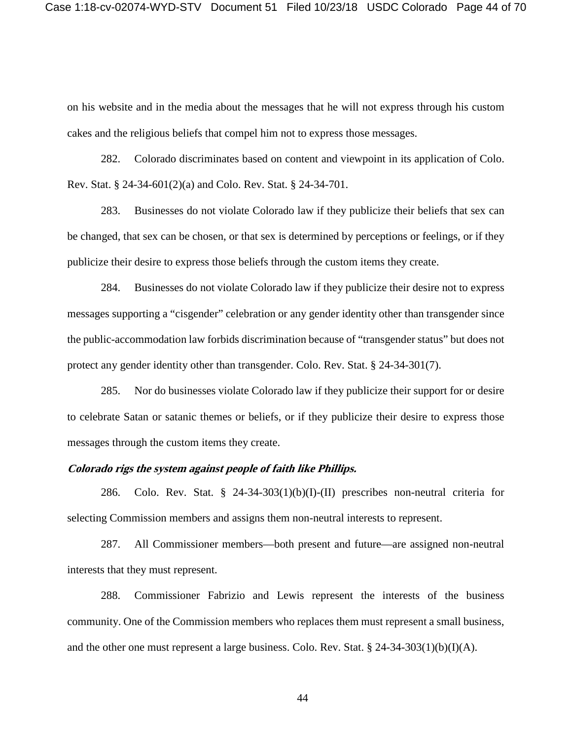on his website and in the media about the messages that he will not express through his custom cakes and the religious beliefs that compel him not to express those messages.

282. Colorado discriminates based on content and viewpoint in its application of Colo. Rev. Stat. § 24-34-601(2)(a) and Colo. Rev. Stat. § 24-34-701.

283. Businesses do not violate Colorado law if they publicize their beliefs that sex can be changed, that sex can be chosen, or that sex is determined by perceptions or feelings, or if they publicize their desire to express those beliefs through the custom items they create.

284. Businesses do not violate Colorado law if they publicize their desire not to express messages supporting a "cisgender" celebration or any gender identity other than transgender since the public-accommodation law forbids discrimination because of "transgender status" but does not protect any gender identity other than transgender. Colo. Rev. Stat. § 24-34-301(7).

285. Nor do businesses violate Colorado law if they publicize their support for or desire to celebrate Satan or satanic themes or beliefs, or if they publicize their desire to express those messages through the custom items they create.

***Colorado rigs the system against people of faith like Phillips.***

286. Colo. Rev. Stat. § 24-34-303(1)(b)(I)-(II) prescribes non-neutral criteria for selecting Commission members and assigns them non-neutral interests to represent.

287. All Commissioner members—both present and future—are assigned non-neutral interests that they must represent.

288. Commissioner Fabrizio and Lewis represent the interests of the business community. One of the Commission members who replaces them must represent a small business, and the other one must represent a large business. Colo. Rev. Stat. § 24-34-303(1)(b)(I)(A).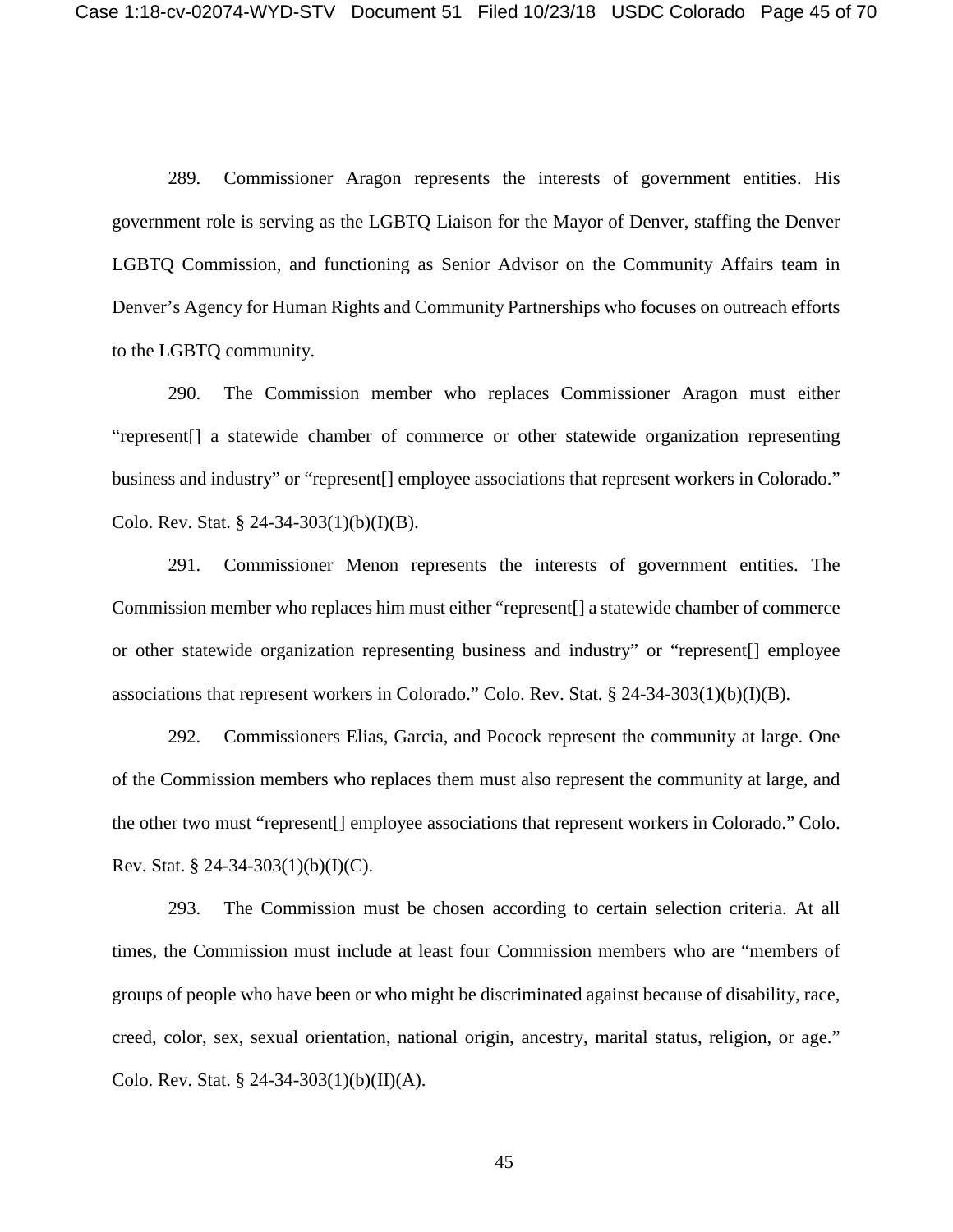289. Commissioner Aragon represents the interests of government entities. His government role is serving as the LGBTQ Liaison for the Mayor of Denver, staffing the Denver LGBTQ Commission, and functioning as Senior Advisor on the Community Affairs team in Denver's Agency for Human Rights and Community Partnerships who focuses on outreach efforts to the LGBTQ community.

290. The Commission member who replaces Commissioner Aragon must either "represent[] a statewide chamber of commerce or other statewide organization representing business and industry" or "represent[] employee associations that represent workers in Colorado." Colo. Rev. Stat. § 24-34-303(1)(b)(I)(B).

291. Commissioner Menon represents the interests of government entities. The Commission member who replaces him must either "represent[] a statewide chamber of commerce or other statewide organization representing business and industry" or "represent[] employee associations that represent workers in Colorado." Colo. Rev. Stat. § 24-34-303(1)(b)(I)(B).

292. Commissioners Elias, Garcia, and Pocock represent the community at large. One of the Commission members who replaces them must also represent the community at large, and the other two must "represent[] employee associations that represent workers in Colorado." Colo. Rev. Stat. § 24-34-303(1)(b)(I)(C).

293. The Commission must be chosen according to certain selection criteria. At all times, the Commission must include at least four Commission members who are "members of groups of people who have been or who might be discriminated against because of disability, race, creed, color, sex, sexual orientation, national origin, ancestry, marital status, religion, or age." Colo. Rev. Stat. § 24-34-303(1)(b)(II)(A).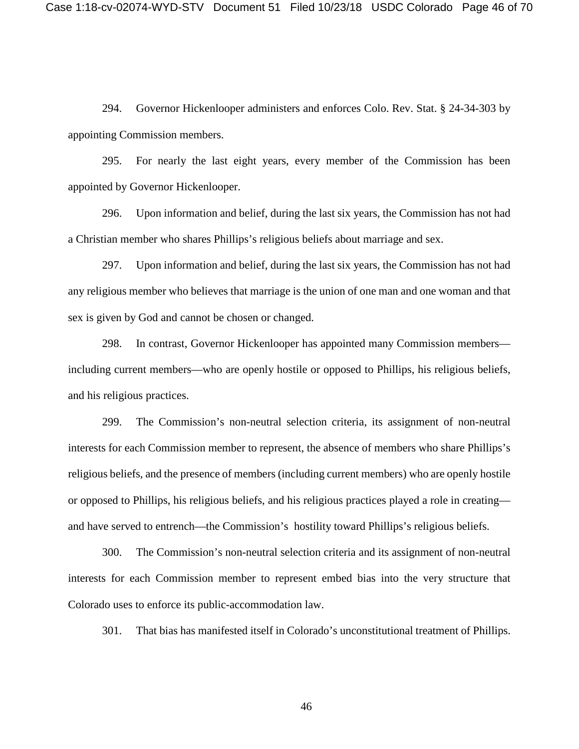294. Governor Hickenlooper administers and enforces Colo. Rev. Stat. § 24-34-303 by appointing Commission members.

295. For nearly the last eight years, every member of the Commission has been appointed by Governor Hickenlooper.

296. Upon information and belief, during the last six years, the Commission has not had a Christian member who shares Phillips's religious beliefs about marriage and sex.

297. Upon information and belief, during the last six years, the Commission has not had any religious member who believes that marriage is the union of one man and one woman and that sex is given by God and cannot be chosen or changed.

298. In contrast, Governor Hickenlooper has appointed many Commission members—including current members—who are openly hostile or opposed to Phillips, his religious beliefs, and his religious practices.

299. The Commission's non-neutral selection criteria, its assignment of non-neutral interests for each Commission member to represent, the absence of members who share Phillips's religious beliefs, and the presence of members (including current members) who are openly hostile or opposed to Phillips, his religious beliefs, and his religious practices played a role in creating—and have served to entrench—the Commission's hostility toward Phillips's religious beliefs.

300. The Commission's non-neutral selection criteria and its assignment of non-neutral interests for each Commission member to represent embed bias into the very structure that Colorado uses to enforce its public-accommodation law.

301. That bias has manifested itself in Colorado's unconstitutional treatment of Phillips.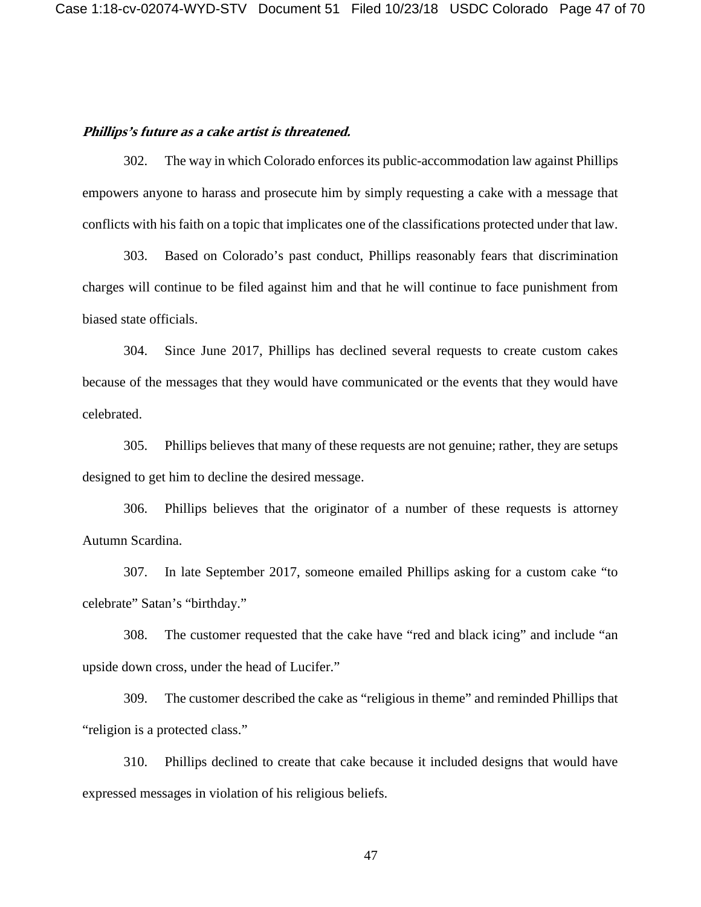***Phillips's future as a cake artist is threatened.***

302. The way in which Colorado enforces its public-accommodation law against Phillips empowers anyone to harass and prosecute him by simply requesting a cake with a message that conflicts with his faith on a topic that implicates one of the classifications protected under that law.

303. Based on Colorado's past conduct, Phillips reasonably fears that discrimination charges will continue to be filed against him and that he will continue to face punishment from biased state officials.

304. Since June 2017, Phillips has declined several requests to create custom cakes because of the messages that they would have communicated or the events that they would have celebrated.

305. Phillips believes that many of these requests are not genuine; rather, they are setups designed to get him to decline the desired message.

306. Phillips believes that the originator of a number of these requests is attorney Autumn Scardina.

307. In late September 2017, someone emailed Phillips asking for a custom cake "to celebrate" Satan's "birthday."

308. The customer requested that the cake have "red and black icing" and include "an upside down cross, under the head of Lucifer."

309. The customer described the cake as "religious in theme" and reminded Phillips that "religion is a protected class."

310. Phillips declined to create that cake because it included designs that would have expressed messages in violation of his religious beliefs.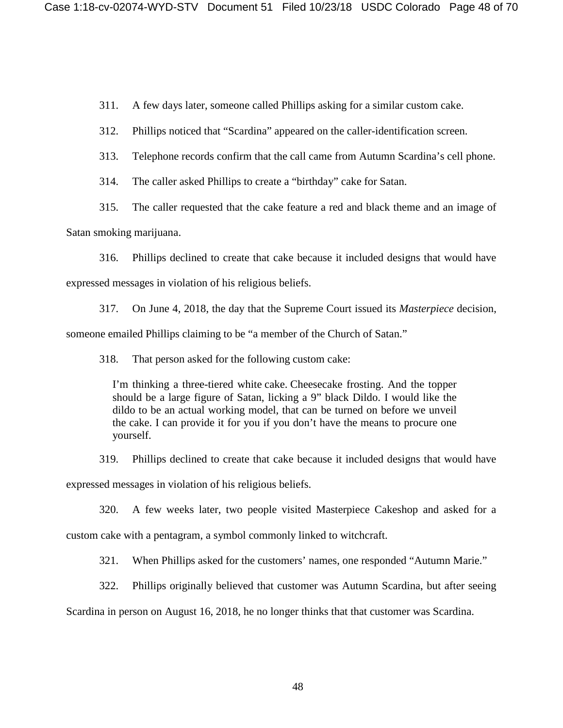311. A few days later, someone called Phillips asking for a similar custom cake.

312. Phillips noticed that "Scardina" appeared on the caller-identification screen.

313. Telephone records confirm that the call came from Autumn Scardina's cell phone.

314. The caller asked Phillips to create a "birthday" cake for Satan.

315. The caller requested that the cake feature a red and black theme and an image of Satan smoking marijuana.

316. Phillips declined to create that cake because it included designs that would have expressed messages in violation of his religious beliefs.

317. On June 4, 2018, the day that the Supreme Court issued its *Masterpiece* decision, someone emailed Phillips claiming to be "a member of the Church of Satan."

318. That person asked for the following custom cake:

> I'm thinking a three-tiered white cake. Cheesecake frosting. And the topper should be a large figure of Satan, licking a 9" black Dildo. I would like the dildo to be an actual working model, that can be turned on before we unveil the cake. I can provide it for you if you don't have the means to procure one yourself.

319. Phillips declined to create that cake because it included designs that would have expressed messages in violation of his religious beliefs.

320. A few weeks later, two people visited Masterpiece Cakeshop and asked for a custom cake with a pentagram, a symbol commonly linked to witchcraft.

321. When Phillips asked for the customers' names, one responded "Autumn Marie."

322. Phillips originally believed that customer was Autumn Scardina, but after seeing Scardina in person on August 16, 2018, he no longer thinks that that customer was Scardina.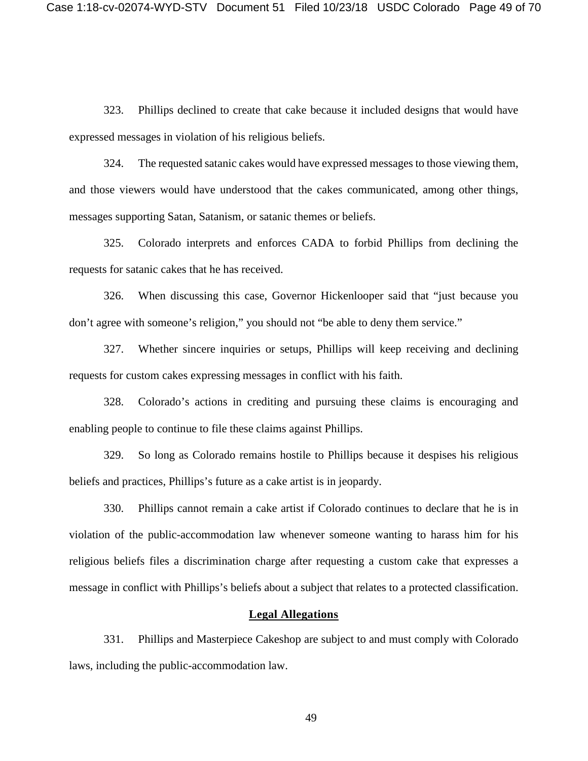323. Phillips declined to create that cake because it included designs that would have expressed messages in violation of his religious beliefs.

324. The requested satanic cakes would have expressed messages to those viewing them, and those viewers would have understood that the cakes communicated, among other things, messages supporting Satan, Satanism, or satanic themes or beliefs.

325. Colorado interprets and enforces CADA to forbid Phillips from declining the requests for satanic cakes that he has received.

326. When discussing this case, Governor Hickenlooper said that "just because you don't agree with someone's religion," you should not "be able to deny them service."

327. Whether sincere inquiries or setups, Phillips will keep receiving and declining requests for custom cakes expressing messages in conflict with his faith.

328. Colorado's actions in crediting and pursuing these claims is encouraging and enabling people to continue to file these claims against Phillips.

329. So long as Colorado remains hostile to Phillips because it despises his religious beliefs and practices, Phillips's future as a cake artist is in jeopardy.

330. Phillips cannot remain a cake artist if Colorado continues to declare that he is in violation of the public-accommodation law whenever someone wanting to harass him for his religious beliefs files a discrimination charge after requesting a custom cake that expresses a message in conflict with Phillips's beliefs about a subject that relates to a protected classification.

## **Legal Allegations**

331. Phillips and Masterpiece Cakeshop are subject to and must comply with Colorado laws, including the public-accommodation law.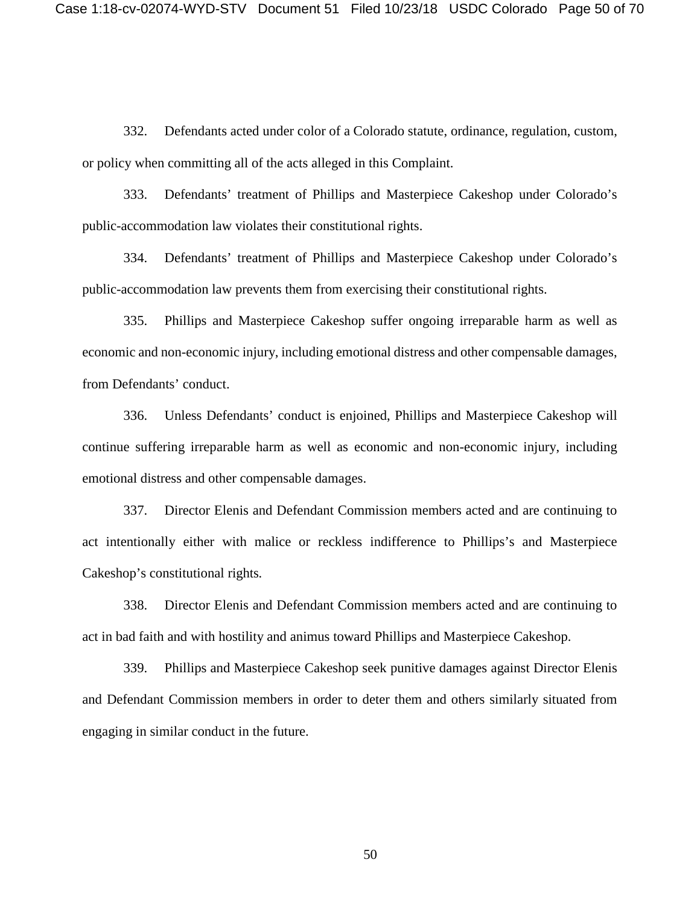332. Defendants acted under color of a Colorado statute, ordinance, regulation, custom, or policy when committing all of the acts alleged in this Complaint.

333. Defendants' treatment of Phillips and Masterpiece Cakeshop under Colorado's public-accommodation law violates their constitutional rights.

334. Defendants' treatment of Phillips and Masterpiece Cakeshop under Colorado's public-accommodation law prevents them from exercising their constitutional rights.

335. Phillips and Masterpiece Cakeshop suffer ongoing irreparable harm as well as economic and non-economic injury, including emotional distress and other compensable damages, from Defendants' conduct.

336. Unless Defendants' conduct is enjoined, Phillips and Masterpiece Cakeshop will continue suffering irreparable harm as well as economic and non-economic injury, including emotional distress and other compensable damages.

337. Director Elenis and Defendant Commission members acted and are continuing to act intentionally either with malice or reckless indifference to Phillips's and Masterpiece Cakeshop's constitutional rights.

338. Director Elenis and Defendant Commission members acted and are continuing to act in bad faith and with hostility and animus toward Phillips and Masterpiece Cakeshop.

339. Phillips and Masterpiece Cakeshop seek punitive damages against Director Elenis and Defendant Commission members in order to deter them and others similarly situated from engaging in similar conduct in the future.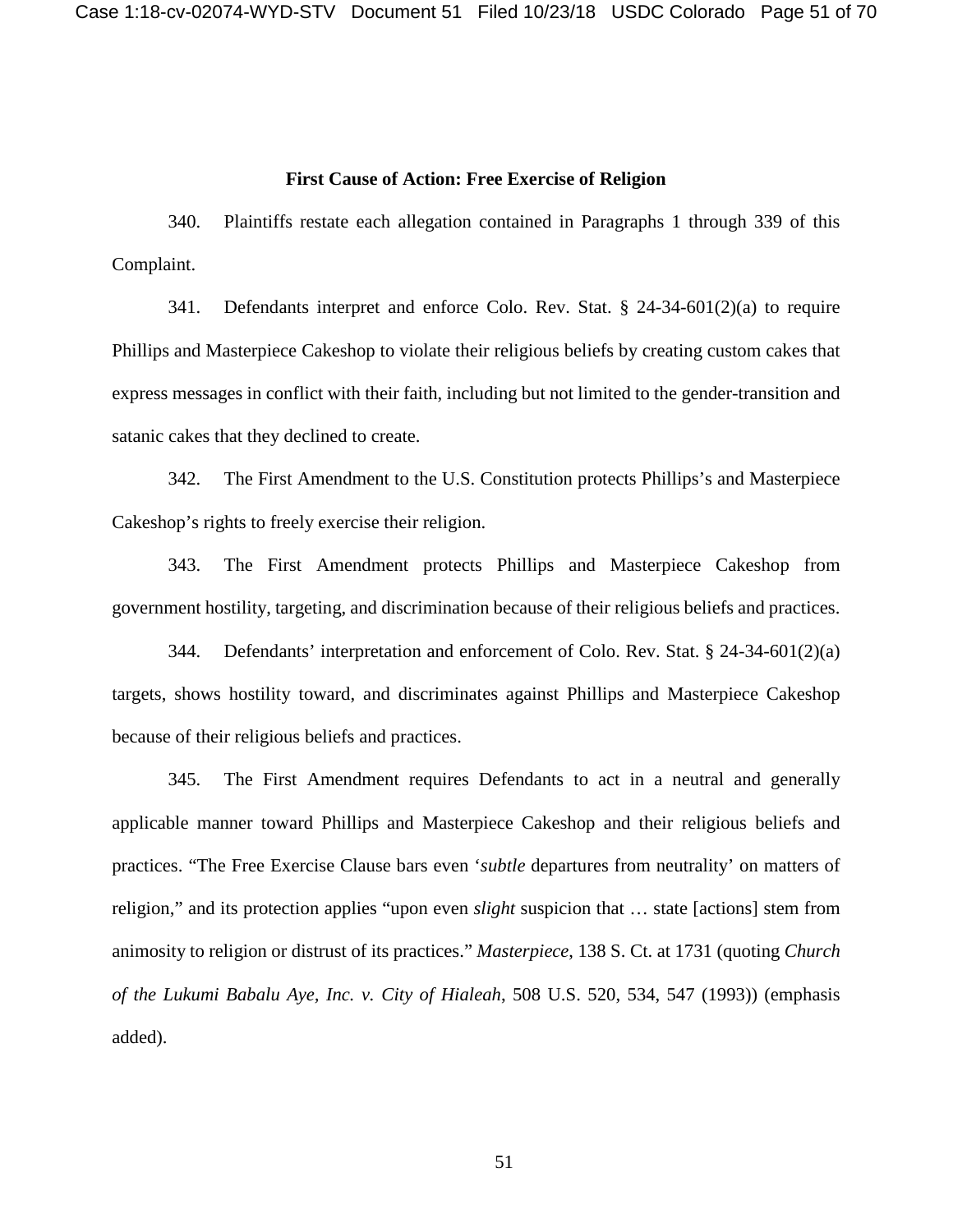**First Cause of Action: Free Exercise of Religion**

340. Plaintiffs restate each allegation contained in Paragraphs 1 through 339 of this Complaint.

341. Defendants interpret and enforce Colo. Rev. Stat. § 24-34-601(2)(a) to require Phillips and Masterpiece Cakeshop to violate their religious beliefs by creating custom cakes that express messages in conflict with their faith, including but not limited to the gender-transition and satanic cakes that they declined to create.

342. The First Amendment to the U.S. Constitution protects Phillips's and Masterpiece Cakeshop's rights to freely exercise their religion.

343. The First Amendment protects Phillips and Masterpiece Cakeshop from government hostility, targeting, and discrimination because of their religious beliefs and practices.

344. Defendants' interpretation and enforcement of Colo. Rev. Stat. § 24-34-601(2)(a) targets, shows hostility toward, and discriminates against Phillips and Masterpiece Cakeshop because of their religious beliefs and practices.

345. The First Amendment requires Defendants to act in a neutral and generally applicable manner toward Phillips and Masterpiece Cakeshop and their religious beliefs and practices. "The Free Exercise Clause bars even '*subtle* departures from neutrality' on matters of religion," and its protection applies "upon even *slight* suspicion that … state [actions] stem from animosity to religion or distrust of its practices." *Masterpiece*, 138 S. Ct. at 1731 (quoting *Church of the Lukumi Babalu Aye, Inc. v. City of Hialeah*, 508 U.S. 520, 534, 547 (1993)) (emphasis added).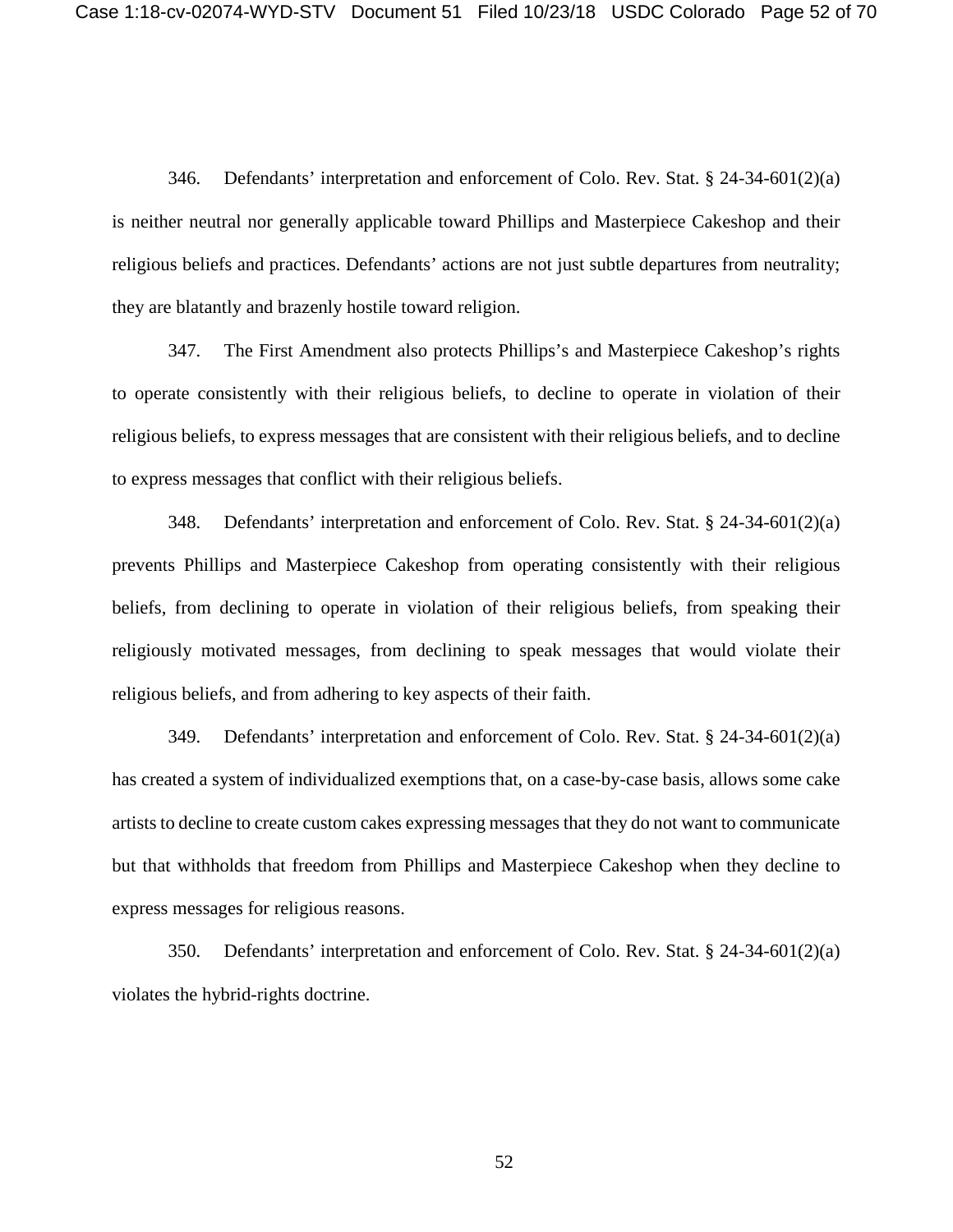346. Defendants' interpretation and enforcement of Colo. Rev. Stat. § 24-34-601(2)(a) is neither neutral nor generally applicable toward Phillips and Masterpiece Cakeshop and their religious beliefs and practices. Defendants' actions are not just subtle departures from neutrality; they are blatantly and brazenly hostile toward religion.

347. The First Amendment also protects Phillips's and Masterpiece Cakeshop's rights to operate consistently with their religious beliefs, to decline to operate in violation of their religious beliefs, to express messages that are consistent with their religious beliefs, and to decline to express messages that conflict with their religious beliefs.

348. Defendants' interpretation and enforcement of Colo. Rev. Stat. § 24-34-601(2)(a) prevents Phillips and Masterpiece Cakeshop from operating consistently with their religious beliefs, from declining to operate in violation of their religious beliefs, from speaking their religiously motivated messages, from declining to speak messages that would violate their religious beliefs, and from adhering to key aspects of their faith.

349. Defendants' interpretation and enforcement of Colo. Rev. Stat. § 24-34-601(2)(a) has created a system of individualized exemptions that, on a case-by-case basis, allows some cake artists to decline to create custom cakes expressing messages that they do not want to communicate but that withholds that freedom from Phillips and Masterpiece Cakeshop when they decline to express messages for religious reasons.

350. Defendants' interpretation and enforcement of Colo. Rev. Stat. § 24-34-601(2)(a) violates the hybrid-rights doctrine.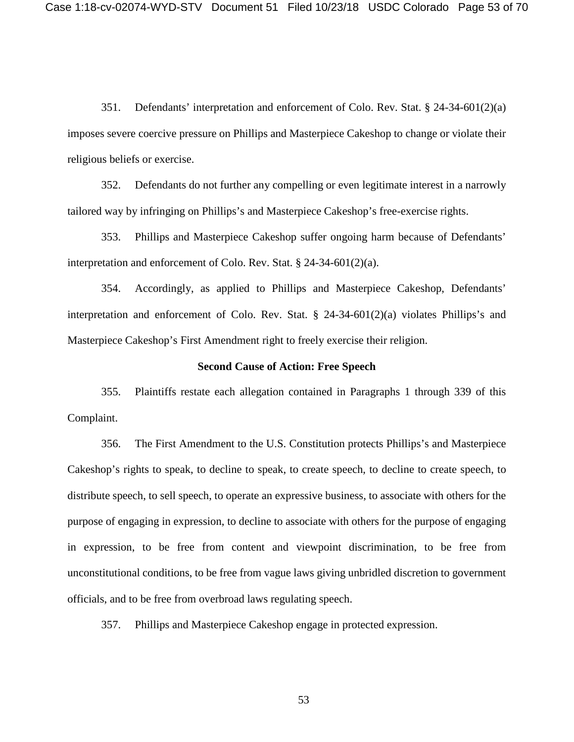351. Defendants' interpretation and enforcement of Colo. Rev. Stat. § 24-34-601(2)(a) imposes severe coercive pressure on Phillips and Masterpiece Cakeshop to change or violate their religious beliefs or exercise.

352. Defendants do not further any compelling or even legitimate interest in a narrowly tailored way by infringing on Phillips's and Masterpiece Cakeshop's free-exercise rights.

353. Phillips and Masterpiece Cakeshop suffer ongoing harm because of Defendants' interpretation and enforcement of Colo. Rev. Stat. § 24-34-601(2)(a).

354. Accordingly, as applied to Phillips and Masterpiece Cakeshop, Defendants' interpretation and enforcement of Colo. Rev. Stat. § 24-34-601(2)(a) violates Phillips's and Masterpiece Cakeshop's First Amendment right to freely exercise their religion.

**Second Cause of Action: Free Speech**

355. Plaintiffs restate each allegation contained in Paragraphs 1 through 339 of this Complaint.

356. The First Amendment to the U.S. Constitution protects Phillips's and Masterpiece Cakeshop's rights to speak, to decline to speak, to create speech, to decline to create speech, to distribute speech, to sell speech, to operate an expressive business, to associate with others for the purpose of engaging in expression, to decline to associate with others for the purpose of engaging in expression, to be free from content and viewpoint discrimination, to be free from unconstitutional conditions, to be free from vague laws giving unbridled discretion to government officials, and to be free from overbroad laws regulating speech.

357. Phillips and Masterpiece Cakeshop engage in protected expression.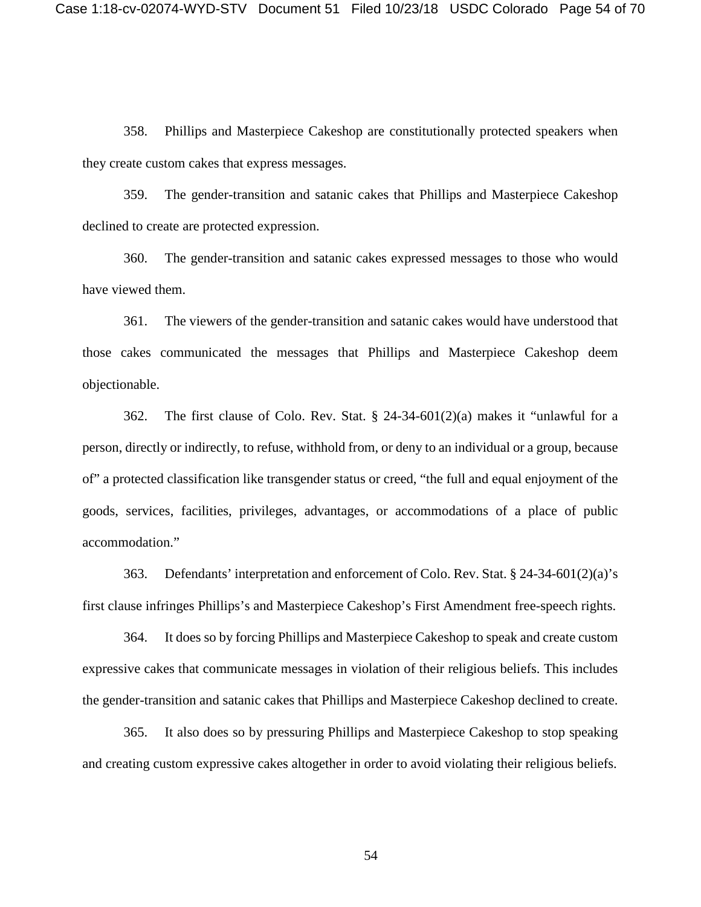358. Phillips and Masterpiece Cakeshop are constitutionally protected speakers when they create custom cakes that express messages.

359. The gender-transition and satanic cakes that Phillips and Masterpiece Cakeshop declined to create are protected expression.

360. The gender-transition and satanic cakes expressed messages to those who would have viewed them.

361. The viewers of the gender-transition and satanic cakes would have understood that those cakes communicated the messages that Phillips and Masterpiece Cakeshop deem objectionable.

362. The first clause of Colo. Rev. Stat. § 24-34-601(2)(a) makes it "unlawful for a person, directly or indirectly, to refuse, withhold from, or deny to an individual or a group, because of" a protected classification like transgender status or creed, "the full and equal enjoyment of the goods, services, facilities, privileges, advantages, or accommodations of a place of public accommodation."

363. Defendants' interpretation and enforcement of Colo. Rev. Stat. § 24-34-601(2)(a)'s first clause infringes Phillips's and Masterpiece Cakeshop's First Amendment free-speech rights.

364. It does so by forcing Phillips and Masterpiece Cakeshop to speak and create custom expressive cakes that communicate messages in violation of their religious beliefs. This includes the gender-transition and satanic cakes that Phillips and Masterpiece Cakeshop declined to create.

365. It also does so by pressuring Phillips and Masterpiece Cakeshop to stop speaking and creating custom expressive cakes altogether in order to avoid violating their religious beliefs.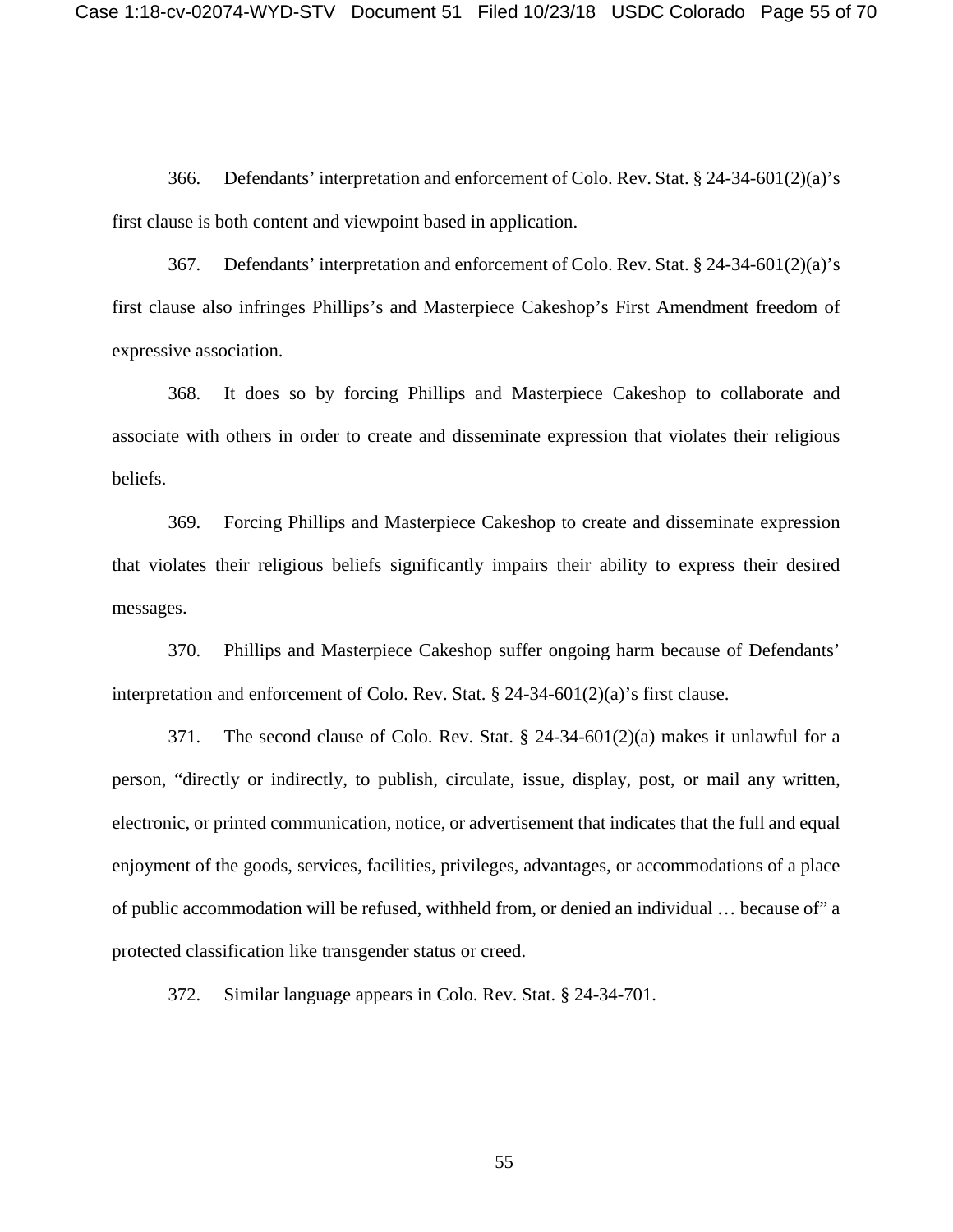366. Defendants' interpretation and enforcement of Colo. Rev. Stat. § 24-34-601(2)(a)'s first clause is both content and viewpoint based in application.

367. Defendants' interpretation and enforcement of Colo. Rev. Stat. § 24-34-601(2)(a)'s first clause also infringes Phillips's and Masterpiece Cakeshop's First Amendment freedom of expressive association.

368. It does so by forcing Phillips and Masterpiece Cakeshop to collaborate and associate with others in order to create and disseminate expression that violates their religious beliefs.

369. Forcing Phillips and Masterpiece Cakeshop to create and disseminate expression that violates their religious beliefs significantly impairs their ability to express their desired messages.

370. Phillips and Masterpiece Cakeshop suffer ongoing harm because of Defendants' interpretation and enforcement of Colo. Rev. Stat. § 24-34-601(2)(a)'s first clause.

371. The second clause of Colo. Rev. Stat. § 24-34-601(2)(a) makes it unlawful for a person, "directly or indirectly, to publish, circulate, issue, display, post, or mail any written, electronic, or printed communication, notice, or advertisement that indicates that the full and equal enjoyment of the goods, services, facilities, privileges, advantages, or accommodations of a place of public accommodation will be refused, withheld from, or denied an individual … because of" a protected classification like transgender status or creed.

372. Similar language appears in Colo. Rev. Stat. § 24-34-701.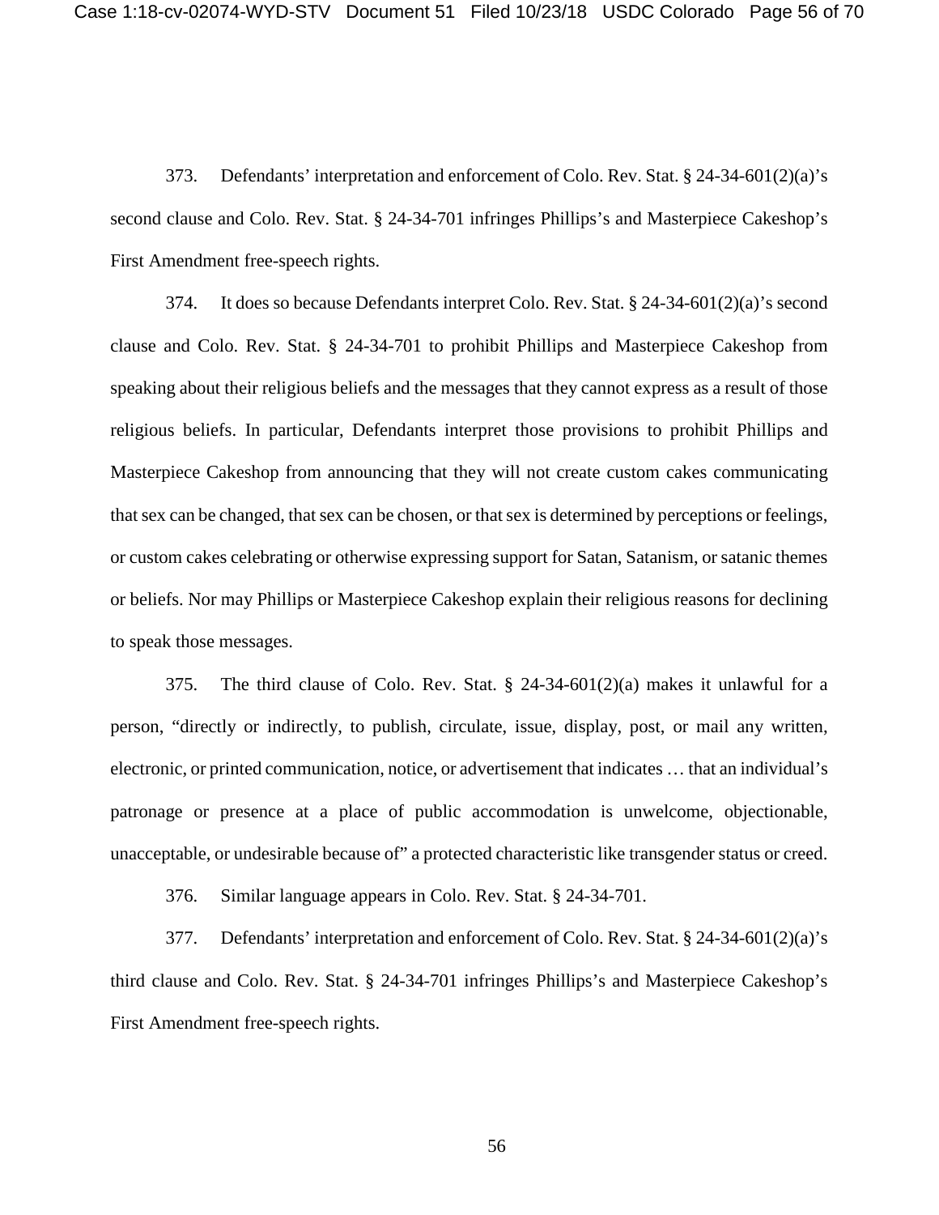373. Defendants' interpretation and enforcement of Colo. Rev. Stat. § 24-34-601(2)(a)'s second clause and Colo. Rev. Stat. § 24-34-701 infringes Phillips's and Masterpiece Cakeshop's First Amendment free-speech rights.

374. It does so because Defendants interpret Colo. Rev. Stat. § 24-34-601(2)(a)'s second clause and Colo. Rev. Stat. § 24-34-701 to prohibit Phillips and Masterpiece Cakeshop from speaking about their religious beliefs and the messages that they cannot express as a result of those religious beliefs. In particular, Defendants interpret those provisions to prohibit Phillips and Masterpiece Cakeshop from announcing that they will not create custom cakes communicating that sex can be changed, that sex can be chosen, or that sex is determined by perceptions or feelings, or custom cakes celebrating or otherwise expressing support for Satan, Satanism, or satanic themes or beliefs. Nor may Phillips or Masterpiece Cakeshop explain their religious reasons for declining to speak those messages.

375. The third clause of Colo. Rev. Stat. § 24-34-601(2)(a) makes it unlawful for a person, "directly or indirectly, to publish, circulate, issue, display, post, or mail any written, electronic, or printed communication, notice, or advertisement that indicates … that an individual's patronage or presence at a place of public accommodation is unwelcome, objectionable, unacceptable, or undesirable because of" a protected characteristic like transgender status or creed.

376. Similar language appears in Colo. Rev. Stat. § 24-34-701.

377. Defendants' interpretation and enforcement of Colo. Rev. Stat. § 24-34-601(2)(a)'s third clause and Colo. Rev. Stat. § 24-34-701 infringes Phillips's and Masterpiece Cakeshop's First Amendment free-speech rights.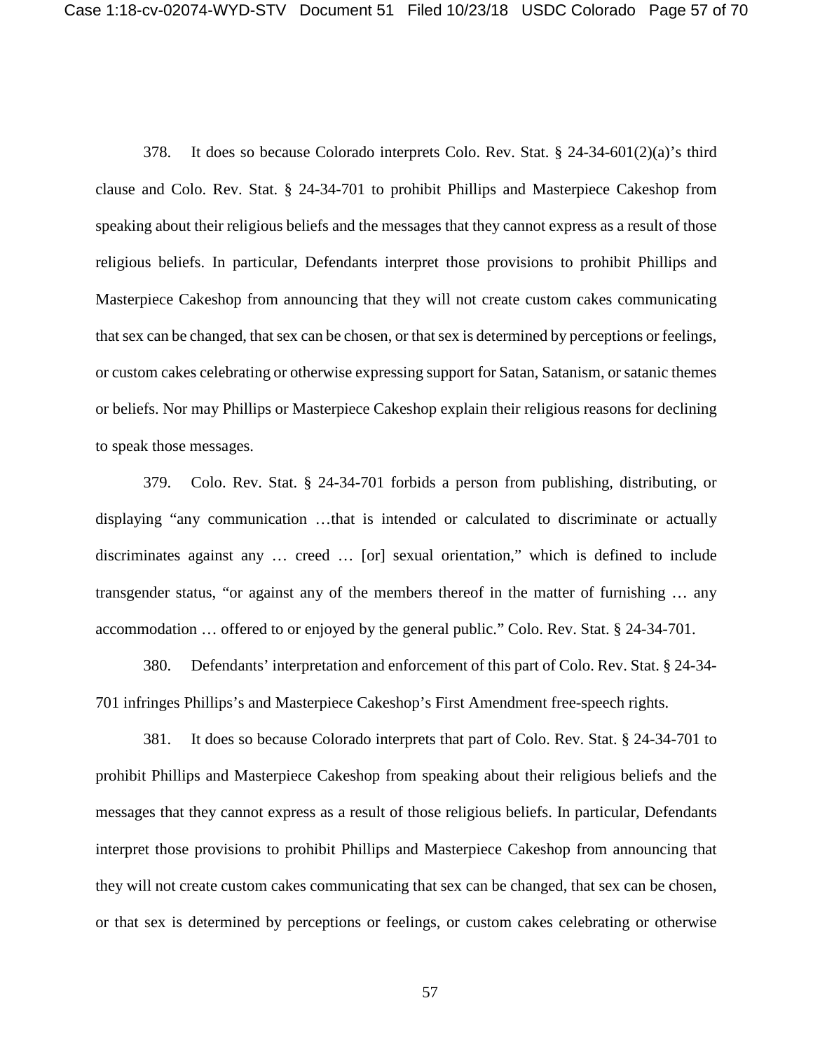378. It does so because Colorado interprets Colo. Rev. Stat. § 24-34-601(2)(a)'s third clause and Colo. Rev. Stat. § 24-34-701 to prohibit Phillips and Masterpiece Cakeshop from speaking about their religious beliefs and the messages that they cannot express as a result of those religious beliefs. In particular, Defendants interpret those provisions to prohibit Phillips and Masterpiece Cakeshop from announcing that they will not create custom cakes communicating that sex can be changed, that sex can be chosen, or that sex is determined by perceptions or feelings, or custom cakes celebrating or otherwise expressing support for Satan, Satanism, or satanic themes or beliefs. Nor may Phillips or Masterpiece Cakeshop explain their religious reasons for declining to speak those messages.

379. Colo. Rev. Stat. § 24-34-701 forbids a person from publishing, distributing, or displaying "any communication …that is intended or calculated to discriminate or actually discriminates against any … creed … [or] sexual orientation," which is defined to include transgender status, "or against any of the members thereof in the matter of furnishing … any accommodation … offered to or enjoyed by the general public." Colo. Rev. Stat. § 24-34-701.

380. Defendants' interpretation and enforcement of this part of Colo. Rev. Stat. § 24-34-701 infringes Phillips's and Masterpiece Cakeshop's First Amendment free-speech rights.

381. It does so because Colorado interprets that part of Colo. Rev. Stat. § 24-34-701 to prohibit Phillips and Masterpiece Cakeshop from speaking about their religious beliefs and the messages that they cannot express as a result of those religious beliefs. In particular, Defendants interpret those provisions to prohibit Phillips and Masterpiece Cakeshop from announcing that they will not create custom cakes communicating that sex can be changed, that sex can be chosen, or that sex is determined by perceptions or feelings, or custom cakes celebrating or otherwise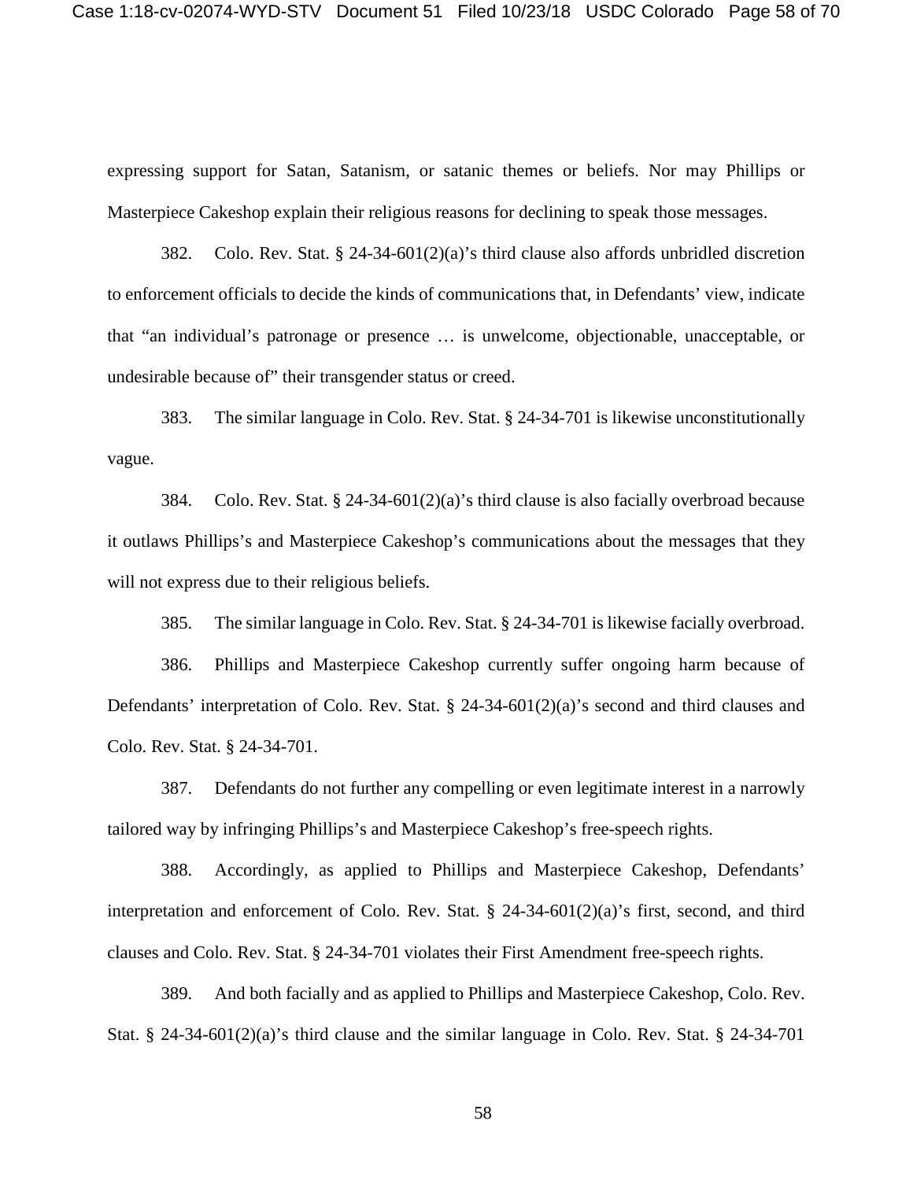expressing support for Satan, Satanism, or satanic themes or beliefs. Nor may Phillips or Masterpiece Cakeshop explain their religious reasons for declining to speak those messages.

382. Colo. Rev. Stat. § 24-34-601(2)(a)'s third clause also affords unbridled discretion to enforcement officials to decide the kinds of communications that, in Defendants' view, indicate that "an individual's patronage or presence … is unwelcome, objectionable, unacceptable, or undesirable because of" their transgender status or creed.

383. The similar language in Colo. Rev. Stat. § 24-34-701 is likewise unconstitutionally vague.

384. Colo. Rev. Stat. § 24-34-601(2)(a)'s third clause is also facially overbroad because it outlaws Phillips's and Masterpiece Cakeshop's communications about the messages that they will not express due to their religious beliefs.

385. The similar language in Colo. Rev. Stat. § 24-34-701 is likewise facially overbroad.

386. Phillips and Masterpiece Cakeshop currently suffer ongoing harm because of Defendants' interpretation of Colo. Rev. Stat. § 24-34-601(2)(a)'s second and third clauses and Colo. Rev. Stat. § 24-34-701.

387. Defendants do not further any compelling or even legitimate interest in a narrowly tailored way by infringing Phillips's and Masterpiece Cakeshop's free-speech rights.

388. Accordingly, as applied to Phillips and Masterpiece Cakeshop, Defendants' interpretation and enforcement of Colo. Rev. Stat. § 24-34-601(2)(a)'s first, second, and third clauses and Colo. Rev. Stat. § 24-34-701 violates their First Amendment free-speech rights.

389. And both facially and as applied to Phillips and Masterpiece Cakeshop, Colo. Rev. Stat. § 24-34-601(2)(a)'s third clause and the similar language in Colo. Rev. Stat. § 24-34-701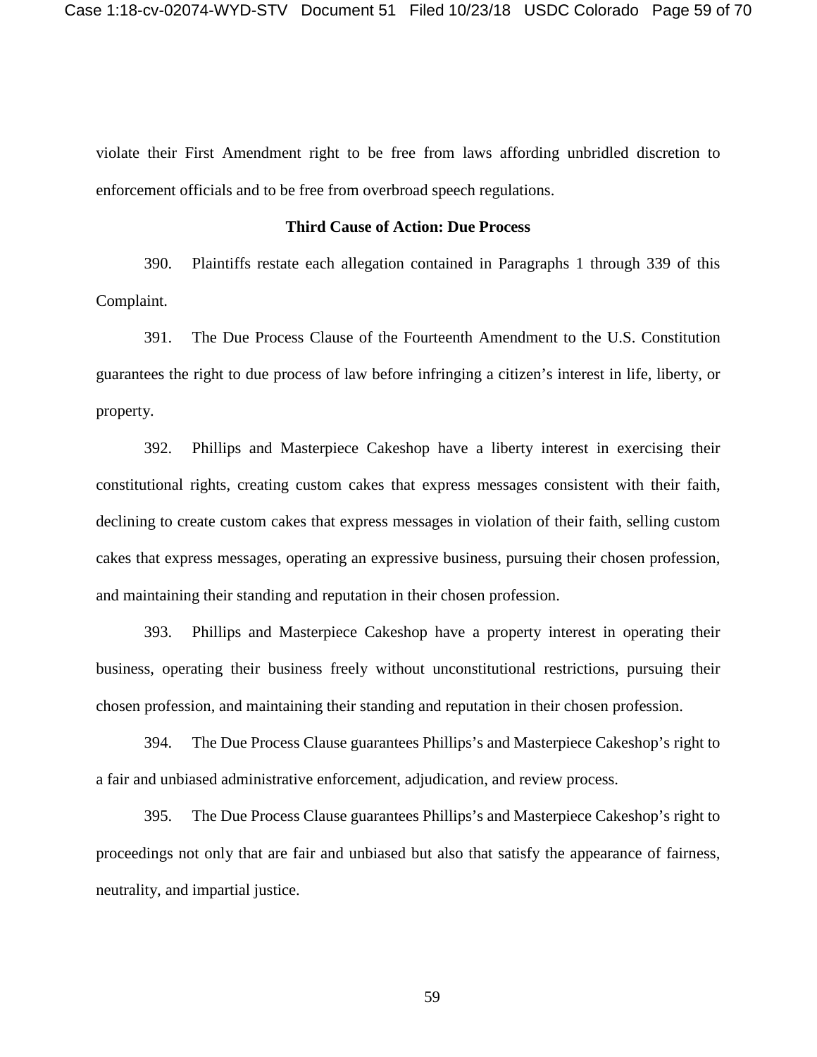violate their First Amendment right to be free from laws affording unbridled discretion to enforcement officials and to be free from overbroad speech regulations.

**Third Cause of Action: Due Process**

390. Plaintiffs restate each allegation contained in Paragraphs 1 through 339 of this Complaint.

391. The Due Process Clause of the Fourteenth Amendment to the U.S. Constitution guarantees the right to due process of law before infringing a citizen's interest in life, liberty, or property.

392. Phillips and Masterpiece Cakeshop have a liberty interest in exercising their constitutional rights, creating custom cakes that express messages consistent with their faith, declining to create custom cakes that express messages in violation of their faith, selling custom cakes that express messages, operating an expressive business, pursuing their chosen profession, and maintaining their standing and reputation in their chosen profession.

393. Phillips and Masterpiece Cakeshop have a property interest in operating their business, operating their business freely without unconstitutional restrictions, pursuing their chosen profession, and maintaining their standing and reputation in their chosen profession.

394. The Due Process Clause guarantees Phillips's and Masterpiece Cakeshop's right to a fair and unbiased administrative enforcement, adjudication, and review process.

395. The Due Process Clause guarantees Phillips's and Masterpiece Cakeshop's right to proceedings not only that are fair and unbiased but also that satisfy the appearance of fairness, neutrality, and impartial justice.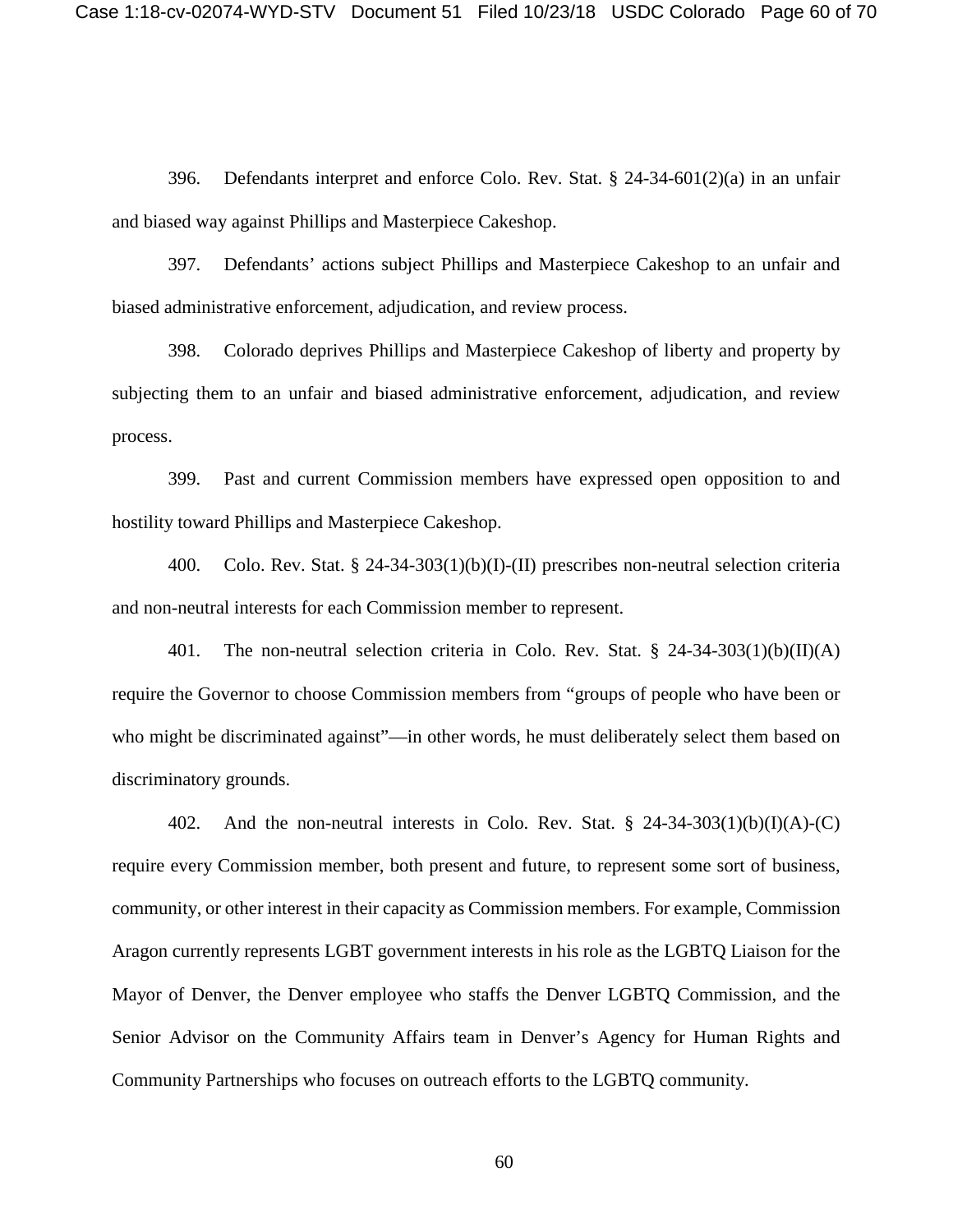396. Defendants interpret and enforce Colo. Rev. Stat. § 24-34-601(2)(a) in an unfair and biased way against Phillips and Masterpiece Cakeshop.

397. Defendants' actions subject Phillips and Masterpiece Cakeshop to an unfair and biased administrative enforcement, adjudication, and review process.

398. Colorado deprives Phillips and Masterpiece Cakeshop of liberty and property by subjecting them to an unfair and biased administrative enforcement, adjudication, and review process.

399. Past and current Commission members have expressed open opposition to and hostility toward Phillips and Masterpiece Cakeshop.

400. Colo. Rev. Stat. § 24-34-303(1)(b)(I)-(II) prescribes non-neutral selection criteria and non-neutral interests for each Commission member to represent.

401. The non-neutral selection criteria in Colo. Rev. Stat. § 24-34-303(1)(b)(II)(A) require the Governor to choose Commission members from "groups of people who have been or who might be discriminated against"—in other words, he must deliberately select them based on discriminatory grounds.

402. And the non-neutral interests in Colo. Rev. Stat. § 24-34-303(1)(b)(I)(A)-(C) require every Commission member, both present and future, to represent some sort of business, community, or other interest in their capacity as Commission members. For example, Commission Aragon currently represents LGBT government interests in his role as the LGBTQ Liaison for the Mayor of Denver, the Denver employee who staffs the Denver LGBTQ Commission, and the Senior Advisor on the Community Affairs team in Denver's Agency for Human Rights and Community Partnerships who focuses on outreach efforts to the LGBTQ community.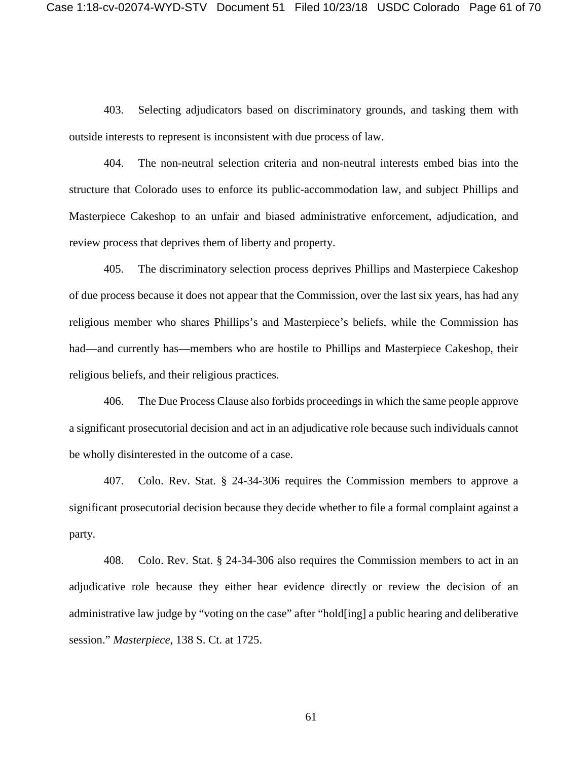403. Selecting adjudicators based on discriminatory grounds, and tasking them with outside interests to represent is inconsistent with due process of law.

404. The non-neutral selection criteria and non-neutral interests embed bias into the structure that Colorado uses to enforce its public-accommodation law, and subject Phillips and Masterpiece Cakeshop to an unfair and biased administrative enforcement, adjudication, and review process that deprives them of liberty and property.

405. The discriminatory selection process deprives Phillips and Masterpiece Cakeshop of due process because it does not appear that the Commission, over the last six years, has had any religious member who shares Phillips's and Masterpiece's beliefs, while the Commission has had—and currently has—members who are hostile to Phillips and Masterpiece Cakeshop, their religious beliefs, and their religious practices.

406. The Due Process Clause also forbids proceedings in which the same people approve a significant prosecutorial decision and act in an adjudicative role because such individuals cannot be wholly disinterested in the outcome of a case.

407. Colo. Rev. Stat. § 24-34-306 requires the Commission members to approve a significant prosecutorial decision because they decide whether to file a formal complaint against a party.

408. Colo. Rev. Stat. § 24-34-306 also requires the Commission members to act in an adjudicative role because they either hear evidence directly or review the decision of an administrative law judge by "voting on the case" after "hold[ing] a public hearing and deliberative session." *Masterpiece*, 138 S. Ct. at 1725.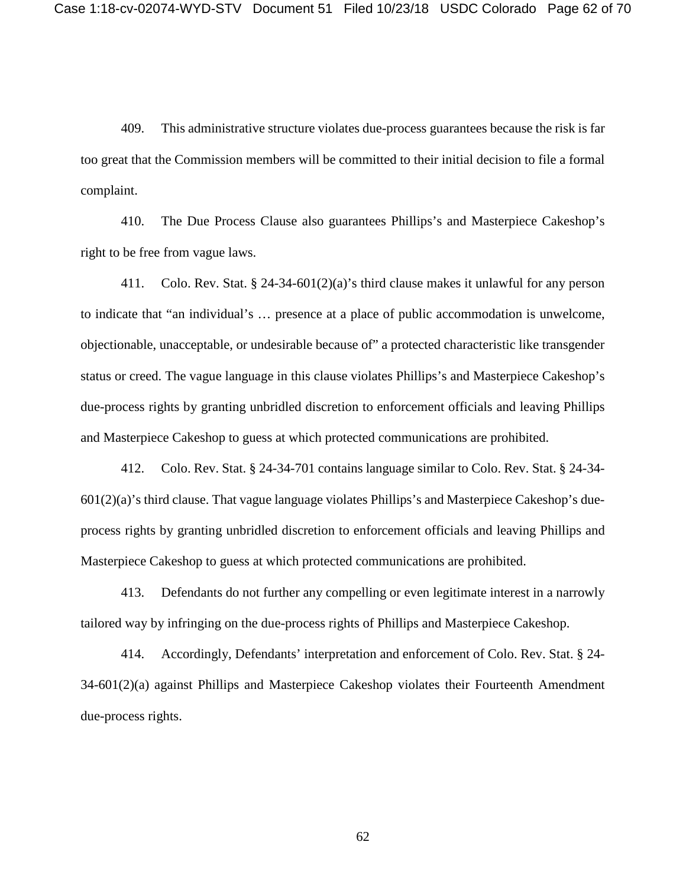409. This administrative structure violates due-process guarantees because the risk is far too great that the Commission members will be committed to their initial decision to file a formal complaint.

410. The Due Process Clause also guarantees Phillips's and Masterpiece Cakeshop's right to be free from vague laws.

411. Colo. Rev. Stat. § 24-34-601(2)(a)'s third clause makes it unlawful for any person to indicate that "an individual's … presence at a place of public accommodation is unwelcome, objectionable, unacceptable, or undesirable because of" a protected characteristic like transgender status or creed. The vague language in this clause violates Phillips's and Masterpiece Cakeshop's due-process rights by granting unbridled discretion to enforcement officials and leaving Phillips and Masterpiece Cakeshop to guess at which protected communications are prohibited.

412. Colo. Rev. Stat. § 24-34-701 contains language similar to Colo. Rev. Stat. § 24-34-601(2)(a)'s third clause. That vague language violates Phillips's and Masterpiece Cakeshop's due-process rights by granting unbridled discretion to enforcement officials and leaving Phillips and Masterpiece Cakeshop to guess at which protected communications are prohibited.

413. Defendants do not further any compelling or even legitimate interest in a narrowly tailored way by infringing on the due-process rights of Phillips and Masterpiece Cakeshop.

414. Accordingly, Defendants' interpretation and enforcement of Colo. Rev. Stat. § 24-34-601(2)(a) against Phillips and Masterpiece Cakeshop violates their Fourteenth Amendment due-process rights.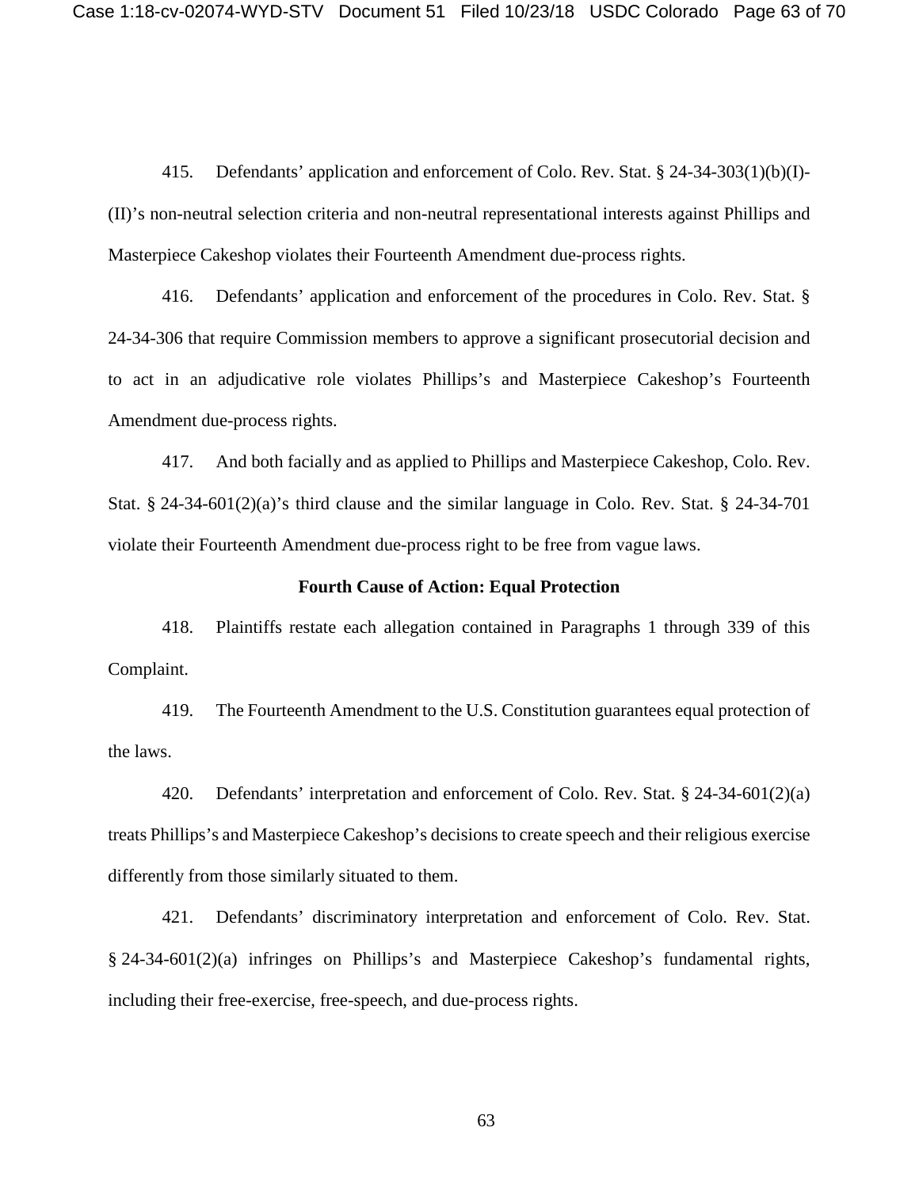415. Defendants' application and enforcement of Colo. Rev. Stat. § 24-34-303(1)(b)(I)-(II)'s non-neutral selection criteria and non-neutral representational interests against Phillips and Masterpiece Cakeshop violates their Fourteenth Amendment due-process rights.

416. Defendants' application and enforcement of the procedures in Colo. Rev. Stat. § 24-34-306 that require Commission members to approve a significant prosecutorial decision and to act in an adjudicative role violates Phillips's and Masterpiece Cakeshop's Fourteenth Amendment due-process rights.

417. And both facially and as applied to Phillips and Masterpiece Cakeshop, Colo. Rev. Stat. § 24-34-601(2)(a)'s third clause and the similar language in Colo. Rev. Stat. § 24-34-701 violate their Fourteenth Amendment due-process right to be free from vague laws.

**Fourth Cause of Action: Equal Protection**

418. Plaintiffs restate each allegation contained in Paragraphs 1 through 339 of this Complaint.

419. The Fourteenth Amendment to the U.S. Constitution guarantees equal protection of the laws.

420. Defendants' interpretation and enforcement of Colo. Rev. Stat. § 24-34-601(2)(a) treats Phillips's and Masterpiece Cakeshop's decisions to create speech and their religious exercise differently from those similarly situated to them.

421. Defendants' discriminatory interpretation and enforcement of Colo. Rev. Stat. § 24-34-601(2)(a) infringes on Phillips's and Masterpiece Cakeshop's fundamental rights, including their free-exercise, free-speech, and due-process rights.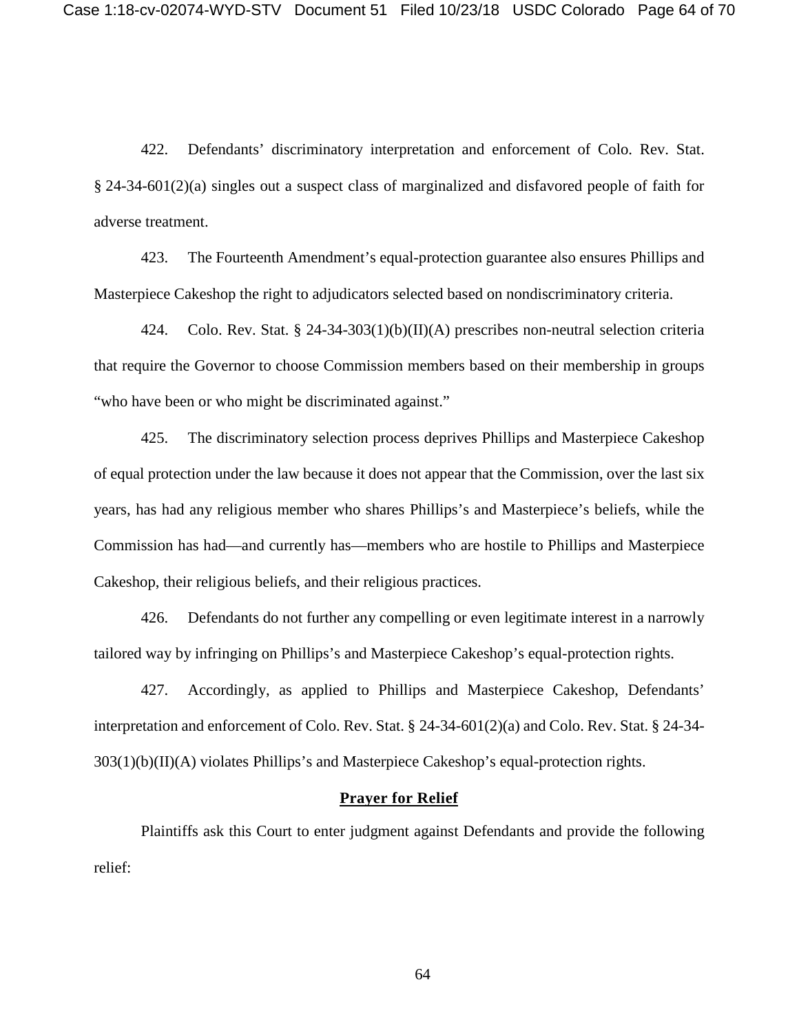422. Defendants' discriminatory interpretation and enforcement of Colo. Rev. Stat. § 24-34-601(2)(a) singles out a suspect class of marginalized and disfavored people of faith for adverse treatment.

423. The Fourteenth Amendment's equal-protection guarantee also ensures Phillips and Masterpiece Cakeshop the right to adjudicators selected based on nondiscriminatory criteria.

424. Colo. Rev. Stat. § 24-34-303(1)(b)(II)(A) prescribes non-neutral selection criteria that require the Governor to choose Commission members based on their membership in groups "who have been or who might be discriminated against."

425. The discriminatory selection process deprives Phillips and Masterpiece Cakeshop of equal protection under the law because it does not appear that the Commission, over the last six years, has had any religious member who shares Phillips's and Masterpiece's beliefs, while the Commission has had—and currently has—members who are hostile to Phillips and Masterpiece Cakeshop, their religious beliefs, and their religious practices.

426. Defendants do not further any compelling or even legitimate interest in a narrowly tailored way by infringing on Phillips's and Masterpiece Cakeshop's equal-protection rights.

427. Accordingly, as applied to Phillips and Masterpiece Cakeshop, Defendants' interpretation and enforcement of Colo. Rev. Stat. § 24-34-601(2)(a) and Colo. Rev. Stat. § 24-34-303(1)(b)(II)(A) violates Phillips's and Masterpiece Cakeshop's equal-protection rights.

## **Prayer for Relief**

Plaintiffs ask this Court to enter judgment against Defendants and provide the following relief: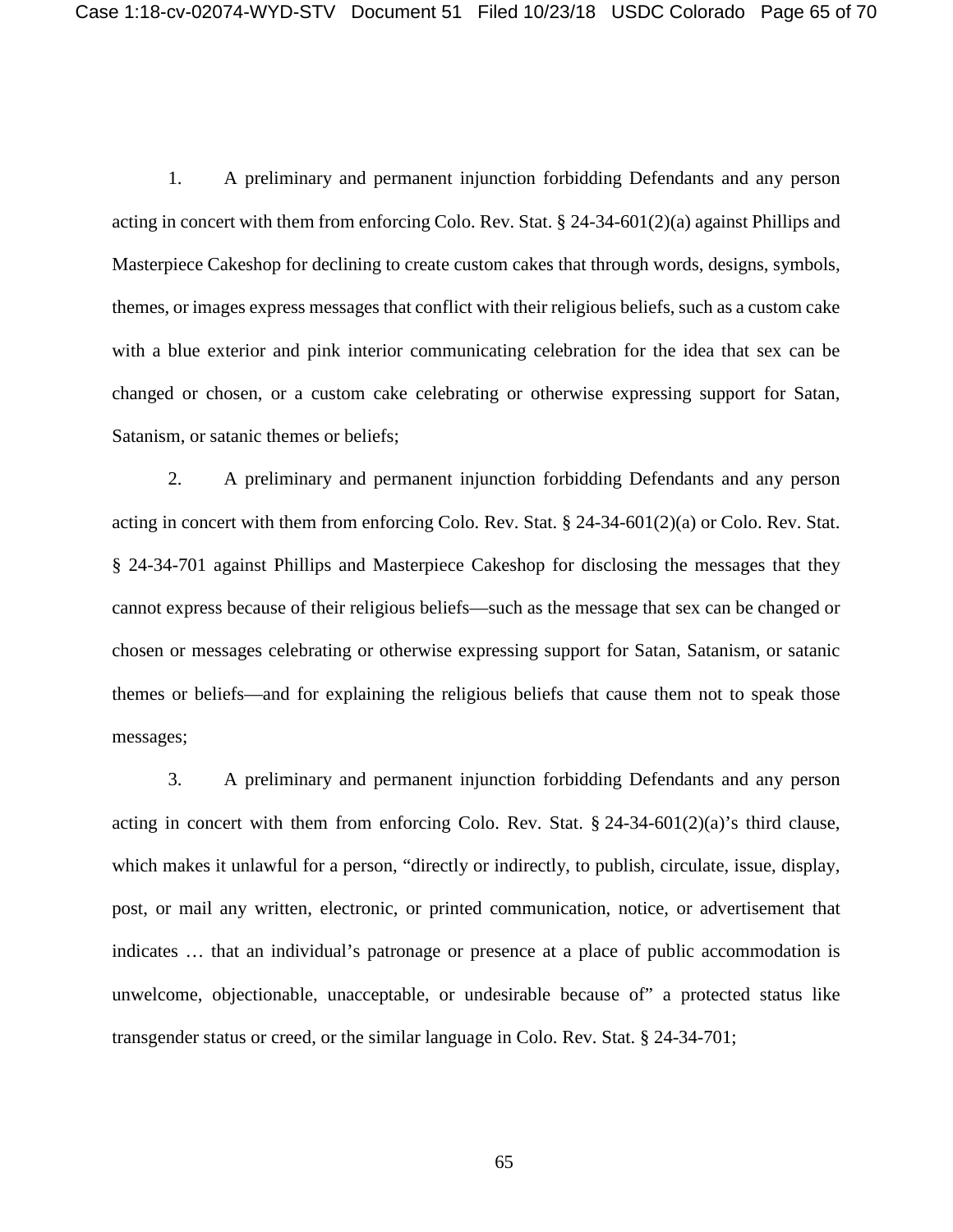1. A preliminary and permanent injunction forbidding Defendants and any person acting in concert with them from enforcing Colo. Rev. Stat. § 24-34-601(2)(a) against Phillips and Masterpiece Cakeshop for declining to create custom cakes that through words, designs, symbols, themes, or images express messages that conflict with their religious beliefs, such as a custom cake with a blue exterior and pink interior communicating celebration for the idea that sex can be changed or chosen, or a custom cake celebrating or otherwise expressing support for Satan, Satanism, or satanic themes or beliefs;

2. A preliminary and permanent injunction forbidding Defendants and any person acting in concert with them from enforcing Colo. Rev. Stat. § 24-34-601(2)(a) or Colo. Rev. Stat. § 24-34-701 against Phillips and Masterpiece Cakeshop for disclosing the messages that they cannot express because of their religious beliefs—such as the message that sex can be changed or chosen or messages celebrating or otherwise expressing support for Satan, Satanism, or satanic themes or beliefs—and for explaining the religious beliefs that cause them not to speak those messages;

3. A preliminary and permanent injunction forbidding Defendants and any person acting in concert with them from enforcing Colo. Rev. Stat. § 24-34-601(2)(a)'s third clause, which makes it unlawful for a person, "directly or indirectly, to publish, circulate, issue, display, post, or mail any written, electronic, or printed communication, notice, or advertisement that indicates … that an individual's patronage or presence at a place of public accommodation is unwelcome, objectionable, unacceptable, or undesirable because of" a protected status like transgender status or creed, or the similar language in Colo. Rev. Stat. § 24-34-701;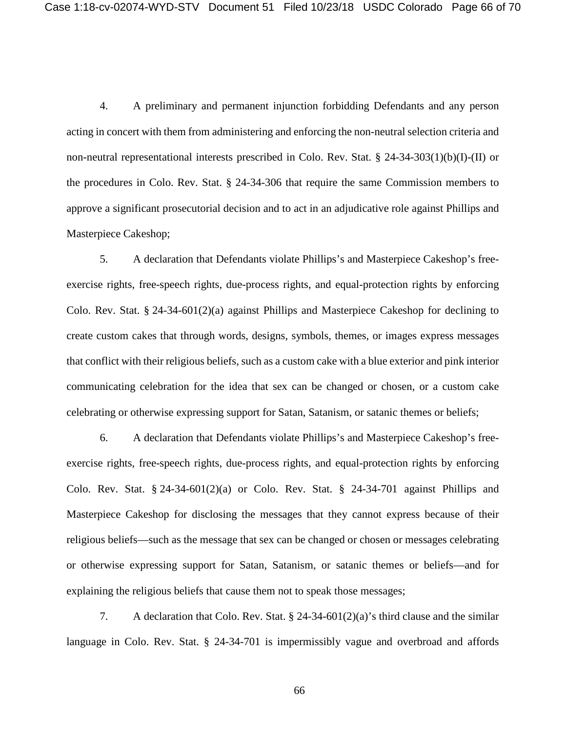4. A preliminary and permanent injunction forbidding Defendants and any person acting in concert with them from administering and enforcing the non-neutral selection criteria and non-neutral representational interests prescribed in Colo. Rev. Stat. § 24-34-303(1)(b)(I)-(II) or the procedures in Colo. Rev. Stat. § 24-34-306 that require the same Commission members to approve a significant prosecutorial decision and to act in an adjudicative role against Phillips and Masterpiece Cakeshop;

5. A declaration that Defendants violate Phillips's and Masterpiece Cakeshop's free-exercise rights, free-speech rights, due-process rights, and equal-protection rights by enforcing Colo. Rev. Stat. § 24-34-601(2)(a) against Phillips and Masterpiece Cakeshop for declining to create custom cakes that through words, designs, symbols, themes, or images express messages that conflict with their religious beliefs, such as a custom cake with a blue exterior and pink interior communicating celebration for the idea that sex can be changed or chosen, or a custom cake celebrating or otherwise expressing support for Satan, Satanism, or satanic themes or beliefs;

6. A declaration that Defendants violate Phillips's and Masterpiece Cakeshop's free-exercise rights, free-speech rights, due-process rights, and equal-protection rights by enforcing Colo. Rev. Stat. § 24-34-601(2)(a) or Colo. Rev. Stat. § 24-34-701 against Phillips and Masterpiece Cakeshop for disclosing the messages that they cannot express because of their religious beliefs—such as the message that sex can be changed or chosen or messages celebrating or otherwise expressing support for Satan, Satanism, or satanic themes or beliefs—and for explaining the religious beliefs that cause them not to speak those messages;

7. A declaration that Colo. Rev. Stat. § 24-34-601(2)(a)'s third clause and the similar language in Colo. Rev. Stat. § 24-34-701 is impermissibly vague and overbroad and affords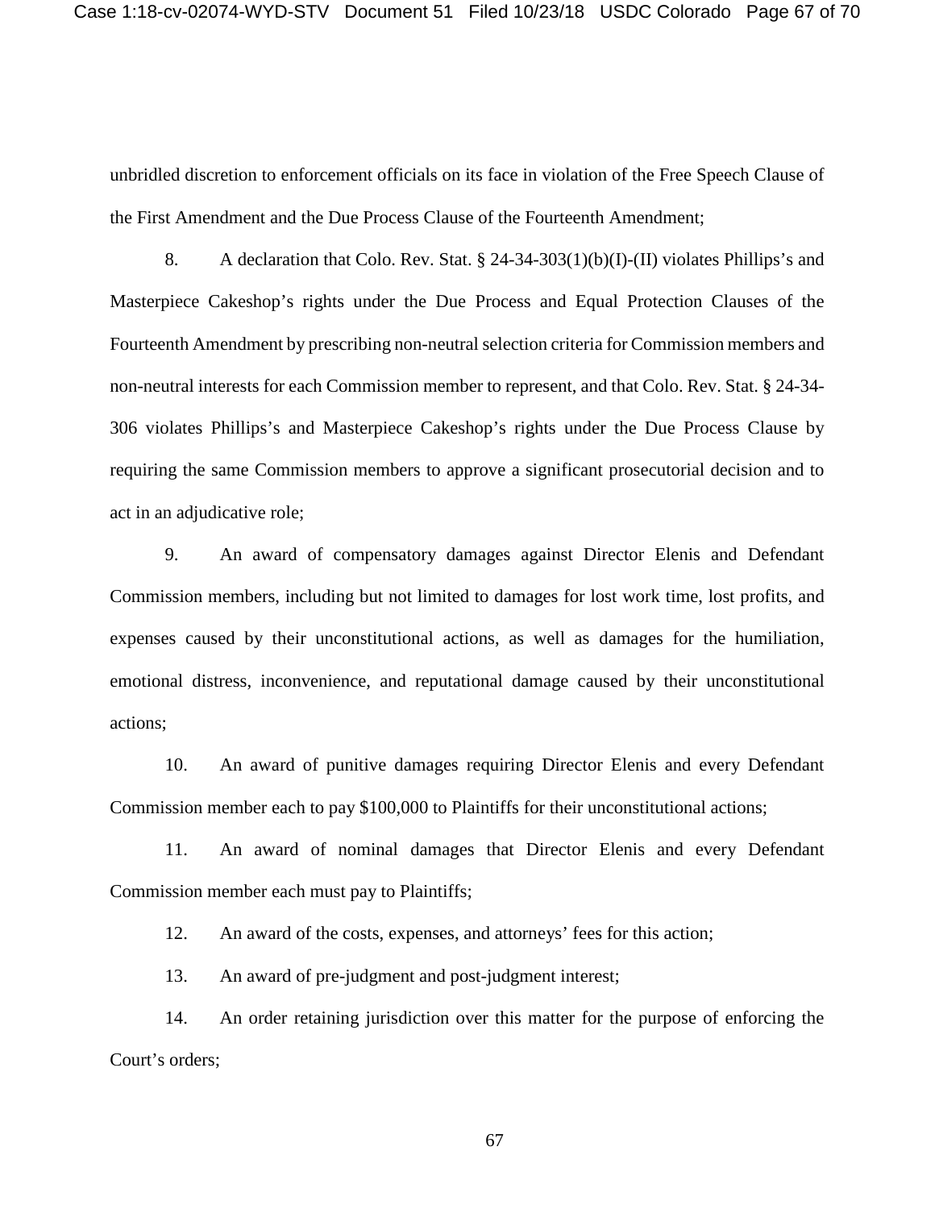unbridled discretion to enforcement officials on its face in violation of the Free Speech Clause of the First Amendment and the Due Process Clause of the Fourteenth Amendment;

8. A declaration that Colo. Rev. Stat. § 24-34-303(1)(b)(I)-(II) violates Phillips's and Masterpiece Cakeshop's rights under the Due Process and Equal Protection Clauses of the Fourteenth Amendment by prescribing non-neutral selection criteria for Commission members and non-neutral interests for each Commission member to represent, and that Colo. Rev. Stat. § 24-34-306 violates Phillips's and Masterpiece Cakeshop's rights under the Due Process Clause by requiring the same Commission members to approve a significant prosecutorial decision and to act in an adjudicative role;

9. An award of compensatory damages against Director Elenis and Defendant Commission members, including but not limited to damages for lost work time, lost profits, and expenses caused by their unconstitutional actions, as well as damages for the humiliation, emotional distress, inconvenience, and reputational damage caused by their unconstitutional actions;

10. An award of punitive damages requiring Director Elenis and every Defendant Commission member each to pay $100,000 to Plaintiffs for their unconstitutional actions;

11. An award of nominal damages that Director Elenis and every Defendant Commission member each must pay to Plaintiffs;

12. An award of the costs, expenses, and attorneys' fees for this action;

13. An award of pre-judgment and post-judgment interest;

14. An order retaining jurisdiction over this matter for the purpose of enforcing the Court's orders;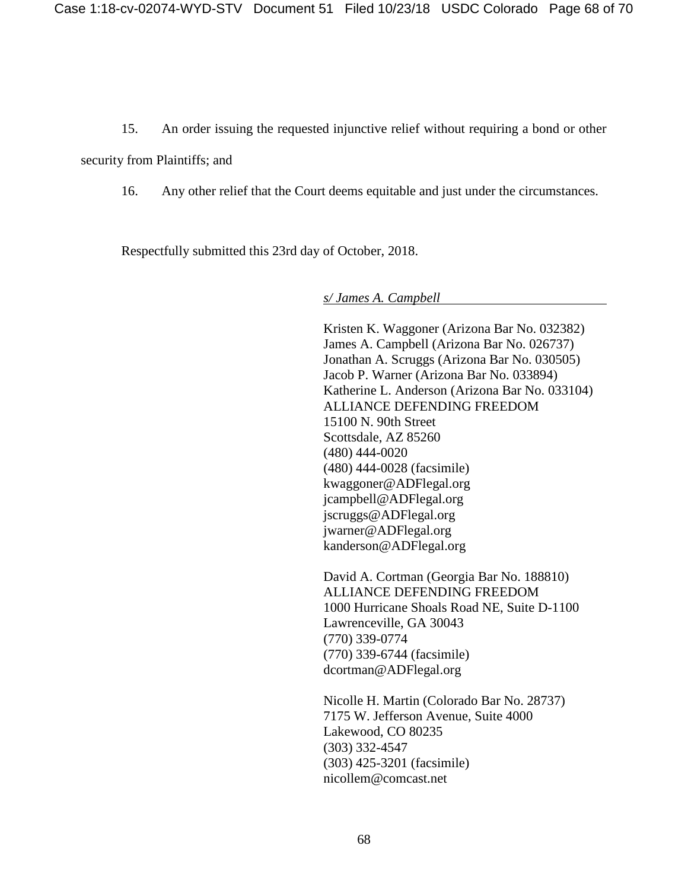15. An order issuing the requested injunctive relief without requiring a bond or other security from Plaintiffs; and

16. Any other relief that the Court deems equitable and just under the circumstances.

Respectfully submitted this 23rd day of October, 2018.

*s/ James A. Campbell*

Kristen K. Waggoner (Arizona Bar No. 032382)
James A. Campbell (Arizona Bar No. 026737)
Jonathan A. Scruggs (Arizona Bar No. 030505)
Jacob P. Warner (Arizona Bar No. 033894)
Katherine L. Anderson (Arizona Bar No. 033104)
ALLIANCE DEFENDING FREEDOM
15100 N. 90th Street
Scottsdale, AZ 85260
(480) 444-0020
(480) 444-0028 (facsimile)
kwaggoner@ADFlegal.org
jcampbell@ADFlegal.org
jscruggs@ADFlegal.org
jwarner@ADFlegal.org
kanderson@ADFlegal.org

David A. Cortman (Georgia Bar No. 188810)
ALLIANCE DEFENDING FREEDOM
1000 Hurricane Shoals Road NE, Suite D-1100
Lawrenceville, GA 30043
(770) 339-0774
(770) 339-6744 (facsimile)
dcortman@ADFlegal.org

Nicolle H. Martin (Colorado Bar No. 28737)
7175 W. Jefferson Avenue, Suite 4000
Lakewood, CO 80235
(303) 332-4547
(303) 425-3201 (facsimile)
nicollem@comcast.net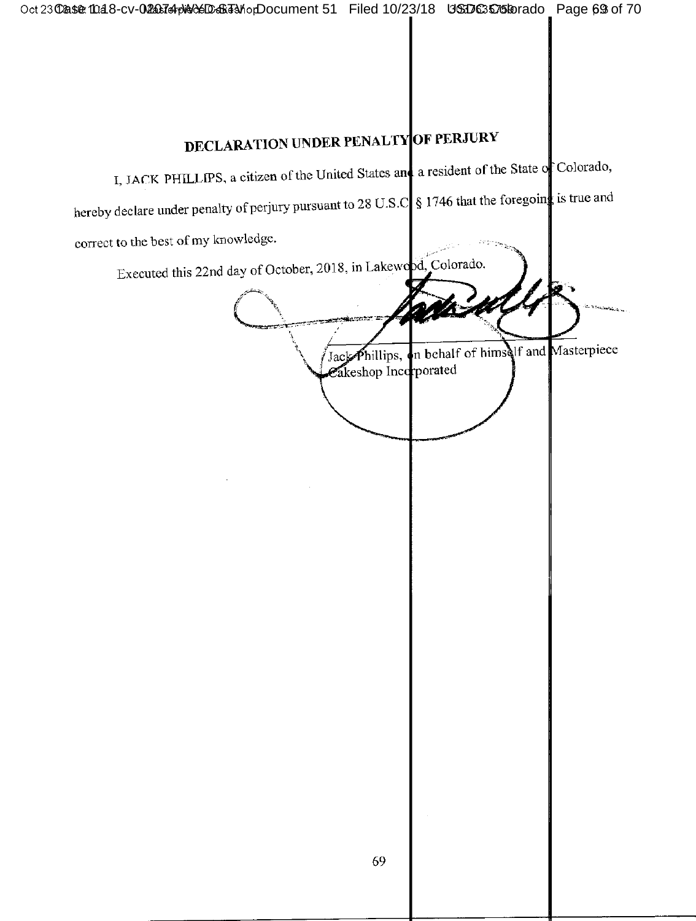## DECLARATION UNDER PENALTY OF PERJURY

I, JACK PHILLIPS, a citizen of the United States and a resident of the State of Colorado, hereby declare under penalty of perjury pursuant to 28 U.S.C. § 1746 that the foregoing is true and correct to the best of my knowledge.

Executed this 22nd day of October, 2018, in Lakewood, Colorado.

Jack Phillips, on behalf of himself and Masterpiece Cakeshop Incorporated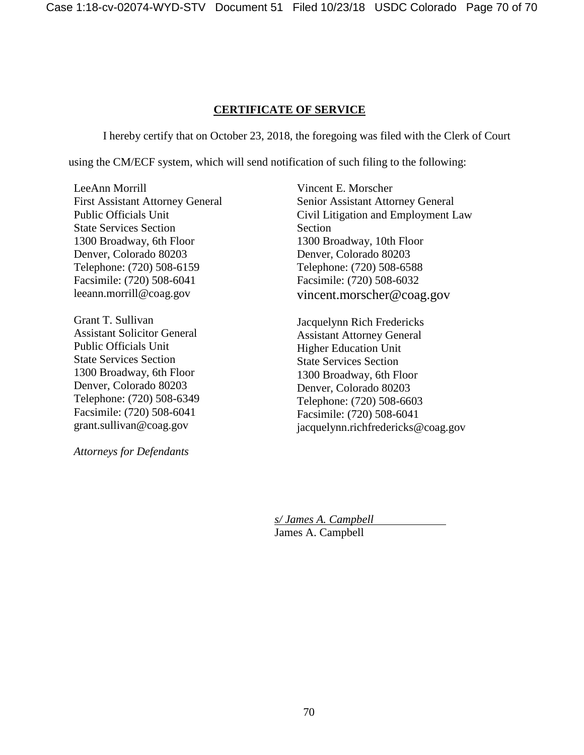**CERTIFICATE OF SERVICE**

I hereby certify that on October 23, 2018, the foregoing was filed with the Clerk of Court using the CM/ECF system, which will send notification of such filing to the following:

LeeAnn Morrill
First Assistant Attorney General
Public Officials Unit
State Services Section
1300 Broadway, 6th Floor
Denver, Colorado 80203
Telephone: (720) 508-6159
Facsimile: (720) 508-6041
leeann.morrill@coag.gov

Grant T. Sullivan
Assistant Solicitor General
Public Officials Unit
State Services Section
1300 Broadway, 6th Floor
Denver, Colorado 80203
Telephone: (720) 508-6349
Facsimile: (720) 508-6041
grant.sullivan@coag.gov

Vincent E. Morscher
Senior Assistant Attorney General
Civil Litigation and Employment Law Section
1300 Broadway, 10th Floor
Denver, Colorado 80203
Telephone: (720) 508-6588
Facsimile: (720) 508-6032
vincent.morscher@coag.gov

Jacquelynn Rich Fredericks
Assistant Attorney General
Higher Education Unit
State Services Section
1300 Broadway, 6th Floor
Denver, Colorado 80203
Telephone: (720) 508-6603
Facsimile: (720) 508-6041
jacquelynn.richfredericks@coag.gov

*Attorneys for Defendants*

*s/ James A. Campbell*
James A. Campbell